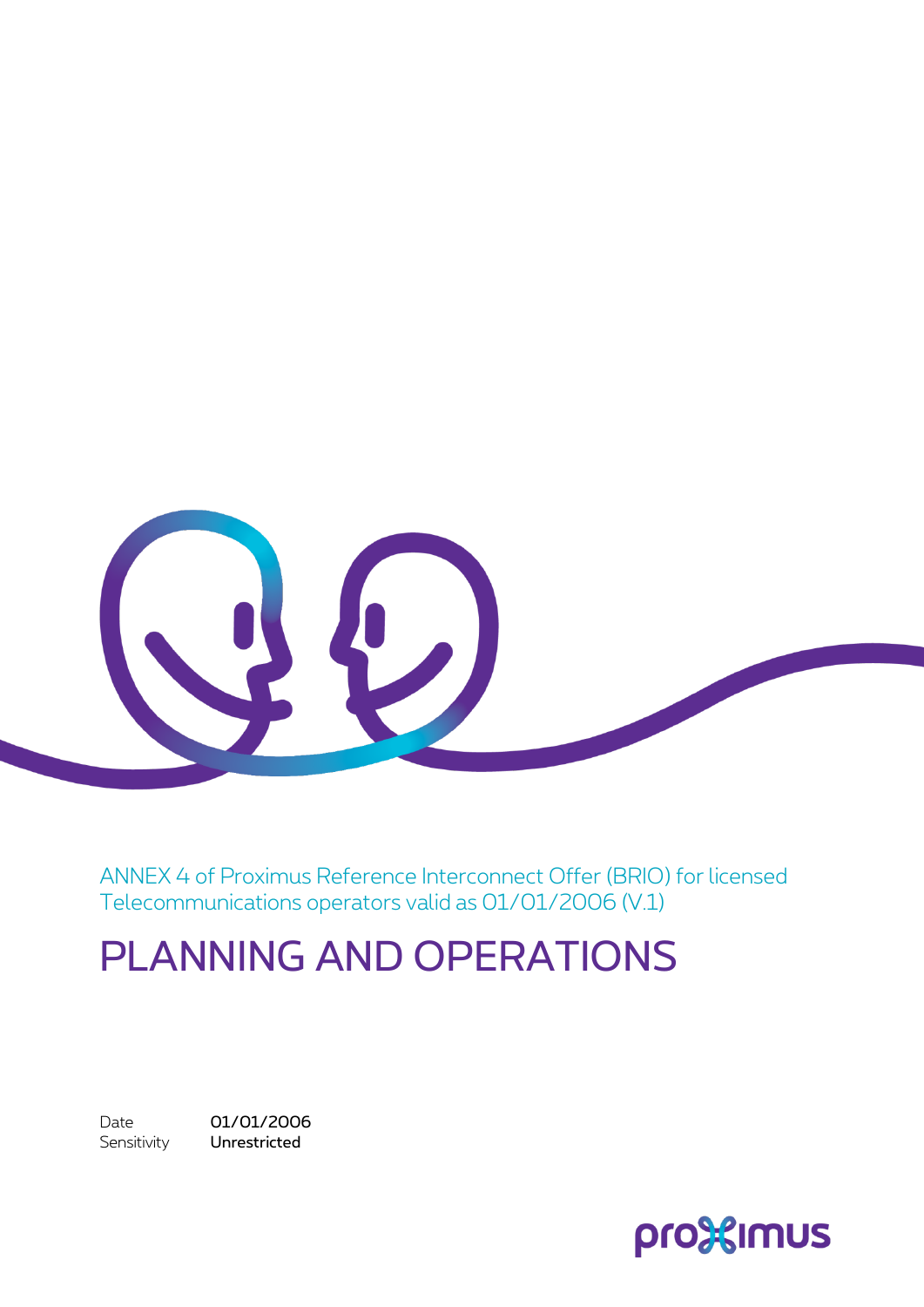ANNEX 4 of Proximus Reference Interconnect Offer (BRIO) for licensed Telecommunications operators valid as 01/01/2006 (V.1)

# PLANNING AND OPERATIONS

Date **01/01/2006**
Sensitivity **Unrestricted**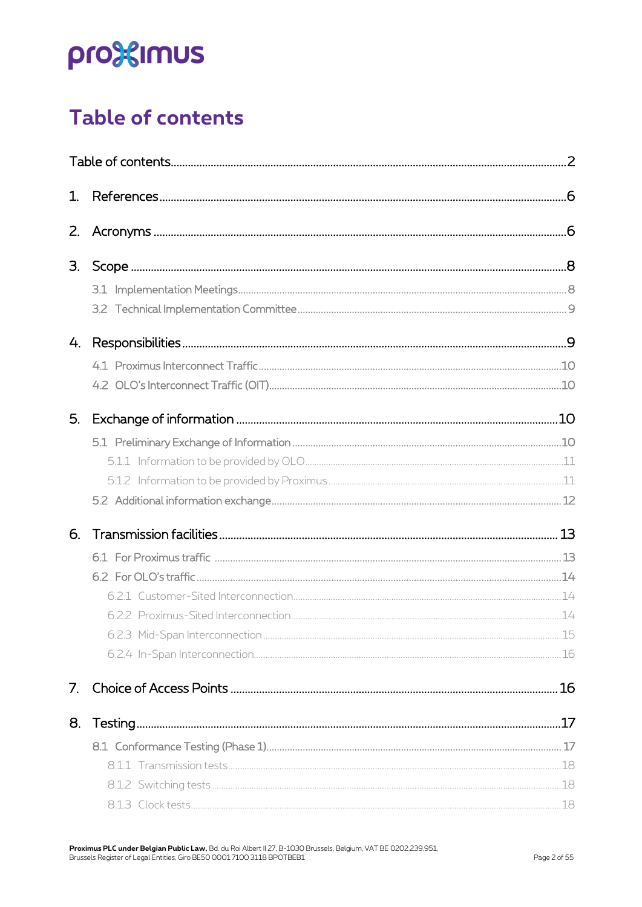# Table of contents

Table of contents ........ 2

1. References ........ 6
2. Acronyms ........ 6
3. Scope ........ 8
   - 3.1 Implementation Meetings ........ 8
   - 3.2 Technical Implementation Committee ........ 9
4. Responsibilities ........ 9
   - 4.1 Proximus Interconnect Traffic ........ 10
   - 4.2 OLO's Interconnect Traffic (OIT) ........ 10
5. Exchange of information ........ 10
   - 5.1 Preliminary Exchange of Information ........ 10
     - 5.1.1 Information to be provided by OLO ........ 11
     - 5.1.2 Information to be provided by Proximus ........ 11
   - 5.2 Additional information exchange ........ 12
6. Transmission facilities ........ 13
   - 6.1 For Proximus traffic ........ 13
   - 6.2 For OLO's traffic ........ 14
     - 6.2.1 Customer-Sited Interconnection ........ 14
     - 6.2.2 Proximus-Sited Interconnection ........ 14
     - 6.2.3 Mid-Span Interconnection ........ 15
     - 6.2.4 In-Span Interconnection ........ 16
7. Choice of Access Points ........ 16
8. Testing ........ 17
   - 8.1 Conformance Testing (Phase 1) ........ 17
     - 8.1.1 Transmission tests ........ 18
     - 8.1.2 Switching tests ........ 18
     - 8.1.3 Clock tests ........ 18

**Proximus PLC under Belgian Public Law,** Bd. du Roi Albert II 27, B-1030 Brussels, Belgium, VAT BE 0202.239.951,
Brussels Register of Legal Entities, Giro BE50 0001 7100 3118 BPOTBEB1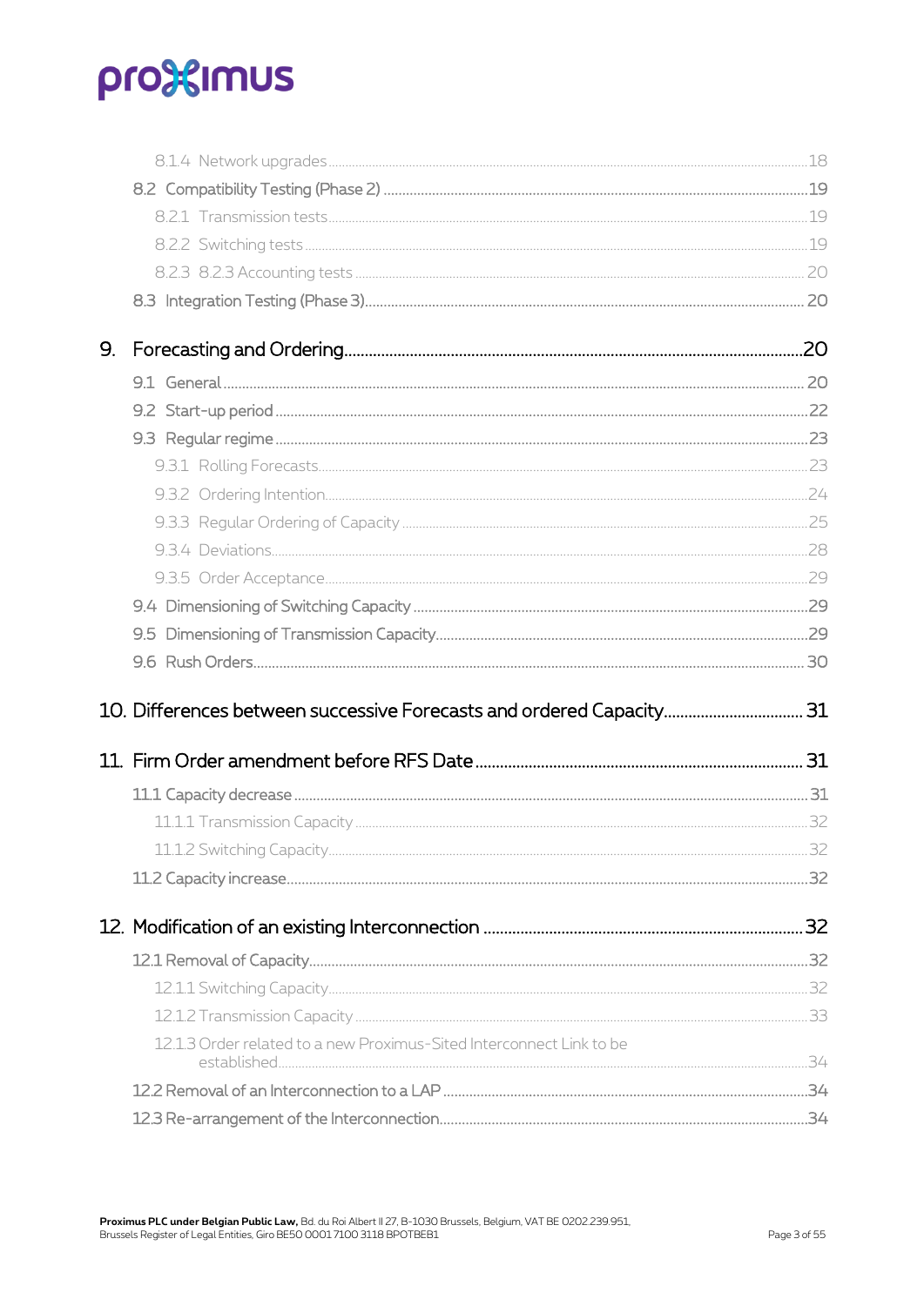8.1.4 Network upgrades ..... 18

8.2 Compatibility Testing (Phase 2) ..... 19

8.2.1 Transmission tests ..... 19

8.2.2 Switching tests ..... 19

8.2.3 8.2.3 Accounting tests ..... 20

8.3 Integration Testing (Phase 3) ..... 20

9. Forecasting and Ordering ..... 20

9.1 General ..... 20

9.2 Start-up period ..... 22

9.3 Regular regime ..... 23

9.3.1 Rolling Forecasts ..... 23

9.3.2 Ordering Intention ..... 24

9.3.3 Regular Ordering of Capacity ..... 25

9.3.4 Deviations ..... 28

9.3.5 Order Acceptance ..... 29

9.4 Dimensioning of Switching Capacity ..... 29

9.5 Dimensioning of Transmission Capacity ..... 29

9.6 Rush Orders ..... 30

10. Differences between successive Forecasts and ordered Capacity ..... 31

11. Firm Order amendment before RFS Date ..... 31

11.1 Capacity decrease ..... 31

11.1.1 Transmission Capacity ..... 32

11.1.2 Switching Capacity ..... 32

11.2 Capacity increase ..... 32

12. Modification of an existing Interconnection ..... 32

12.1 Removal of Capacity ..... 32

12.1.1 Switching Capacity ..... 32

12.1.2 Transmission Capacity ..... 33

12.1.3 Order related to a new Proximus-Sited Interconnect Link to be established ..... 34

12.2 Removal of an Interconnection to a LAP ..... 34

12.3 Re-arrangement of the Interconnection ..... 34

**Proximus PLC under Belgian Public Law,** Bd. du Roi Albert II 27, B-1030 Brussels, Belgium, VAT BE 0202.239.951, Brussels Register of Legal Entities, Giro BE50 0001 7100 3118 BPOTBEB1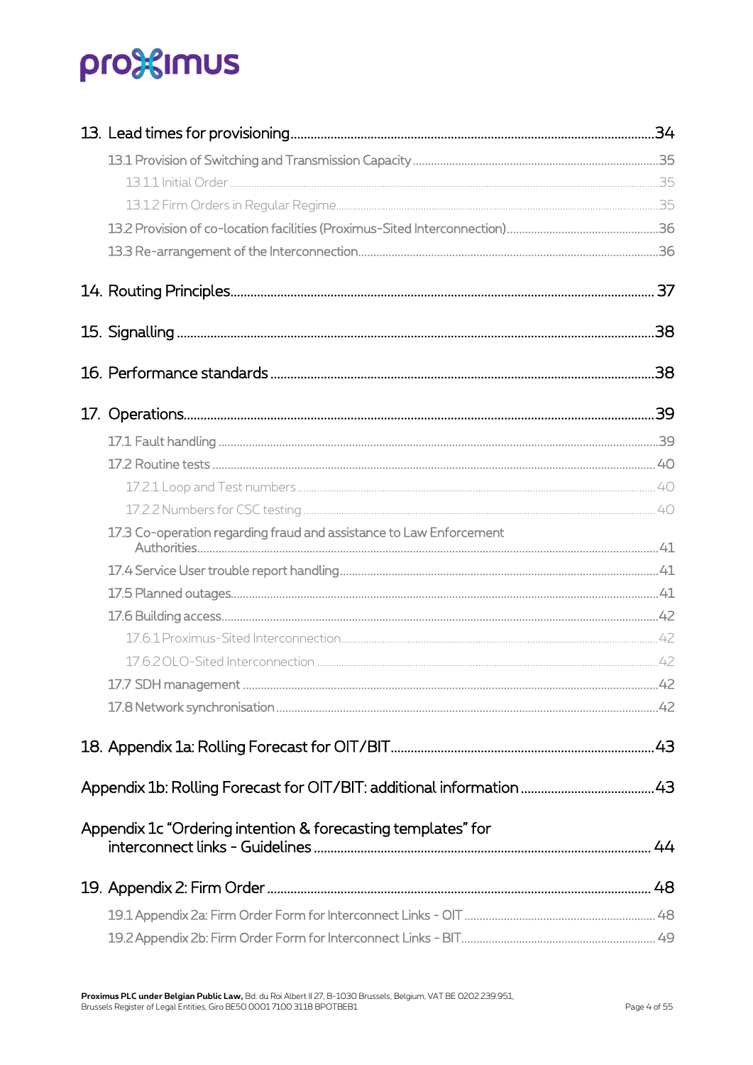13. Lead times for provisioning ........................................................................ 34

13.1 Provision of Switching and Transmission Capacity ........................................ 35

13.1.1 Initial Order ........................................................................ 35

13.1.2 Firm Orders in Regular Regime ........................................................ 35

13.2 Provision of co-location facilities (Proximus-Sited Interconnection) ...................... 36

13.3 Re-arrangement of the Interconnection ........................................................ 36

14. Routing Principles ........................................................................ 37

15. Signalling ........................................................................ 38

16. Performance standards ........................................................................ 38

17. Operations ........................................................................ 39

17.1 Fault handling ........................................................................ 39

17.2 Routine tests ........................................................................ 40

17.2.1 Loop and Test numbers ........................................................................ 40

17.2.2 Numbers for CSC testing ........................................................................ 40

17.3 Co-operation regarding fraud and assistance to Law Enforcement Authorities ........................................................................ 41

17.4 Service User trouble report handling ........................................................................ 41

17.5 Planned outages ........................................................................ 41

17.6 Building access ........................................................................ 42

17.6.1 Proximus-Sited Interconnection ........................................................................ 42

17.6.2 OLO-Sited Interconnection ........................................................................ 42

17.7 SDH management ........................................................................ 42

17.8 Network synchronisation ........................................................................ 42

18. Appendix 1a: Rolling Forecast for OIT/BIT ........................................................................ 43

Appendix 1b: Rolling Forecast for OIT/BIT: additional information ........................................ 43

Appendix 1c "Ordering intention & forecasting templates" for interconnect links - Guidelines ........................................................................ 44

19. Appendix 2: Firm Order ........................................................................ 48

19.1 Appendix 2a: Firm Order Form for Interconnect Links - OIT ........................................ 48

19.2 Appendix 2b: Firm Order Form for Interconnect Links - BIT ........................................ 49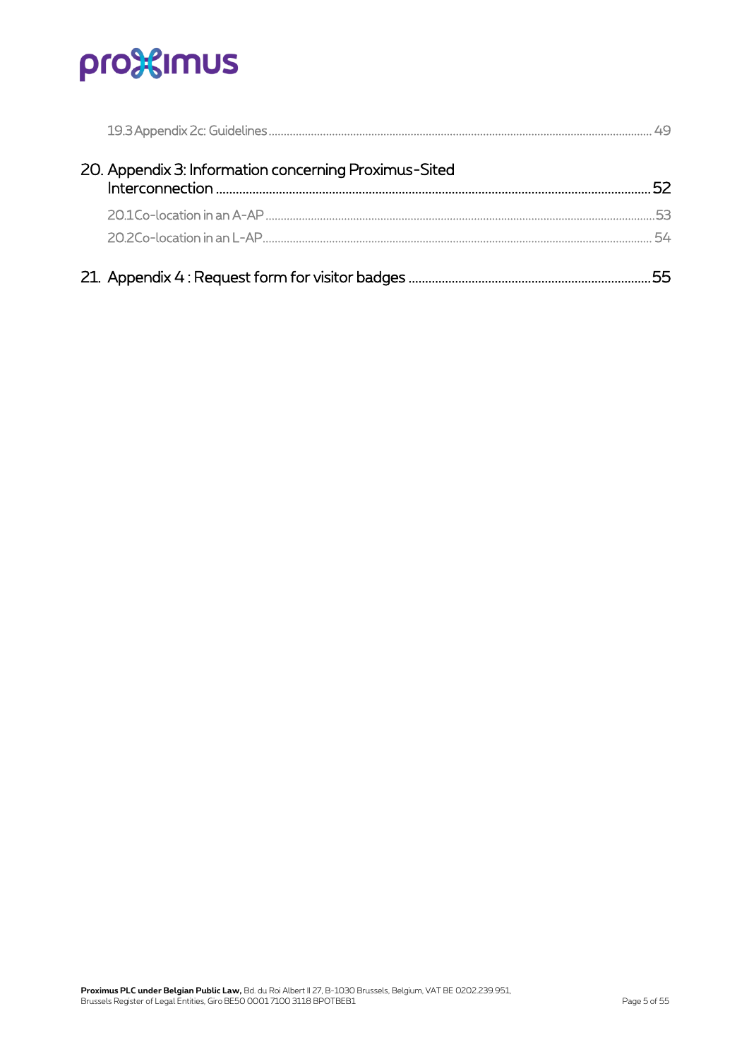19.3 Appendix 2c: Guidelines ..... 49

20. Appendix 3: Information concerning Proximus-Sited Interconnection ..... 52

20.1 Co-location in an A-AP ..... 53

20.2 Co-location in an L-AP ..... 54

21. Appendix 4 : Request form for visitor badges ..... 55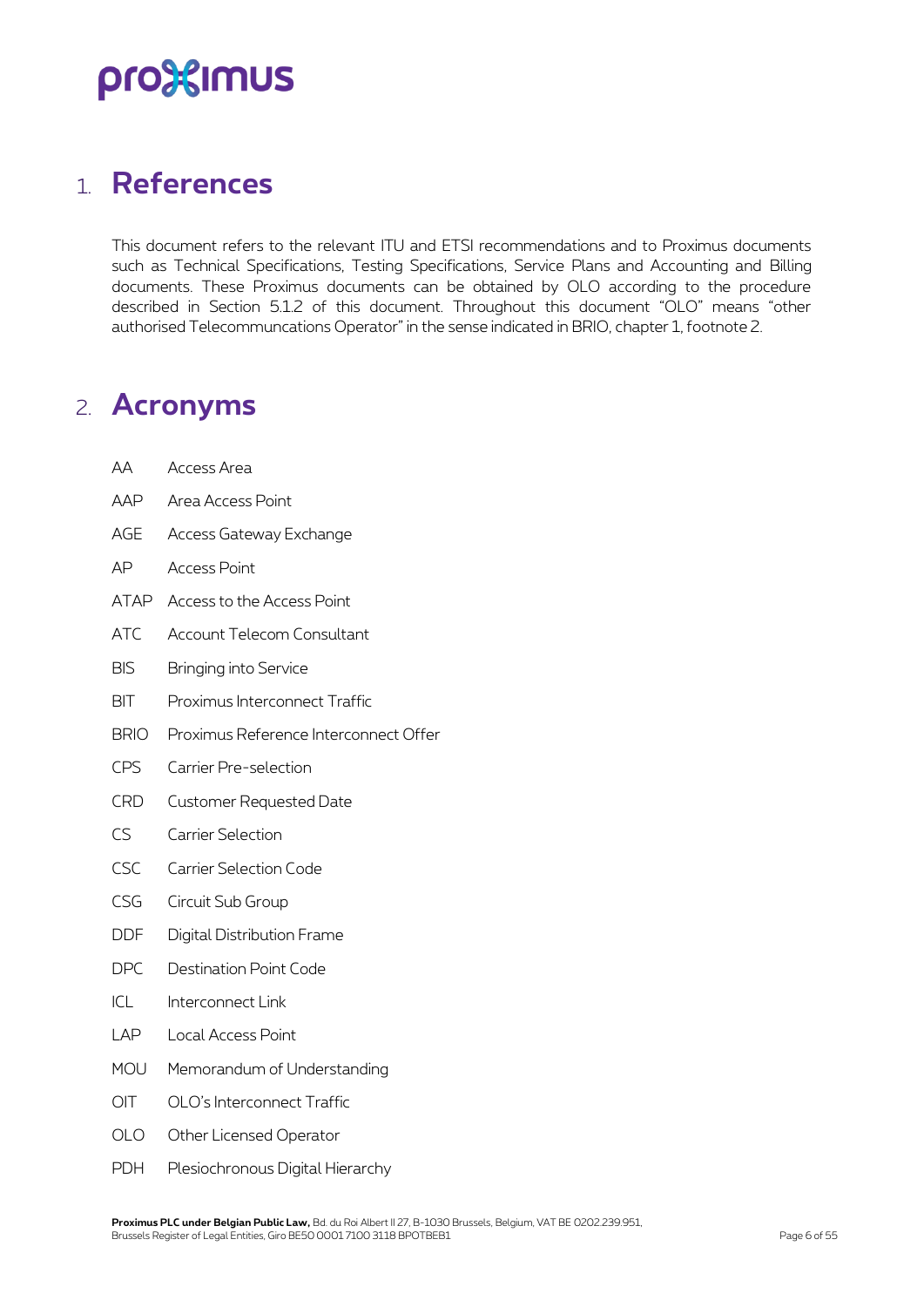# 1. References

This document refers to the relevant ITU and ETSI recommendations and to Proximus documents such as Technical Specifications, Testing Specifications, Service Plans and Accounting and Billing documents. These Proximus documents can be obtained by OLO according to the procedure described in Section 5.1.2 of this document. Throughout this document "OLO" means "other authorised Telecommuncations Operator" in the sense indicated in BRIO, chapter 1, footnote 2.

# 2. Acronyms

| | |
|---|---|
| AA | Access Area |
| AAP | Area Access Point |
| AGE | Access Gateway Exchange |
| AP | Access Point |
| ATAP | Access to the Access Point |
| ATC | Account Telecom Consultant |
| BIS | Bringing into Service |
| BIT | Proximus Interconnect Traffic |
| BRIO | Proximus Reference Interconnect Offer |
| CPS | Carrier Pre-selection |
| CRD | Customer Requested Date |
| CS | Carrier Selection |
| CSC | Carrier Selection Code |
| CSG | Circuit Sub Group |
| DDF | Digital Distribution Frame |
| DPC | Destination Point Code |
| ICL | Interconnect Link |
| LAP | Local Access Point |
| MOU | Memorandum of Understanding |
| OIT | OLO's Interconnect Traffic |
| OLO | Other Licensed Operator |
| PDH | Plesiochronous Digital Hierarchy |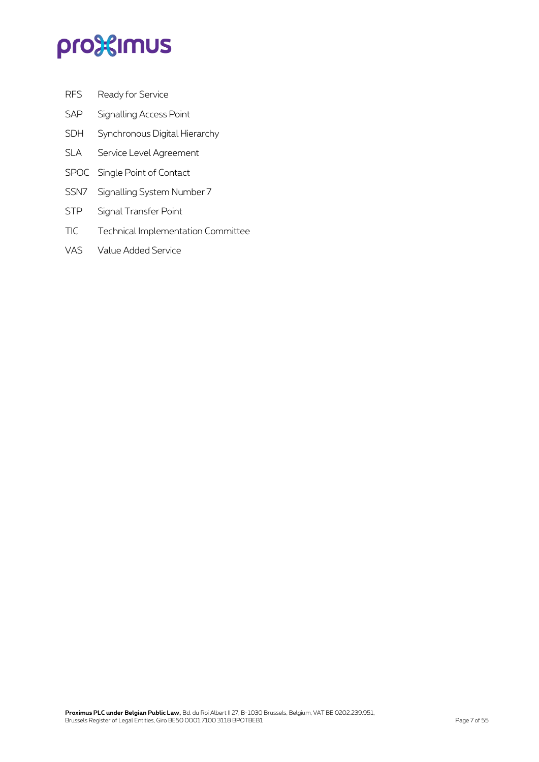| | |
|---|---|
| RFS | Ready for Service |
| SAP | Signalling Access Point |
| SDH | Synchronous Digital Hierarchy |
| SLA | Service Level Agreement |
| SPOC | Single Point of Contact |
| SSN7 | Signalling System Number 7 |
| STP | Signal Transfer Point |
| TIC | Technical Implementation Committee |
| VAS | Value Added Service |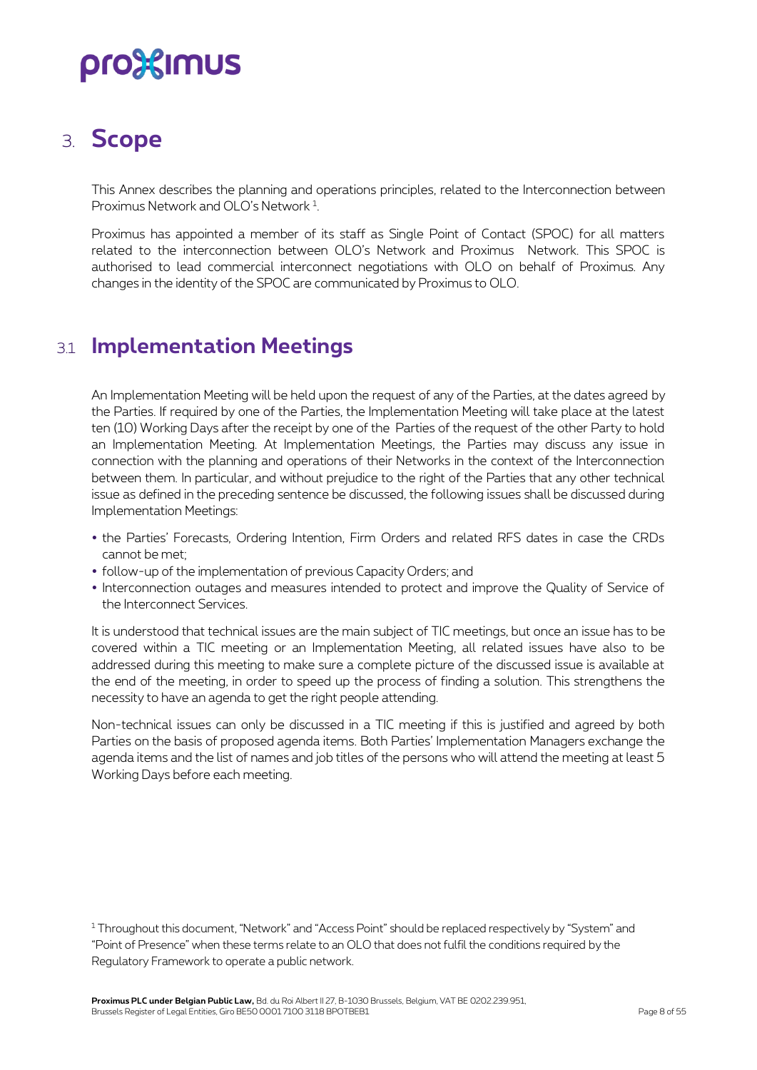# 3. Scope

This Annex describes the planning and operations principles, related to the Interconnection between Proximus Network and OLO's Network [1].

Proximus has appointed a member of its staff as Single Point of Contact (SPOC) for all matters related to the interconnection between OLO's Network and Proximus Network. This SPOC is authorised to lead commercial interconnect negotiations with OLO on behalf of Proximus. Any changes in the identity of the SPOC are communicated by Proximus to OLO.

## 3.1 Implementation Meetings

An Implementation Meeting will be held upon the request of any of the Parties, at the dates agreed by the Parties. If required by one of the Parties, the Implementation Meeting will take place at the latest ten (10) Working Days after the receipt by one of the Parties of the request of the other Party to hold an Implementation Meeting. At Implementation Meetings, the Parties may discuss any issue in connection with the planning and operations of their Networks in the context of the Interconnection between them. In particular, and without prejudice to the right of the Parties that any other technical issue as defined in the preceding sentence be discussed, the following issues shall be discussed during Implementation Meetings:

- the Parties' Forecasts, Ordering Intention, Firm Orders and related RFS dates in case the CRDs cannot be met;
- follow-up of the implementation of previous Capacity Orders; and
- Interconnection outages and measures intended to protect and improve the Quality of Service of the Interconnect Services.

It is understood that technical issues are the main subject of TIC meetings, but once an issue has to be covered within a TIC meeting or an Implementation Meeting, all related issues have also to be addressed during this meeting to make sure a complete picture of the discussed issue is available at the end of the meeting, in order to speed up the process of finding a solution. This strengthens the necessity to have an agenda to get the right people attending.

Non-technical issues can only be discussed in a TIC meeting if this is justified and agreed by both Parties on the basis of proposed agenda items. Both Parties' Implementation Managers exchange the agenda items and the list of names and job titles of the persons who will attend the meeting at least 5 Working Days before each meeting.

[1] Throughout this document, "Network" and "Access Point" should be replaced respectively by "System" and "Point of Presence" when these terms relate to an OLO that does not fulfil the conditions required by the Regulatory Framework to operate a public network.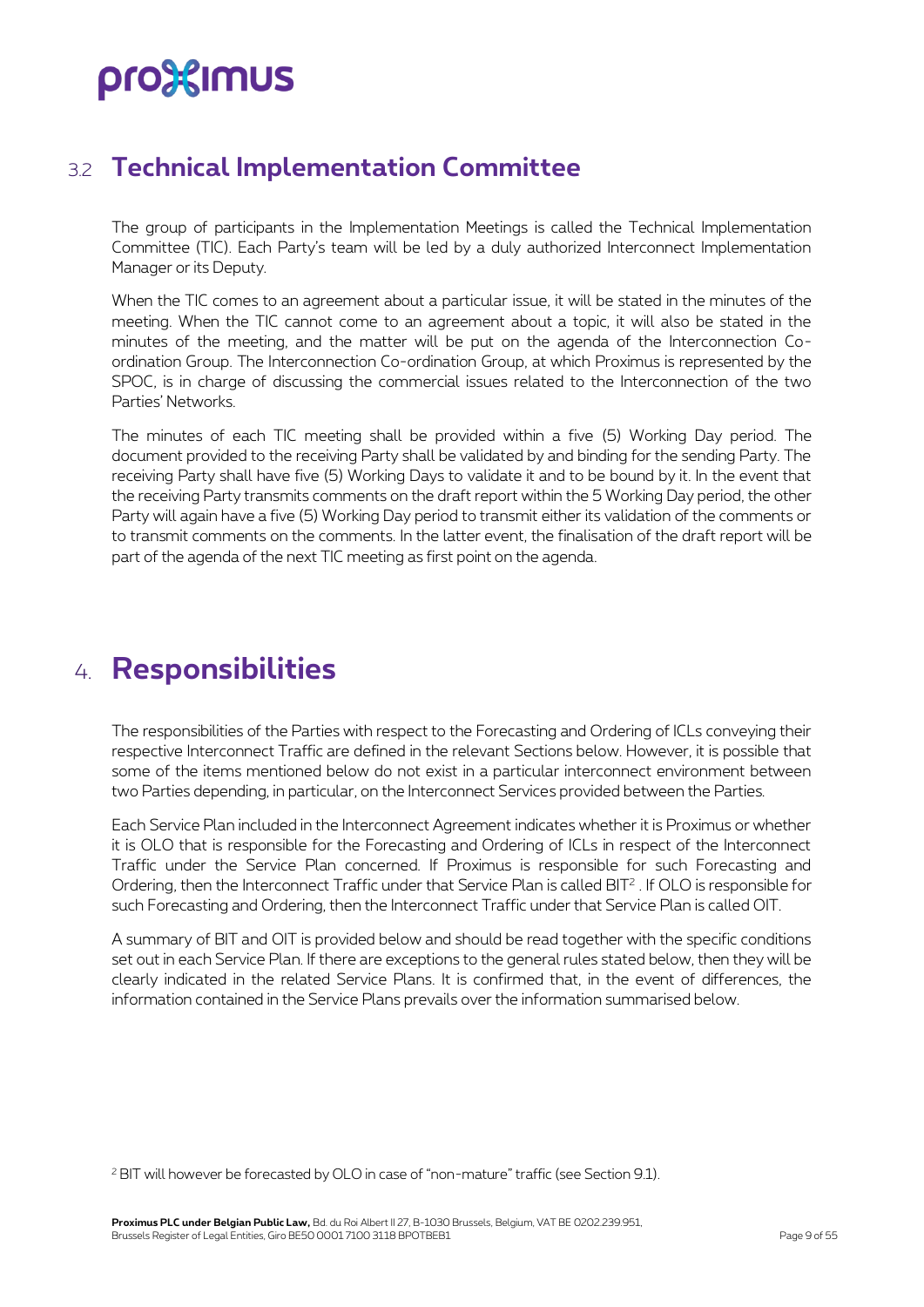## 3.2 Technical Implementation Committee

The group of participants in the Implementation Meetings is called the Technical Implementation Committee (TIC). Each Party's team will be led by a duly authorized Interconnect Implementation Manager or its Deputy.

When the TIC comes to an agreement about a particular issue, it will be stated in the minutes of the meeting. When the TIC cannot come to an agreement about a topic, it will also be stated in the minutes of the meeting, and the matter will be put on the agenda of the Interconnection Co-ordination Group. The Interconnection Co-ordination Group, at which Proximus is represented by the SPOC, is in charge of discussing the commercial issues related to the Interconnection of the two Parties' Networks.

The minutes of each TIC meeting shall be provided within a five (5) Working Day period. The document provided to the receiving Party shall be validated by and binding for the sending Party. The receiving Party shall have five (5) Working Days to validate it and to be bound by it. In the event that the receiving Party transmits comments on the draft report within the 5 Working Day period, the other Party will again have a five (5) Working Day period to transmit either its validation of the comments or to transmit comments on the comments. In the latter event, the finalisation of the draft report will be part of the agenda of the next TIC meeting as first point on the agenda.

# 4. Responsibilities

The responsibilities of the Parties with respect to the Forecasting and Ordering of ICLs conveying their respective Interconnect Traffic are defined in the relevant Sections below. However, it is possible that some of the items mentioned below do not exist in a particular interconnect environment between two Parties depending, in particular, on the Interconnect Services provided between the Parties.

Each Service Plan included in the Interconnect Agreement indicates whether it is Proximus or whether it is OLO that is responsible for the Forecasting and Ordering of ICLs in respect of the Interconnect Traffic under the Service Plan concerned. If Proximus is responsible for such Forecasting and Ordering, then the Interconnect Traffic under that Service Plan is called BIT[2] . If OLO is responsible for such Forecasting and Ordering, then the Interconnect Traffic under that Service Plan is called OIT.

A summary of BIT and OIT is provided below and should be read together with the specific conditions set out in each Service Plan. If there are exceptions to the general rules stated below, then they will be clearly indicated in the related Service Plans. It is confirmed that, in the event of differences, the information contained in the Service Plans prevails over the information summarised below.

[2] BIT will however be forecasted by OLO in case of "non-mature" traffic (see Section 9.1).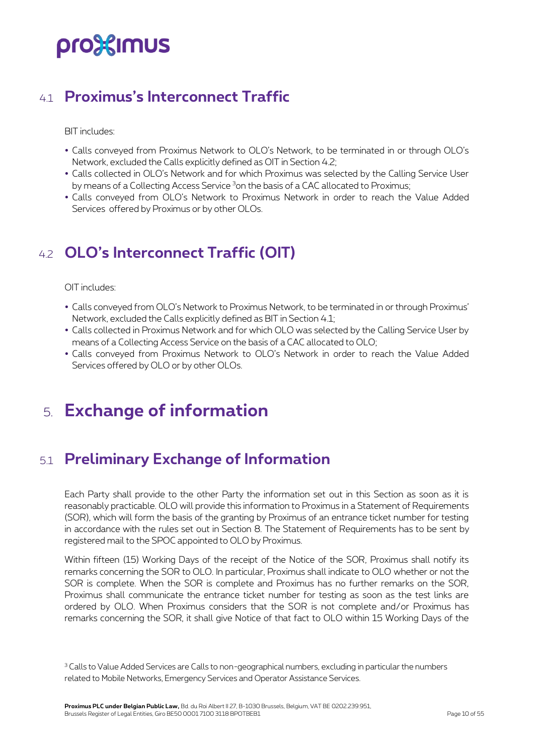## 4.1 Proximus's Interconnect Traffic

BIT includes:

- Calls conveyed from Proximus Network to OLO's Network, to be terminated in or through OLO's Network, excluded the Calls explicitly defined as OIT in Section 4.2;
- Calls collected in OLO's Network and for which Proximus was selected by the Calling Service User by means of a Collecting Access Service [3]on the basis of a CAC allocated to Proximus;
- Calls conveyed from OLO's Network to Proximus Network in order to reach the Value Added Services offered by Proximus or by other OLOs.

## 4.2 OLO's Interconnect Traffic (OIT)

OIT includes:

- Calls conveyed from OLO's Network to Proximus Network, to be terminated in or through Proximus' Network, excluded the Calls explicitly defined as BIT in Section 4.1;
- Calls collected in Proximus Network and for which OLO was selected by the Calling Service User by means of a Collecting Access Service on the basis of a CAC allocated to OLO;
- Calls conveyed from Proximus Network to OLO's Network in order to reach the Value Added Services offered by OLO or by other OLOs.

# 5. Exchange of information

## 5.1 Preliminary Exchange of Information

Each Party shall provide to the other Party the information set out in this Section as soon as it is reasonably practicable. OLO will provide this information to Proximus in a Statement of Requirements (SOR), which will form the basis of the granting by Proximus of an entrance ticket number for testing in accordance with the rules set out in Section 8. The Statement of Requirements has to be sent by registered mail to the SPOC appointed to OLO by Proximus.

Within fifteen (15) Working Days of the receipt of the Notice of the SOR, Proximus shall notify its remarks concerning the SOR to OLO. In particular, Proximus shall indicate to OLO whether or not the SOR is complete. When the SOR is complete and Proximus has no further remarks on the SOR, Proximus shall communicate the entrance ticket number for testing as soon as the test links are ordered by OLO. When Proximus considers that the SOR is not complete and/or Proximus has remarks concerning the SOR, it shall give Notice of that fact to OLO within 15 Working Days of the

[3] Calls to Value Added Services are Calls to non-geographical numbers, excluding in particular the numbers related to Mobile Networks, Emergency Services and Operator Assistance Services.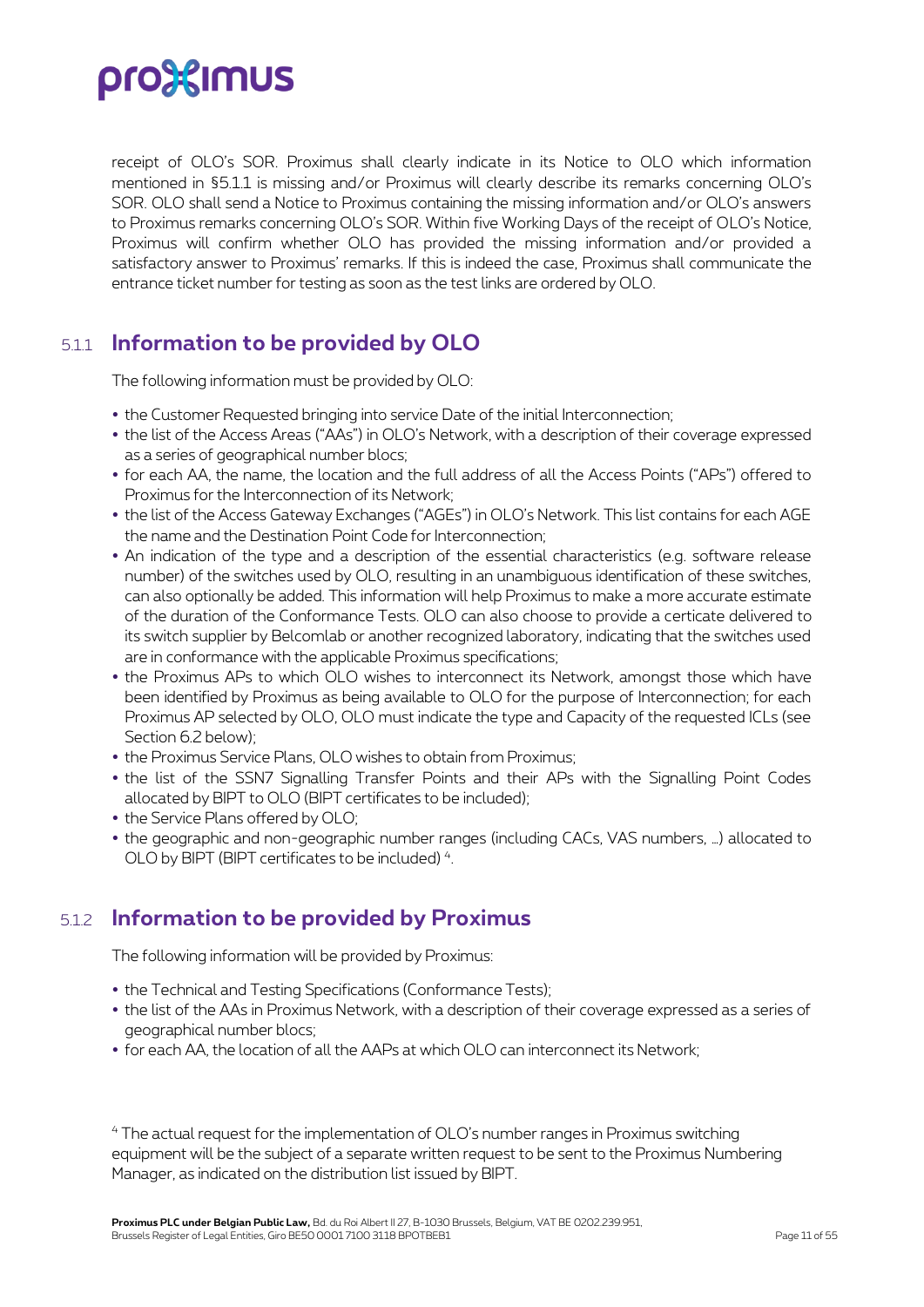receipt of OLO's SOR. Proximus shall clearly indicate in its Notice to OLO which information mentioned in §5.1.1 is missing and/or Proximus will clearly describe its remarks concerning OLO's SOR. OLO shall send a Notice to Proximus containing the missing information and/or OLO's answers to Proximus remarks concerning OLO's SOR. Within five Working Days of the receipt of OLO's Notice, Proximus will confirm whether OLO has provided the missing information and/or provided a satisfactory answer to Proximus' remarks. If this is indeed the case, Proximus shall communicate the entrance ticket number for testing as soon as the test links are ordered by OLO.

### 5.1.1 Information to be provided by OLO

The following information must be provided by OLO:

- the Customer Requested bringing into service Date of the initial Interconnection;
- the list of the Access Areas ("AAs") in OLO's Network, with a description of their coverage expressed as a series of geographical number blocs;
- for each AA, the name, the location and the full address of all the Access Points ("APs") offered to Proximus for the Interconnection of its Network;
- the list of the Access Gateway Exchanges ("AGEs") in OLO's Network. This list contains for each AGE the name and the Destination Point Code for Interconnection;
- An indication of the type and a description of the essential characteristics (e.g. software release number) of the switches used by OLO, resulting in an unambiguous identification of these switches, can also optionally be added. This information will help Proximus to make a more accurate estimate of the duration of the Conformance Tests. OLO can also choose to provide a certicate delivered to its switch supplier by Belcomlab or another recognized laboratory, indicating that the switches used are in conformance with the applicable Proximus specifications;
- the Proximus APs to which OLO wishes to interconnect its Network, amongst those which have been identified by Proximus as being available to OLO for the purpose of Interconnection; for each Proximus AP selected by OLO, OLO must indicate the type and Capacity of the requested ICLs (see Section 6.2 below);
- the Proximus Service Plans, OLO wishes to obtain from Proximus;
- the list of the SSN7 Signalling Transfer Points and their APs with the Signalling Point Codes allocated by BIPT to OLO (BIPT certificates to be included);
- the Service Plans offered by OLO;
- the geographic and non-geographic number ranges (including CACs, VAS numbers, …) allocated to OLO by BIPT (BIPT certificates to be included) [4].

### 5.1.2 Information to be provided by Proximus

The following information will be provided by Proximus:

- the Technical and Testing Specifications (Conformance Tests);
- the list of the AAs in Proximus Network, with a description of their coverage expressed as a series of geographical number blocs;
- for each AA, the location of all the AAPs at which OLO can interconnect its Network;

[4] The actual request for the implementation of OLO's number ranges in Proximus switching equipment will be the subject of a separate written request to be sent to the Proximus Numbering Manager, as indicated on the distribution list issued by BIPT.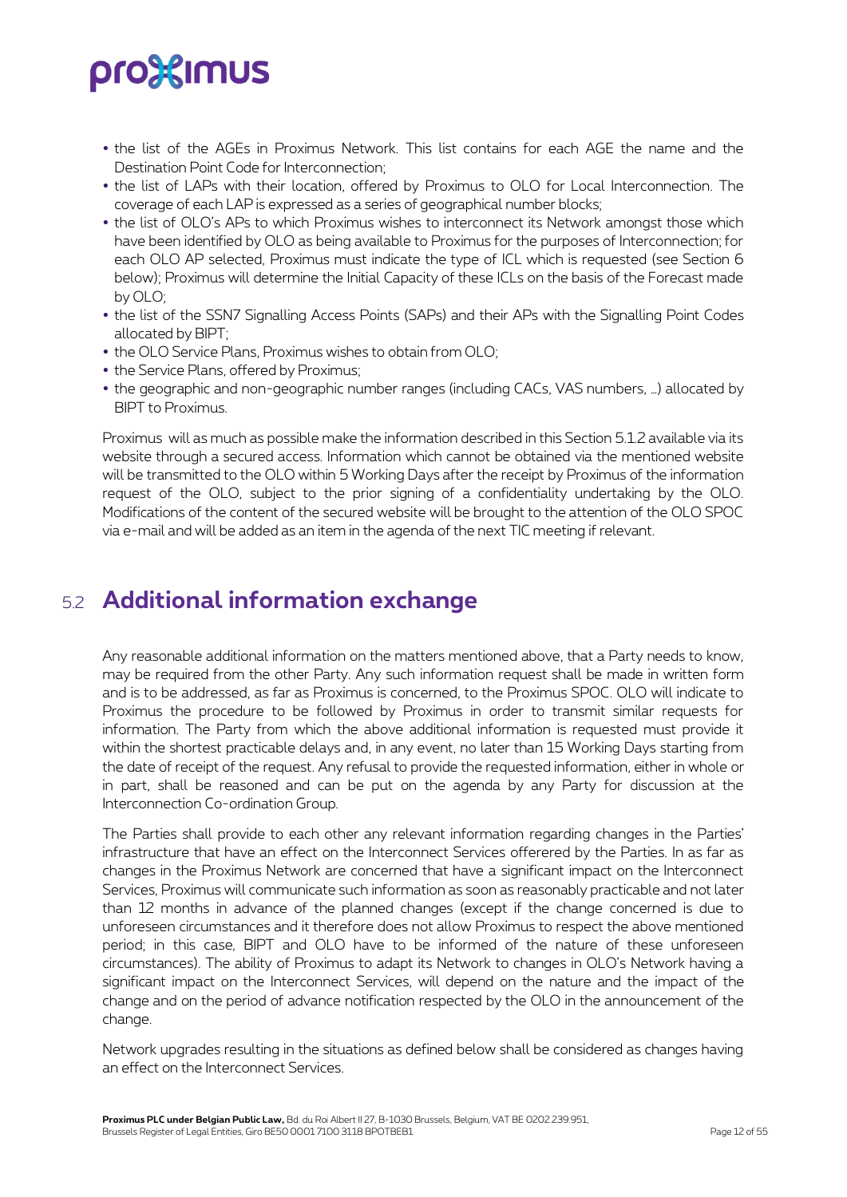- the list of the AGEs in Proximus Network. This list contains for each AGE the name and the Destination Point Code for Interconnection;
- the list of LAPs with their location, offered by Proximus to OLO for Local Interconnection. The coverage of each LAP is expressed as a series of geographical number blocks;
- the list of OLO's APs to which Proximus wishes to interconnect its Network amongst those which have been identified by OLO as being available to Proximus for the purposes of Interconnection; for each OLO AP selected, Proximus must indicate the type of ICL which is requested (see Section 6 below); Proximus will determine the Initial Capacity of these ICLs on the basis of the Forecast made by OLO;
- the list of the SSN7 Signalling Access Points (SAPs) and their APs with the Signalling Point Codes allocated by BIPT;
- the OLO Service Plans, Proximus wishes to obtain from OLO;
- the Service Plans, offered by Proximus;
- the geographic and non-geographic number ranges (including CACs, VAS numbers, …) allocated by BIPT to Proximus.

Proximus will as much as possible make the information described in this Section 5.1.2 available via its website through a secured access. Information which cannot be obtained via the mentioned website will be transmitted to the OLO within 5 Working Days after the receipt by Proximus of the information request of the OLO, subject to the prior signing of a confidentiality undertaking by the OLO. Modifications of the content of the secured website will be brought to the attention of the OLO SPOC via e-mail and will be added as an item in the agenda of the next TIC meeting if relevant.

## 5.2 Additional information exchange

Any reasonable additional information on the matters mentioned above, that a Party needs to know, may be required from the other Party. Any such information request shall be made in written form and is to be addressed, as far as Proximus is concerned, to the Proximus SPOC. OLO will indicate to Proximus the procedure to be followed by Proximus in order to transmit similar requests for information. The Party from which the above additional information is requested must provide it within the shortest practicable delays and, in any event, no later than 15 Working Days starting from the date of receipt of the request. Any refusal to provide the requested information, either in whole or in part, shall be reasoned and can be put on the agenda by any Party for discussion at the Interconnection Co-ordination Group.

The Parties shall provide to each other any relevant information regarding changes in the Parties' infrastructure that have an effect on the Interconnect Services offerered by the Parties. In as far as changes in the Proximus Network are concerned that have a significant impact on the Interconnect Services, Proximus will communicate such information as soon as reasonably practicable and not later than 12 months in advance of the planned changes (except if the change concerned is due to unforeseen circumstances and it therefore does not allow Proximus to respect the above mentioned period; in this case, BIPT and OLO have to be informed of the nature of these unforeseen circumstances). The ability of Proximus to adapt its Network to changes in OLO's Network having a significant impact on the Interconnect Services, will depend on the nature and the impact of the change and on the period of advance notification respected by the OLO in the announcement of the change.

Network upgrades resulting in the situations as defined below shall be considered as changes having an effect on the Interconnect Services.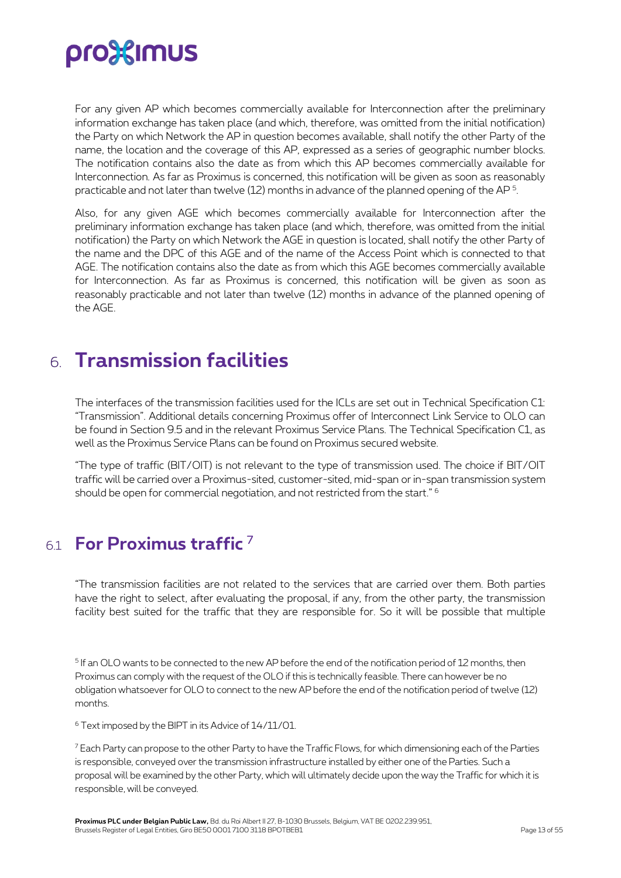For any given AP which becomes commercially available for Interconnection after the preliminary information exchange has taken place (and which, therefore, was omitted from the initial notification) the Party on which Network the AP in question becomes available, shall notify the other Party of the name, the location and the coverage of this AP, expressed as a series of geographic number blocks. The notification contains also the date as from which this AP becomes commercially available for Interconnection. As far as Proximus is concerned, this notification will be given as soon as reasonably practicable and not later than twelve (12) months in advance of the planned opening of the AP [5].

Also, for any given AGE which becomes commercially available for Interconnection after the preliminary information exchange has taken place (and which, therefore, was omitted from the initial notification) the Party on which Network the AGE in question is located, shall notify the other Party of the name and the DPC of this AGE and of the name of the Access Point which is connected to that AGE. The notification contains also the date as from which this AGE becomes commercially available for Interconnection. As far as Proximus is concerned, this notification will be given as soon as reasonably practicable and not later than twelve (12) months in advance of the planned opening of the AGE.

# 6. Transmission facilities

The interfaces of the transmission facilities used for the ICLs are set out in Technical Specification C1: "Transmission". Additional details concerning Proximus offer of Interconnect Link Service to OLO can be found in Section 9.5 and in the relevant Proximus Service Plans. The Technical Specification C1, as well as the Proximus Service Plans can be found on Proximus secured website.

"The type of traffic (BIT/OIT) is not relevant to the type of transmission used. The choice if BIT/OIT traffic will be carried over a Proximus-sited, customer-sited, mid-span or in-span transmission system should be open for commercial negotiation, and not restricted from the start." [6]

## 6.1 For Proximus traffic [7]

"The transmission facilities are not related to the services that are carried over them. Both parties have the right to select, after evaluating the proposal, if any, from the other party, the transmission facility best suited for the traffic that they are responsible for. So it will be possible that multiple

[5] If an OLO wants to be connected to the new AP before the end of the notification period of 12 months, then Proximus can comply with the request of the OLO if this is technically feasible. There can however be no obligation whatsoever for OLO to connect to the new AP before the end of the notification period of twelve (12) months.

[6] Text imposed by the BIPT in its Advice of 14/11/01.

[7] Each Party can propose to the other Party to have the Traffic Flows, for which dimensioning each of the Parties is responsible, conveyed over the transmission infrastructure installed by either one of the Parties. Such a proposal will be examined by the other Party, which will ultimately decide upon the way the Traffic for which it is responsible, will be conveyed.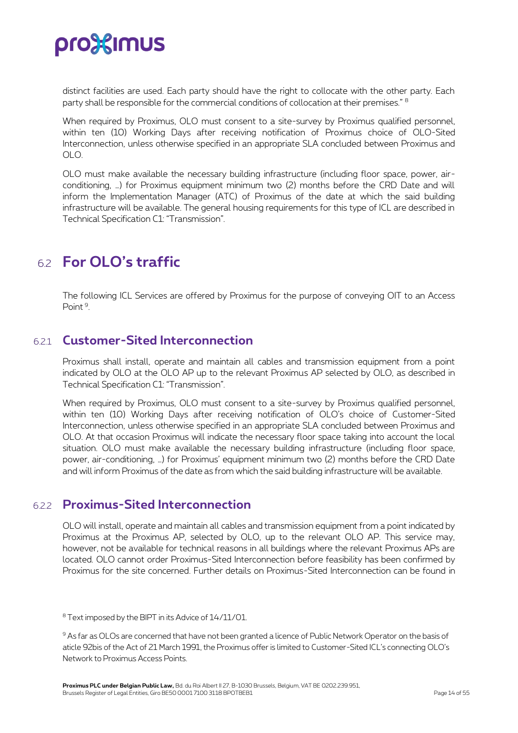distinct facilities are used. Each party should have the right to collocate with the other party. Each party shall be responsible for the commercial conditions of collocation at their premises." [8]

When required by Proximus, OLO must consent to a site-survey by Proximus qualified personnel, within ten (10) Working Days after receiving notification of Proximus choice of OLO-Sited Interconnection, unless otherwise specified in an appropriate SLA concluded between Proximus and OLO.

OLO must make available the necessary building infrastructure (including floor space, power, air-conditioning, …) for Proximus equipment minimum two (2) months before the CRD Date and will inform the Implementation Manager (ATC) of Proximus of the date at which the said building infrastructure will be available. The general housing requirements for this type of ICL are described in Technical Specification C1: "Transmission".

## 6.2 For OLO's traffic

The following ICL Services are offered by Proximus for the purpose of conveying OIT to an Access Point [9].

### 6.2.1 Customer-Sited Interconnection

Proximus shall install, operate and maintain all cables and transmission equipment from a point indicated by OLO at the OLO AP up to the relevant Proximus AP selected by OLO, as described in Technical Specification C1: "Transmission".

When required by Proximus, OLO must consent to a site-survey by Proximus qualified personnel, within ten (10) Working Days after receiving notification of OLO's choice of Customer-Sited Interconnection, unless otherwise specified in an appropriate SLA concluded between Proximus and OLO. At that occasion Proximus will indicate the necessary floor space taking into account the local situation. OLO must make available the necessary building infrastructure (including floor space, power, air-conditioning, …) for Proximus' equipment minimum two (2) months before the CRD Date and will inform Proximus of the date as from which the said building infrastructure will be available.

### 6.2.2 Proximus-Sited Interconnection

OLO will install, operate and maintain all cables and transmission equipment from a point indicated by Proximus at the Proximus AP, selected by OLO, up to the relevant OLO AP. This service may, however, not be available for technical reasons in all buildings where the relevant Proximus APs are located. OLO cannot order Proximus-Sited Interconnection before feasibility has been confirmed by Proximus for the site concerned. Further details on Proximus-Sited Interconnection can be found in

[8] Text imposed by the BIPT in its Advice of 14/11/01.

[9] As far as OLOs are concerned that have not been granted a licence of Public Network Operator on the basis of aticle 92bis of the Act of 21 March 1991, the Proximus offer is limited to Customer-Sited ICL's connecting OLO's Network to Proximus Access Points.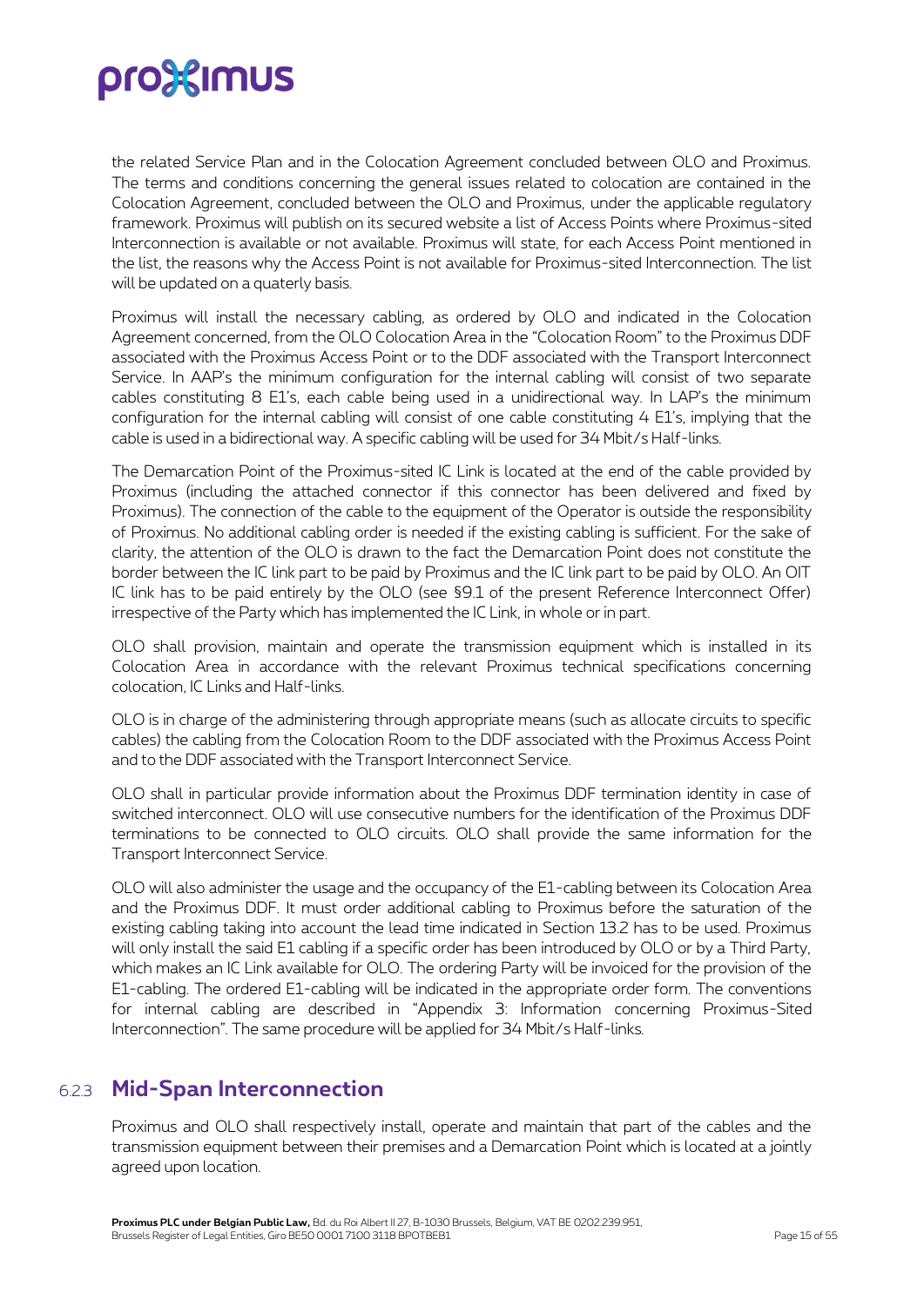the related Service Plan and in the Colocation Agreement concluded between OLO and Proximus. The terms and conditions concerning the general issues related to colocation are contained in the Colocation Agreement, concluded between the OLO and Proximus, under the applicable regulatory framework. Proximus will publish on its secured website a list of Access Points where Proximus-sited Interconnection is available or not available. Proximus will state, for each Access Point mentioned in the list, the reasons why the Access Point is not available for Proximus-sited Interconnection. The list will be updated on a quaterly basis.

Proximus will install the necessary cabling, as ordered by OLO and indicated in the Colocation Agreement concerned, from the OLO Colocation Area in the "Colocation Room" to the Proximus DDF associated with the Proximus Access Point or to the DDF associated with the Transport Interconnect Service. In AAP's the minimum configuration for the internal cabling will consist of two separate cables constituting 8 E1's, each cable being used in a unidirectional way. In LAP's the minimum configuration for the internal cabling will consist of one cable constituting 4 E1's, implying that the cable is used in a bidirectional way. A specific cabling will be used for 34 Mbit/s Half-links.

The Demarcation Point of the Proximus-sited IC Link is located at the end of the cable provided by Proximus (including the attached connector if this connector has been delivered and fixed by Proximus). The connection of the cable to the equipment of the Operator is outside the responsibility of Proximus. No additional cabling order is needed if the existing cabling is sufficient. For the sake of clarity, the attention of the OLO is drawn to the fact the Demarcation Point does not constitute the border between the IC link part to be paid by Proximus and the IC link part to be paid by OLO. An OIT IC link has to be paid entirely by the OLO (see §9.1 of the present Reference Interconnect Offer) irrespective of the Party which has implemented the IC Link, in whole or in part.

OLO shall provision, maintain and operate the transmission equipment which is installed in its Colocation Area in accordance with the relevant Proximus technical specifications concerning colocation, IC Links and Half-links.

OLO is in charge of the administering through appropriate means (such as allocate circuits to specific cables) the cabling from the Colocation Room to the DDF associated with the Proximus Access Point and to the DDF associated with the Transport Interconnect Service.

OLO shall in particular provide information about the Proximus DDF termination identity in case of switched interconnect. OLO will use consecutive numbers for the identification of the Proximus DDF terminations to be connected to OLO circuits. OLO shall provide the same information for the Transport Interconnect Service.

OLO will also administer the usage and the occupancy of the E1-cabling between its Colocation Area and the Proximus DDF. It must order additional cabling to Proximus before the saturation of the existing cabling taking into account the lead time indicated in Section 13.2 has to be used. Proximus will only install the said E1 cabling if a specific order has been introduced by OLO or by a Third Party, which makes an IC Link available for OLO. The ordering Party will be invoiced for the provision of the E1-cabling. The ordered E1-cabling will be indicated in the appropriate order form. The conventions for internal cabling are described in "Appendix 3: Information concerning Proximus-Sited Interconnection". The same procedure will be applied for 34 Mbit/s Half-links.

### 6.2.3 Mid-Span Interconnection

Proximus and OLO shall respectively install, operate and maintain that part of the cables and the transmission equipment between their premises and a Demarcation Point which is located at a jointly agreed upon location.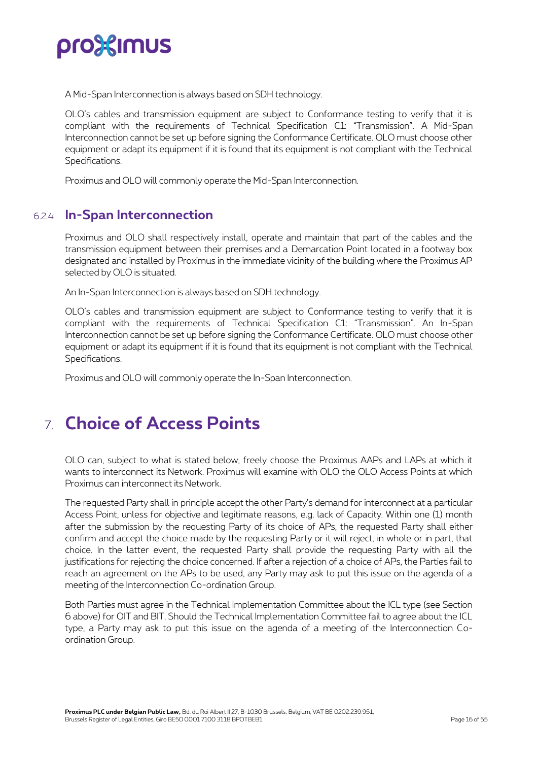A Mid-Span Interconnection is always based on SDH technology.

OLO's cables and transmission equipment are subject to Conformance testing to verify that it is compliant with the requirements of Technical Specification C1: "Transmission". A Mid-Span Interconnection cannot be set up before signing the Conformance Certificate. OLO must choose other equipment or adapt its equipment if it is found that its equipment is not compliant with the Technical Specifications.

Proximus and OLO will commonly operate the Mid-Span Interconnection.

### 6.2.4 In-Span Interconnection

Proximus and OLO shall respectively install, operate and maintain that part of the cables and the transmission equipment between their premises and a Demarcation Point located in a footway box designated and installed by Proximus in the immediate vicinity of the building where the Proximus AP selected by OLO is situated.

An In-Span Interconnection is always based on SDH technology.

OLO's cables and transmission equipment are subject to Conformance testing to verify that it is compliant with the requirements of Technical Specification C1: "Transmission". An In-Span Interconnection cannot be set up before signing the Conformance Certificate. OLO must choose other equipment or adapt its equipment if it is found that its equipment is not compliant with the Technical Specifications.

Proximus and OLO will commonly operate the In-Span Interconnection.

# 7. Choice of Access Points

OLO can, subject to what is stated below, freely choose the Proximus AAPs and LAPs at which it wants to interconnect its Network. Proximus will examine with OLO the OLO Access Points at which Proximus can interconnect its Network.

The requested Party shall in principle accept the other Party's demand for interconnect at a particular Access Point, unless for objective and legitimate reasons, e.g. lack of Capacity. Within one (1) month after the submission by the requesting Party of its choice of APs, the requested Party shall either confirm and accept the choice made by the requesting Party or it will reject, in whole or in part, that choice. In the latter event, the requested Party shall provide the requesting Party with all the justifications for rejecting the choice concerned. If after a rejection of a choice of APs, the Parties fail to reach an agreement on the APs to be used, any Party may ask to put this issue on the agenda of a meeting of the Interconnection Co-ordination Group.

Both Parties must agree in the Technical Implementation Committee about the ICL type (see Section 6 above) for OIT and BIT. Should the Technical Implementation Committee fail to agree about the ICL type, a Party may ask to put this issue on the agenda of a meeting of the Interconnection Co-ordination Group.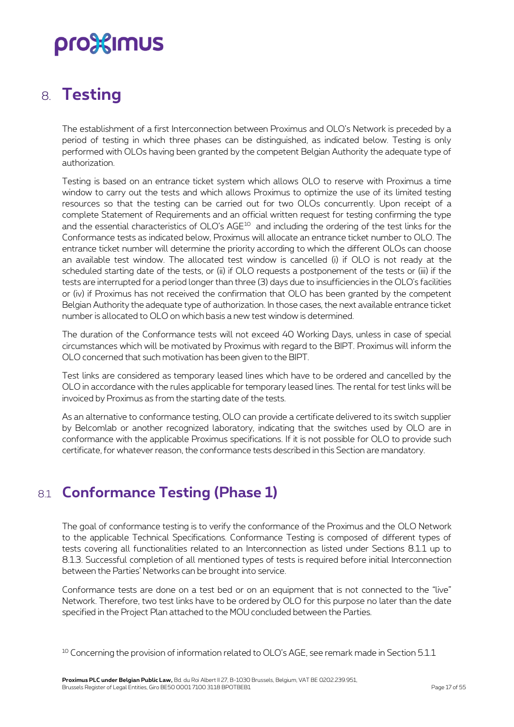# 8. Testing

The establishment of a first Interconnection between Proximus and OLO's Network is preceded by a period of testing in which three phases can be distinguished, as indicated below. Testing is only performed with OLOs having been granted by the competent Belgian Authority the adequate type of authorization.

Testing is based on an entrance ticket system which allows OLO to reserve with Proximus a time window to carry out the tests and which allows Proximus to optimize the use of its limited testing resources so that the testing can be carried out for two OLOs concurrently. Upon receipt of a complete Statement of Requirements and an official written request for testing confirming the type and the essential characteristics of OLO's AGE[10] and including the ordering of the test links for the Conformance tests as indicated below, Proximus will allocate an entrance ticket number to OLO. The entrance ticket number will determine the priority according to which the different OLOs can choose an available test window. The allocated test window is cancelled (i) if OLO is not ready at the scheduled starting date of the tests, or (ii) if OLO requests a postponement of the tests or (iii) if the tests are interrupted for a period longer than three (3) days due to insufficiencies in the OLO's facilities or (iv) if Proximus has not received the confirmation that OLO has been granted by the competent Belgian Authority the adequate type of authorization. In those cases, the next available entrance ticket number is allocated to OLO on which basis a new test window is determined.

The duration of the Conformance tests will not exceed 40 Working Days, unless in case of special circumstances which will be motivated by Proximus with regard to the BIPT. Proximus will inform the OLO concerned that such motivation has been given to the BIPT.

Test links are considered as temporary leased lines which have to be ordered and cancelled by the OLO in accordance with the rules applicable for temporary leased lines. The rental for test links will be invoiced by Proximus as from the starting date of the tests.

As an alternative to conformance testing, OLO can provide a certificate delivered to its switch supplier by Belcomlab or another recognized laboratory, indicating that the switches used by OLO are in conformance with the applicable Proximus specifications. If it is not possible for OLO to provide such certificate, for whatever reason, the conformance tests described in this Section are mandatory.

## 8.1 Conformance Testing (Phase 1)

The goal of conformance testing is to verify the conformance of the Proximus and the OLO Network to the applicable Technical Specifications. Conformance Testing is composed of different types of tests covering all functionalities related to an Interconnection as listed under Sections 8.1.1 up to 8.1.3. Successful completion of all mentioned types of tests is required before initial Interconnection between the Parties' Networks can be brought into service.

Conformance tests are done on a test bed or on an equipment that is not connected to the "live" Network. Therefore, two test links have to be ordered by OLO for this purpose no later than the date specified in the Project Plan attached to the MOU concluded between the Parties.

[10] Concerning the provision of information related to OLO's AGE, see remark made in Section 5.1.1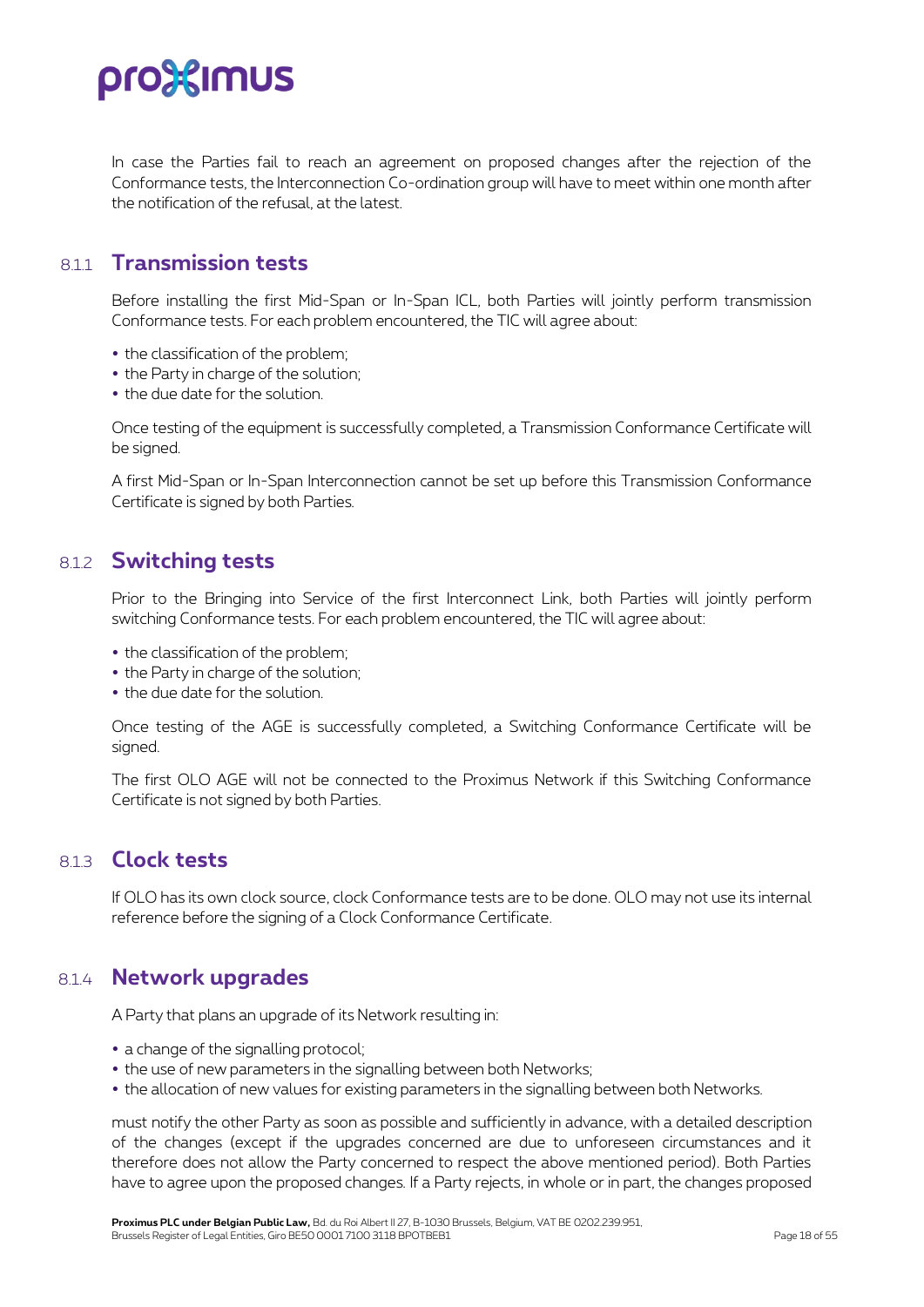In case the Parties fail to reach an agreement on proposed changes after the rejection of the Conformance tests, the Interconnection Co-ordination group will have to meet within one month after the notification of the refusal, at the latest.

### 8.1.1 Transmission tests

Before installing the first Mid-Span or In-Span ICL, both Parties will jointly perform transmission Conformance tests. For each problem encountered, the TIC will agree about:

- the classification of the problem;
- the Party in charge of the solution;
- the due date for the solution.

Once testing of the equipment is successfully completed, a Transmission Conformance Certificate will be signed.

A first Mid-Span or In-Span Interconnection cannot be set up before this Transmission Conformance Certificate is signed by both Parties.

### 8.1.2 Switching tests

Prior to the Bringing into Service of the first Interconnect Link, both Parties will jointly perform switching Conformance tests. For each problem encountered, the TIC will agree about:

- the classification of the problem;
- the Party in charge of the solution;
- the due date for the solution.

Once testing of the AGE is successfully completed, a Switching Conformance Certificate will be signed.

The first OLO AGE will not be connected to the Proximus Network if this Switching Conformance Certificate is not signed by both Parties.

### 8.1.3 Clock tests

If OLO has its own clock source, clock Conformance tests are to be done. OLO may not use its internal reference before the signing of a Clock Conformance Certificate.

### 8.1.4 Network upgrades

A Party that plans an upgrade of its Network resulting in:

- a change of the signalling protocol;
- the use of new parameters in the signalling between both Networks;
- the allocation of new values for existing parameters in the signalling between both Networks.

must notify the other Party as soon as possible and sufficiently in advance, with a detailed description of the changes (except if the upgrades concerned are due to unforeseen circumstances and it therefore does not allow the Party concerned to respect the above mentioned period). Both Parties have to agree upon the proposed changes. If a Party rejects, in whole or in part, the changes proposed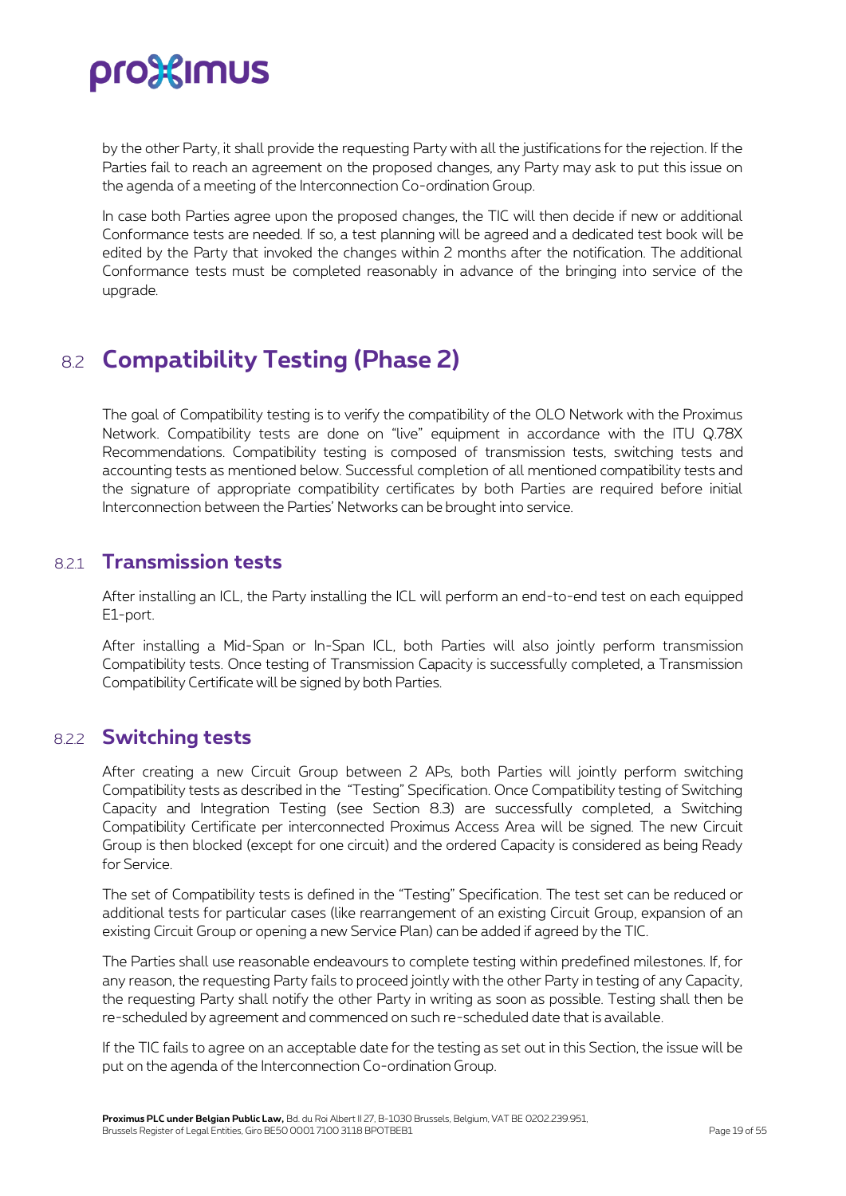by the other Party, it shall provide the requesting Party with all the justifications for the rejection. If the Parties fail to reach an agreement on the proposed changes, any Party may ask to put this issue on the agenda of a meeting of the Interconnection Co-ordination Group.

In case both Parties agree upon the proposed changes, the TIC will then decide if new or additional Conformance tests are needed. If so, a test planning will be agreed and a dedicated test book will be edited by the Party that invoked the changes within 2 months after the notification. The additional Conformance tests must be completed reasonably in advance of the bringing into service of the upgrade.

## 8.2 Compatibility Testing (Phase 2)

The goal of Compatibility testing is to verify the compatibility of the OLO Network with the Proximus Network. Compatibility tests are done on "live" equipment in accordance with the ITU Q.78X Recommendations. Compatibility testing is composed of transmission tests, switching tests and accounting tests as mentioned below. Successful completion of all mentioned compatibility tests and the signature of appropriate compatibility certificates by both Parties are required before initial Interconnection between the Parties' Networks can be brought into service.

### 8.2.1 Transmission tests

After installing an ICL, the Party installing the ICL will perform an end-to-end test on each equipped E1-port.

After installing a Mid-Span or In-Span ICL, both Parties will also jointly perform transmission Compatibility tests. Once testing of Transmission Capacity is successfully completed, a Transmission Compatibility Certificate will be signed by both Parties.

### 8.2.2 Switching tests

After creating a new Circuit Group between 2 APs, both Parties will jointly perform switching Compatibility tests as described in the "Testing" Specification. Once Compatibility testing of Switching Capacity and Integration Testing (see Section 8.3) are successfully completed, a Switching Compatibility Certificate per interconnected Proximus Access Area will be signed. The new Circuit Group is then blocked (except for one circuit) and the ordered Capacity is considered as being Ready for Service.

The set of Compatibility tests is defined in the "Testing" Specification. The test set can be reduced or additional tests for particular cases (like rearrangement of an existing Circuit Group, expansion of an existing Circuit Group or opening a new Service Plan) can be added if agreed by the TIC.

The Parties shall use reasonable endeavours to complete testing within predefined milestones. If, for any reason, the requesting Party fails to proceed jointly with the other Party in testing of any Capacity, the requesting Party shall notify the other Party in writing as soon as possible. Testing shall then be re-scheduled by agreement and commenced on such re-scheduled date that is available.

If the TIC fails to agree on an acceptable date for the testing as set out in this Section, the issue will be put on the agenda of the Interconnection Co-ordination Group.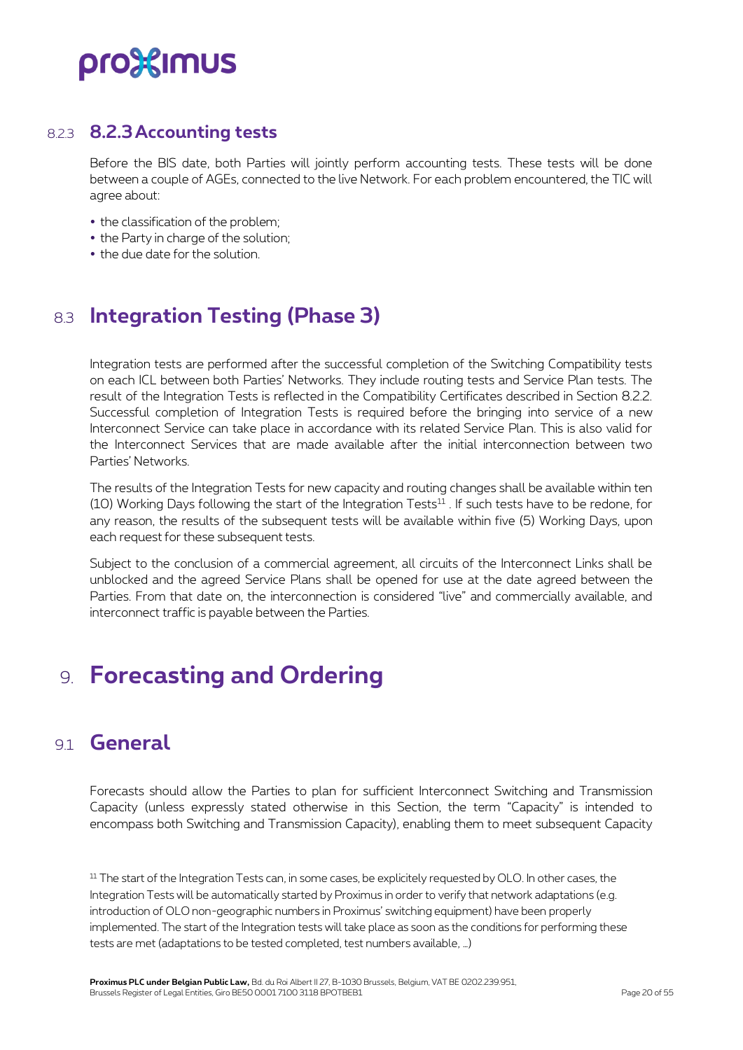### 8.2.3 8.2.3 Accounting tests

Before the BIS date, both Parties will jointly perform accounting tests. These tests will be done between a couple of AGEs, connected to the live Network. For each problem encountered, the TIC will agree about:

- the classification of the problem;
- the Party in charge of the solution;
- the due date for the solution.

## 8.3 Integration Testing (Phase 3)

Integration tests are performed after the successful completion of the Switching Compatibility tests on each ICL between both Parties' Networks. They include routing tests and Service Plan tests. The result of the Integration Tests is reflected in the Compatibility Certificates described in Section 8.2.2. Successful completion of Integration Tests is required before the bringing into service of a new Interconnect Service can take place in accordance with its related Service Plan. This is also valid for the Interconnect Services that are made available after the initial interconnection between two Parties' Networks.

The results of the Integration Tests for new capacity and routing changes shall be available within ten (10) Working Days following the start of the Integration Tests[11] . If such tests have to be redone, for any reason, the results of the subsequent tests will be available within five (5) Working Days, upon each request for these subsequent tests.

Subject to the conclusion of a commercial agreement, all circuits of the Interconnect Links shall be unblocked and the agreed Service Plans shall be opened for use at the date agreed between the Parties. From that date on, the interconnection is considered "live" and commercially available, and interconnect traffic is payable between the Parties.

# 9. Forecasting and Ordering

## 9.1 General

Forecasts should allow the Parties to plan for sufficient Interconnect Switching and Transmission Capacity (unless expressly stated otherwise in this Section, the term "Capacity" is intended to encompass both Switching and Transmission Capacity), enabling them to meet subsequent Capacity

[11] The start of the Integration Tests can, in some cases, be explicitely requested by OLO. In other cases, the Integration Tests will be automatically started by Proximus in order to verify that network adaptations (e.g. introduction of OLO non-geographic numbers in Proximus' switching equipment) have been properly implemented. The start of the Integration tests will take place as soon as the conditions for performing these tests are met (adaptations to be tested completed, test numbers available, …)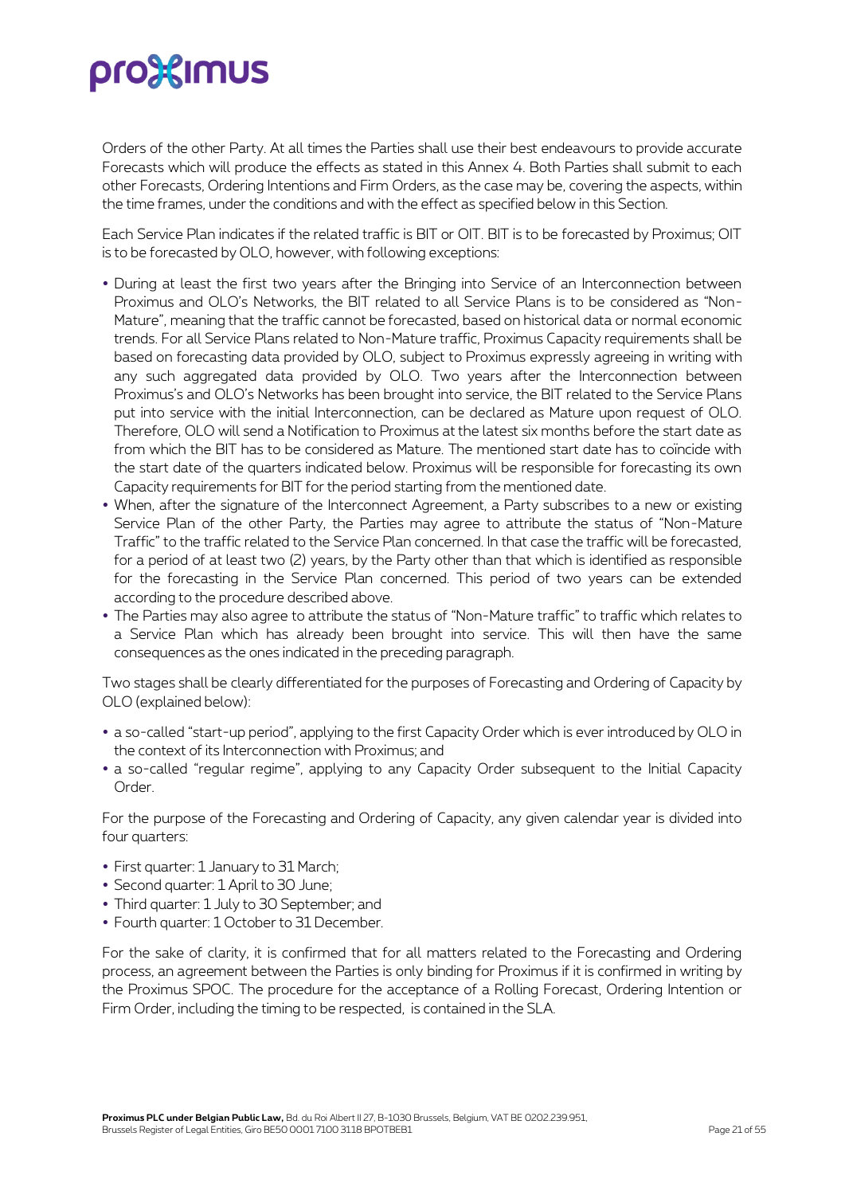Orders of the other Party. At all times the Parties shall use their best endeavours to provide accurate Forecasts which will produce the effects as stated in this Annex 4. Both Parties shall submit to each other Forecasts, Ordering Intentions and Firm Orders, as the case may be, covering the aspects, within the time frames, under the conditions and with the effect as specified below in this Section.

Each Service Plan indicates if the related traffic is BIT or OIT. BIT is to be forecasted by Proximus; OIT is to be forecasted by OLO, however, with following exceptions:

- During at least the first two years after the Bringing into Service of an Interconnection between Proximus and OLO's Networks, the BIT related to all Service Plans is to be considered as "Non-Mature", meaning that the traffic cannot be forecasted, based on historical data or normal economic trends. For all Service Plans related to Non-Mature traffic, Proximus Capacity requirements shall be based on forecasting data provided by OLO, subject to Proximus expressly agreeing in writing with any such aggregated data provided by OLO. Two years after the Interconnection between Proximus's and OLO's Networks has been brought into service, the BIT related to the Service Plans put into service with the initial Interconnection, can be declared as Mature upon request of OLO. Therefore, OLO will send a Notification to Proximus at the latest six months before the start date as from which the BIT has to be considered as Mature. The mentioned start date has to coïncide with the start date of the quarters indicated below. Proximus will be responsible for forecasting its own Capacity requirements for BIT for the period starting from the mentioned date.
- When, after the signature of the Interconnect Agreement, a Party subscribes to a new or existing Service Plan of the other Party, the Parties may agree to attribute the status of "Non-Mature Traffic" to the traffic related to the Service Plan concerned. In that case the traffic will be forecasted, for a period of at least two (2) years, by the Party other than that which is identified as responsible for the forecasting in the Service Plan concerned. This period of two years can be extended according to the procedure described above.
- The Parties may also agree to attribute the status of "Non-Mature traffic" to traffic which relates to a Service Plan which has already been brought into service. This will then have the same consequences as the ones indicated in the preceding paragraph.

Two stages shall be clearly differentiated for the purposes of Forecasting and Ordering of Capacity by OLO (explained below):

- a so-called "start-up period", applying to the first Capacity Order which is ever introduced by OLO in the context of its Interconnection with Proximus; and
- a so-called "regular regime", applying to any Capacity Order subsequent to the Initial Capacity Order.

For the purpose of the Forecasting and Ordering of Capacity, any given calendar year is divided into four quarters:

- First quarter: 1 January to 31 March;
- Second quarter: 1 April to 30 June;
- Third quarter: 1 July to 30 September; and
- Fourth quarter: 1 October to 31 December.

For the sake of clarity, it is confirmed that for all matters related to the Forecasting and Ordering process, an agreement between the Parties is only binding for Proximus if it is confirmed in writing by the Proximus SPOC. The procedure for the acceptance of a Rolling Forecast, Ordering Intention or Firm Order, including the timing to be respected, is contained in the SLA.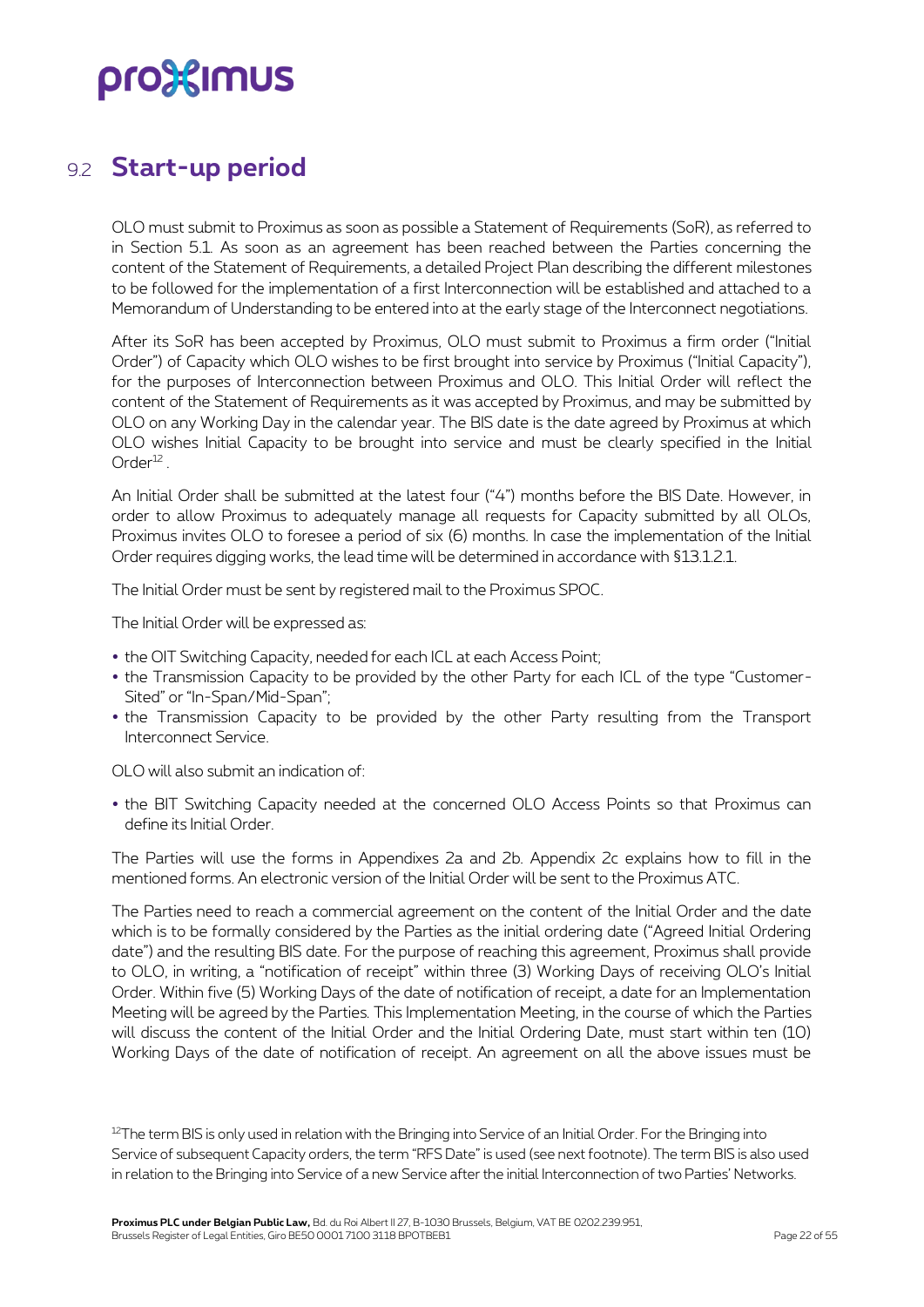## 9.2 Start-up period

OLO must submit to Proximus as soon as possible a Statement of Requirements (SoR), as referred to in Section 5.1. As soon as an agreement has been reached between the Parties concerning the content of the Statement of Requirements, a detailed Project Plan describing the different milestones to be followed for the implementation of a first Interconnection will be established and attached to a Memorandum of Understanding to be entered into at the early stage of the Interconnect negotiations.

After its SoR has been accepted by Proximus, OLO must submit to Proximus a firm order ("Initial Order") of Capacity which OLO wishes to be first brought into service by Proximus ("Initial Capacity"), for the purposes of Interconnection between Proximus and OLO. This Initial Order will reflect the content of the Statement of Requirements as it was accepted by Proximus, and may be submitted by OLO on any Working Day in the calendar year. The BIS date is the date agreed by Proximus at which OLO wishes Initial Capacity to be brought into service and must be clearly specified in the Initial Order[12] .

An Initial Order shall be submitted at the latest four ("4") months before the BIS Date. However, in order to allow Proximus to adequately manage all requests for Capacity submitted by all OLOs, Proximus invites OLO to foresee a period of six (6) months. In case the implementation of the Initial Order requires digging works, the lead time will be determined in accordance with §13.1.2.1.

The Initial Order must be sent by registered mail to the Proximus SPOC.

The Initial Order will be expressed as:

- the OIT Switching Capacity, needed for each ICL at each Access Point;
- the Transmission Capacity to be provided by the other Party for each ICL of the type "Customer-Sited" or "In-Span/Mid-Span";
- the Transmission Capacity to be provided by the other Party resulting from the Transport Interconnect Service.

OLO will also submit an indication of:

- the BIT Switching Capacity needed at the concerned OLO Access Points so that Proximus can define its Initial Order.

The Parties will use the forms in Appendixes 2a and 2b. Appendix 2c explains how to fill in the mentioned forms. An electronic version of the Initial Order will be sent to the Proximus ATC.

The Parties need to reach a commercial agreement on the content of the Initial Order and the date which is to be formally considered by the Parties as the initial ordering date ("Agreed Initial Ordering date") and the resulting BIS date. For the purpose of reaching this agreement, Proximus shall provide to OLO, in writing, a "notification of receipt" within three (3) Working Days of receiving OLO's Initial Order. Within five (5) Working Days of the date of notification of receipt, a date for an Implementation Meeting will be agreed by the Parties. This Implementation Meeting, in the course of which the Parties will discuss the content of the Initial Order and the Initial Ordering Date, must start within ten (10) Working Days of the date of notification of receipt. An agreement on all the above issues must be

[12] The term BIS is only used in relation with the Bringing into Service of an Initial Order. For the Bringing into Service of subsequent Capacity orders, the term "RFS Date" is used (see next footnote). The term BIS is also used in relation to the Bringing into Service of a new Service after the initial Interconnection of two Parties' Networks.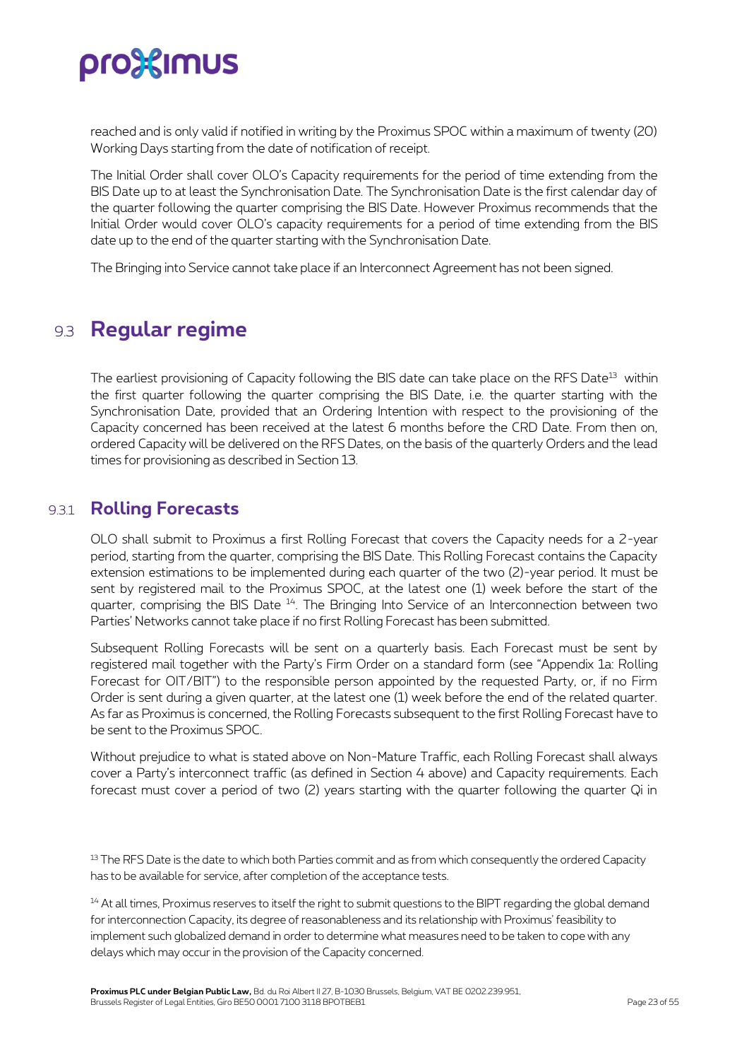reached and is only valid if notified in writing by the Proximus SPOC within a maximum of twenty (20) Working Days starting from the date of notification of receipt.

The Initial Order shall cover OLO's Capacity requirements for the period of time extending from the BIS Date up to at least the Synchronisation Date. The Synchronisation Date is the first calendar day of the quarter following the quarter comprising the BIS Date. However Proximus recommends that the Initial Order would cover OLO's capacity requirements for a period of time extending from the BIS date up to the end of the quarter starting with the Synchronisation Date.

The Bringing into Service cannot take place if an Interconnect Agreement has not been signed.

## 9.3 Regular regime

The earliest provisioning of Capacity following the BIS date can take place on the RFS Date[13] within the first quarter following the quarter comprising the BIS Date, i.e. the quarter starting with the Synchronisation Date, provided that an Ordering Intention with respect to the provisioning of the Capacity concerned has been received at the latest 6 months before the CRD Date. From then on, ordered Capacity will be delivered on the RFS Dates, on the basis of the quarterly Orders and the lead times for provisioning as described in Section 13.

### 9.3.1 Rolling Forecasts

OLO shall submit to Proximus a first Rolling Forecast that covers the Capacity needs for a 2-year period, starting from the quarter, comprising the BIS Date. This Rolling Forecast contains the Capacity extension estimations to be implemented during each quarter of the two (2)-year period. It must be sent by registered mail to the Proximus SPOC, at the latest one (1) week before the start of the quarter, comprising the BIS Date [14]. The Bringing Into Service of an Interconnection between two Parties' Networks cannot take place if no first Rolling Forecast has been submitted.

Subsequent Rolling Forecasts will be sent on a quarterly basis. Each Forecast must be sent by registered mail together with the Party's Firm Order on a standard form (see "Appendix 1a: Rolling Forecast for OIT/BIT") to the responsible person appointed by the requested Party, or, if no Firm Order is sent during a given quarter, at the latest one (1) week before the end of the related quarter. As far as Proximus is concerned, the Rolling Forecasts subsequent to the first Rolling Forecast have to be sent to the Proximus SPOC.

Without prejudice to what is stated above on Non-Mature Traffic, each Rolling Forecast shall always cover a Party's interconnect traffic (as defined in Section 4 above) and Capacity requirements. Each forecast must cover a period of two (2) years starting with the quarter following the quarter Qi in

[13] The RFS Date is the date to which both Parties commit and as from which consequently the ordered Capacity has to be available for service, after completion of the acceptance tests.

[14] At all times, Proximus reserves to itself the right to submit questions to the BIPT regarding the global demand for interconnection Capacity, its degree of reasonableness and its relationship with Proximus' feasibility to implement such globalized demand in order to determine what measures need to be taken to cope with any delays which may occur in the provision of the Capacity concerned.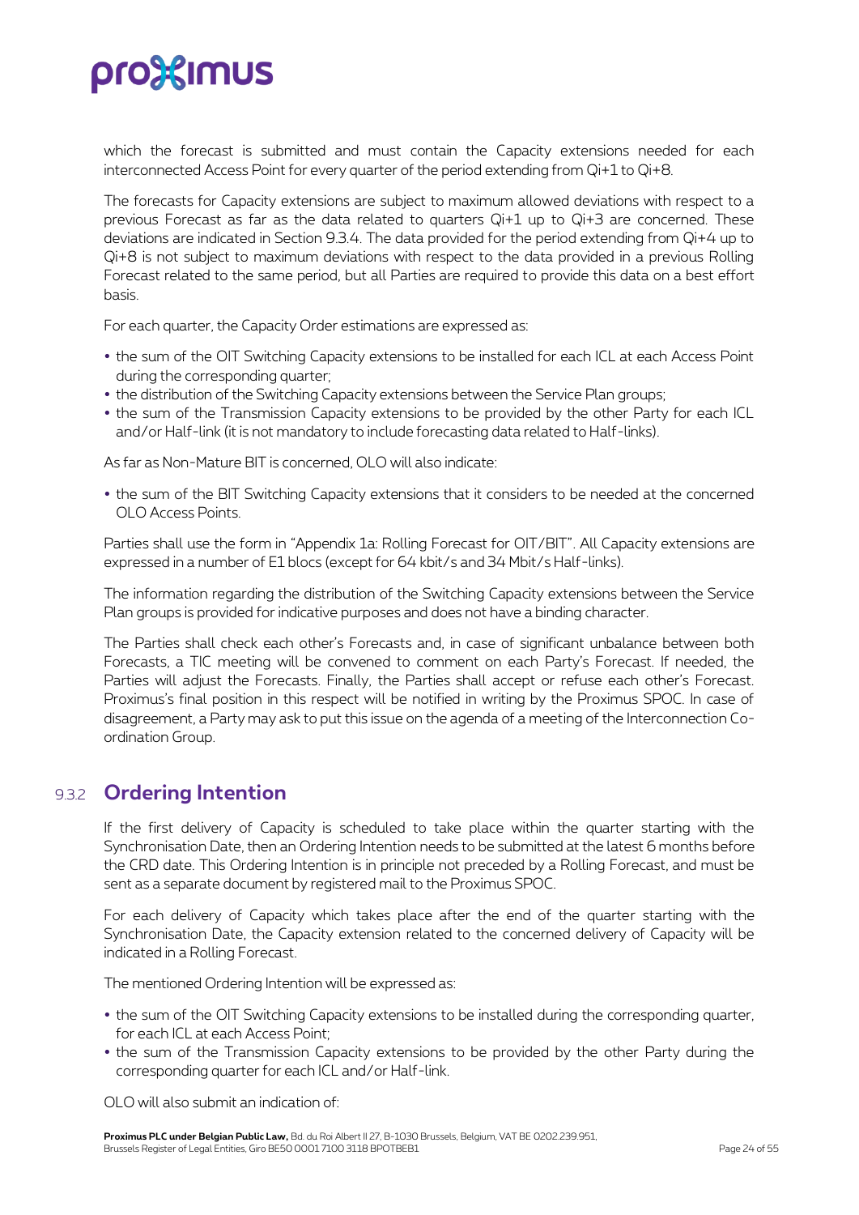which the forecast is submitted and must contain the Capacity extensions needed for each interconnected Access Point for every quarter of the period extending from Qi+1 to Qi+8.

The forecasts for Capacity extensions are subject to maximum allowed deviations with respect to a previous Forecast as far as the data related to quarters Qi+1 up to Qi+3 are concerned. These deviations are indicated in Section 9.3.4. The data provided for the period extending from Qi+4 up to Qi+8 is not subject to maximum deviations with respect to the data provided in a previous Rolling Forecast related to the same period, but all Parties are required to provide this data on a best effort basis.

For each quarter, the Capacity Order estimations are expressed as:

- the sum of the OIT Switching Capacity extensions to be installed for each ICL at each Access Point during the corresponding quarter;
- the distribution of the Switching Capacity extensions between the Service Plan groups;
- the sum of the Transmission Capacity extensions to be provided by the other Party for each ICL and/or Half-link (it is not mandatory to include forecasting data related to Half-links).

As far as Non-Mature BIT is concerned, OLO will also indicate:

- the sum of the BIT Switching Capacity extensions that it considers to be needed at the concerned OLO Access Points.

Parties shall use the form in "Appendix 1a: Rolling Forecast for OIT/BIT". All Capacity extensions are expressed in a number of E1 blocs (except for 64 kbit/s and 34 Mbit/s Half-links).

The information regarding the distribution of the Switching Capacity extensions between the Service Plan groups is provided for indicative purposes and does not have a binding character.

The Parties shall check each other's Forecasts and, in case of significant unbalance between both Forecasts, a TIC meeting will be convened to comment on each Party's Forecast. If needed, the Parties will adjust the Forecasts. Finally, the Parties shall accept or refuse each other's Forecast. Proximus's final position in this respect will be notified in writing by the Proximus SPOC. In case of disagreement, a Party may ask to put this issue on the agenda of a meeting of the Interconnection Co-ordination Group.

### 9.3.2 Ordering Intention

If the first delivery of Capacity is scheduled to take place within the quarter starting with the Synchronisation Date, then an Ordering Intention needs to be submitted at the latest 6 months before the CRD date. This Ordering Intention is in principle not preceded by a Rolling Forecast, and must be sent as a separate document by registered mail to the Proximus SPOC.

For each delivery of Capacity which takes place after the end of the quarter starting with the Synchronisation Date, the Capacity extension related to the concerned delivery of Capacity will be indicated in a Rolling Forecast.

The mentioned Ordering Intention will be expressed as:

- the sum of the OIT Switching Capacity extensions to be installed during the corresponding quarter, for each ICL at each Access Point;
- the sum of the Transmission Capacity extensions to be provided by the other Party during the corresponding quarter for each ICL and/or Half-link.

OLO will also submit an indication of: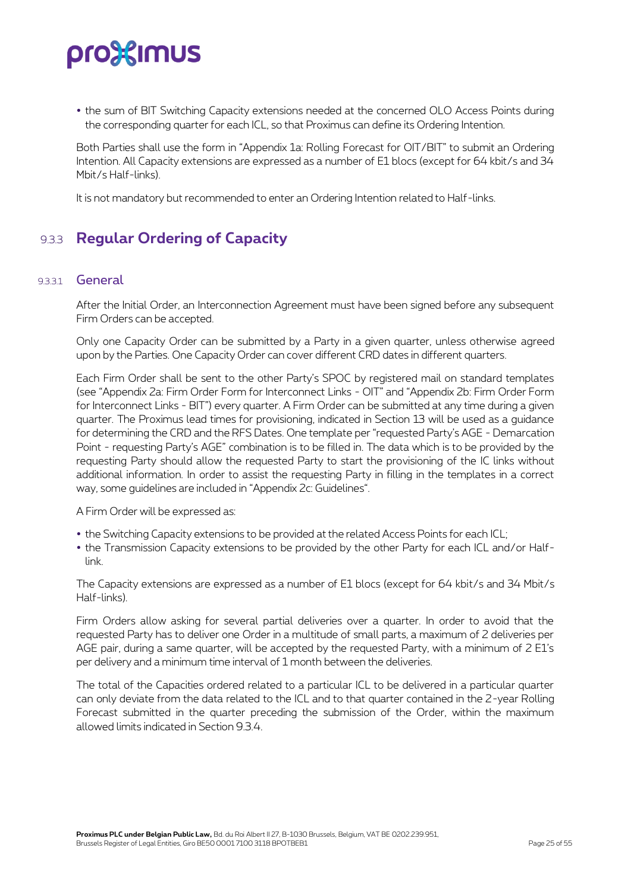- the sum of BIT Switching Capacity extensions needed at the concerned OLO Access Points during the corresponding quarter for each ICL, so that Proximus can define its Ordering Intention.

Both Parties shall use the form in "Appendix 1a: Rolling Forecast for OIT/BIT" to submit an Ordering Intention. All Capacity extensions are expressed as a number of E1 blocs (except for 64 kbit/s and 34 Mbit/s Half-links).

It is not mandatory but recommended to enter an Ordering Intention related to Half-links.

## 9.3.3 Regular Ordering of Capacity

### 9.3.3.1 General

After the Initial Order, an Interconnection Agreement must have been signed before any subsequent Firm Orders can be accepted.

Only one Capacity Order can be submitted by a Party in a given quarter, unless otherwise agreed upon by the Parties. One Capacity Order can cover different CRD dates in different quarters.

Each Firm Order shall be sent to the other Party's SPOC by registered mail on standard templates (see "Appendix 2a: Firm Order Form for Interconnect Links - OIT" and "Appendix 2b: Firm Order Form for Interconnect Links - BIT") every quarter. A Firm Order can be submitted at any time during a given quarter. The Proximus lead times for provisioning, indicated in Section 13 will be used as a guidance for determining the CRD and the RFS Dates. One template per "requested Party's AGE - Demarcation Point - requesting Party's AGE" combination is to be filled in. The data which is to be provided by the requesting Party should allow the requested Party to start the provisioning of the IC links without additional information. In order to assist the requesting Party in filling in the templates in a correct way, some guidelines are included in "Appendix 2c: Guidelines".

A Firm Order will be expressed as:

- the Switching Capacity extensions to be provided at the related Access Points for each ICL;
- the Transmission Capacity extensions to be provided by the other Party for each ICL and/or Half-link.

The Capacity extensions are expressed as a number of E1 blocs (except for 64 kbit/s and 34 Mbit/s Half-links).

Firm Orders allow asking for several partial deliveries over a quarter. In order to avoid that the requested Party has to deliver one Order in a multitude of small parts, a maximum of 2 deliveries per AGE pair, during a same quarter, will be accepted by the requested Party, with a minimum of 2 E1's per delivery and a minimum time interval of 1 month between the deliveries.

The total of the Capacities ordered related to a particular ICL to be delivered in a particular quarter can only deviate from the data related to the ICL and to that quarter contained in the 2-year Rolling Forecast submitted in the quarter preceding the submission of the Order, within the maximum allowed limits indicated in Section 9.3.4.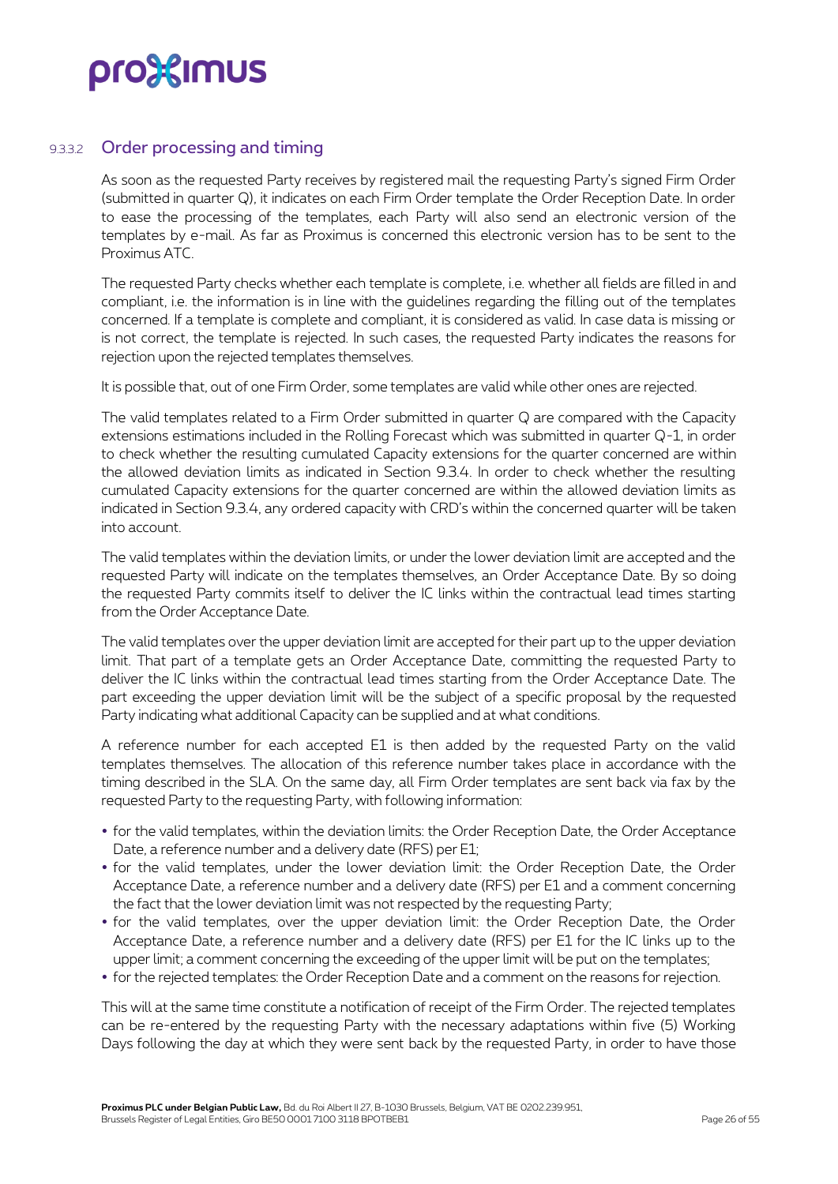#### 9.3.3.2 Order processing and timing

As soon as the requested Party receives by registered mail the requesting Party's signed Firm Order (submitted in quarter Q), it indicates on each Firm Order template the Order Reception Date. In order to ease the processing of the templates, each Party will also send an electronic version of the templates by e-mail. As far as Proximus is concerned this electronic version has to be sent to the Proximus ATC.

The requested Party checks whether each template is complete, i.e. whether all fields are filled in and compliant, i.e. the information is in line with the guidelines regarding the filling out of the templates concerned. If a template is complete and compliant, it is considered as valid. In case data is missing or is not correct, the template is rejected. In such cases, the requested Party indicates the reasons for rejection upon the rejected templates themselves.

It is possible that, out of one Firm Order, some templates are valid while other ones are rejected.

The valid templates related to a Firm Order submitted in quarter Q are compared with the Capacity extensions estimations included in the Rolling Forecast which was submitted in quarter Q-1, in order to check whether the resulting cumulated Capacity extensions for the quarter concerned are within the allowed deviation limits as indicated in Section 9.3.4. In order to check whether the resulting cumulated Capacity extensions for the quarter concerned are within the allowed deviation limits as indicated in Section 9.3.4, any ordered capacity with CRD's within the concerned quarter will be taken into account.

The valid templates within the deviation limits, or under the lower deviation limit are accepted and the requested Party will indicate on the templates themselves, an Order Acceptance Date. By so doing the requested Party commits itself to deliver the IC links within the contractual lead times starting from the Order Acceptance Date.

The valid templates over the upper deviation limit are accepted for their part up to the upper deviation limit. That part of a template gets an Order Acceptance Date, committing the requested Party to deliver the IC links within the contractual lead times starting from the Order Acceptance Date. The part exceeding the upper deviation limit will be the subject of a specific proposal by the requested Party indicating what additional Capacity can be supplied and at what conditions.

A reference number for each accepted E1 is then added by the requested Party on the valid templates themselves. The allocation of this reference number takes place in accordance with the timing described in the SLA. On the same day, all Firm Order templates are sent back via fax by the requested Party to the requesting Party, with following information:

- for the valid templates, within the deviation limits: the Order Reception Date, the Order Acceptance Date, a reference number and a delivery date (RFS) per E1;
- for the valid templates, under the lower deviation limit: the Order Reception Date, the Order Acceptance Date, a reference number and a delivery date (RFS) per E1 and a comment concerning the fact that the lower deviation limit was not respected by the requesting Party;
- for the valid templates, over the upper deviation limit: the Order Reception Date, the Order Acceptance Date, a reference number and a delivery date (RFS) per E1 for the IC links up to the upper limit; a comment concerning the exceeding of the upper limit will be put on the templates;
- for the rejected templates: the Order Reception Date and a comment on the reasons for rejection.

This will at the same time constitute a notification of receipt of the Firm Order. The rejected templates can be re-entered by the requesting Party with the necessary adaptations within five (5) Working Days following the day at which they were sent back by the requested Party, in order to have those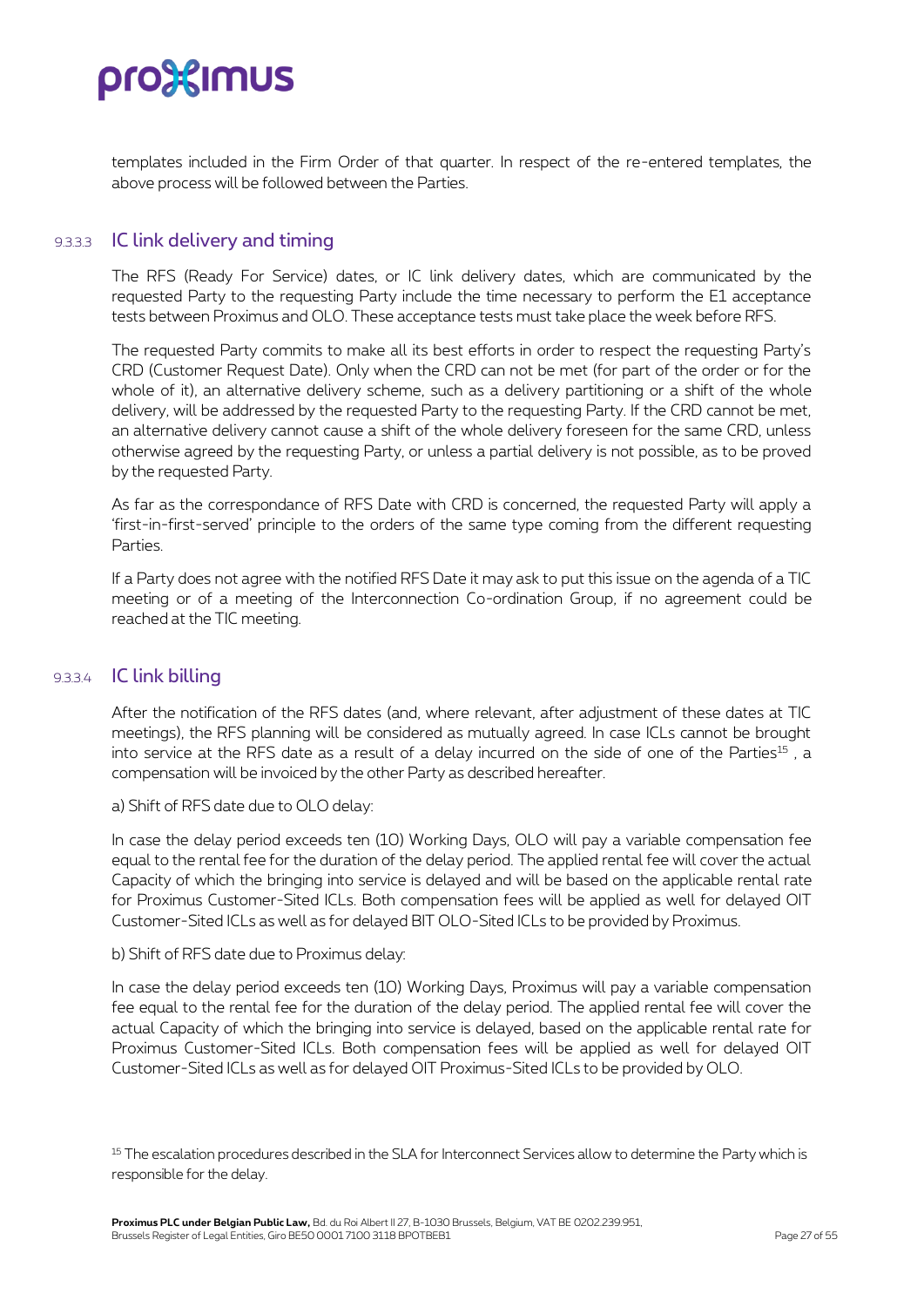templates included in the Firm Order of that quarter. In respect of the re-entered templates, the above process will be followed between the Parties.

#### 9.3.3.3 IC link delivery and timing

The RFS (Ready For Service) dates, or IC link delivery dates, which are communicated by the requested Party to the requesting Party include the time necessary to perform the E1 acceptance tests between Proximus and OLO. These acceptance tests must take place the week before RFS.

The requested Party commits to make all its best efforts in order to respect the requesting Party's CRD (Customer Request Date). Only when the CRD can not be met (for part of the order or for the whole of it), an alternative delivery scheme, such as a delivery partitioning or a shift of the whole delivery, will be addressed by the requested Party to the requesting Party. If the CRD cannot be met, an alternative delivery cannot cause a shift of the whole delivery foreseen for the same CRD, unless otherwise agreed by the requesting Party, or unless a partial delivery is not possible, as to be proved by the requested Party.

As far as the correspondance of RFS Date with CRD is concerned, the requested Party will apply a 'first-in-first-served' principle to the orders of the same type coming from the different requesting Parties.

If a Party does not agree with the notified RFS Date it may ask to put this issue on the agenda of a TIC meeting or of a meeting of the Interconnection Co-ordination Group, if no agreement could be reached at the TIC meeting.

#### 9.3.3.4 IC link billing

After the notification of the RFS dates (and, where relevant, after adjustment of these dates at TIC meetings), the RFS planning will be considered as mutually agreed. In case ICLs cannot be brought into service at the RFS date as a result of a delay incurred on the side of one of the Parties[15] , a compensation will be invoiced by the other Party as described hereafter.

a) Shift of RFS date due to OLO delay:

In case the delay period exceeds ten (10) Working Days, OLO will pay a variable compensation fee equal to the rental fee for the duration of the delay period. The applied rental fee will cover the actual Capacity of which the bringing into service is delayed and will be based on the applicable rental rate for Proximus Customer-Sited ICLs. Both compensation fees will be applied as well for delayed OIT Customer-Sited ICLs as well as for delayed BIT OLO-Sited ICLs to be provided by Proximus.

b) Shift of RFS date due to Proximus delay:

In case the delay period exceeds ten (10) Working Days, Proximus will pay a variable compensation fee equal to the rental fee for the duration of the delay period. The applied rental fee will cover the actual Capacity of which the bringing into service is delayed, based on the applicable rental rate for Proximus Customer-Sited ICLs. Both compensation fees will be applied as well for delayed OIT Customer-Sited ICLs as well as for delayed OIT Proximus-Sited ICLs to be provided by OLO.

[15] The escalation procedures described in the SLA for Interconnect Services allow to determine the Party which is responsible for the delay.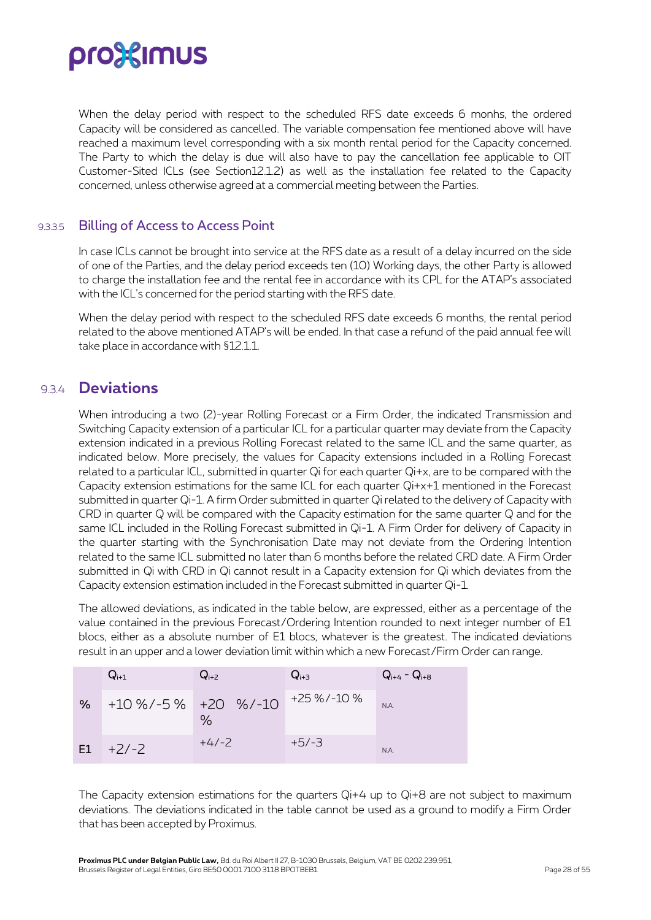When the delay period with respect to the scheduled RFS date exceeds 6 monhs, the ordered Capacity will be considered as cancelled. The variable compensation fee mentioned above will have reached a maximum level corresponding with a six month rental period for the Capacity concerned. The Party to which the delay is due will also have to pay the cancellation fee applicable to OIT Customer-Sited ICLs (see Section12.1.2) as well as the installation fee related to the Capacity concerned, unless otherwise agreed at a commercial meeting between the Parties.

#### 9.3.3.5 Billing of Access to Access Point

In case ICLs cannot be brought into service at the RFS date as a result of a delay incurred on the side of one of the Parties, and the delay period exceeds ten (10) Working days, the other Party is allowed to charge the installation fee and the rental fee in accordance with its CPL for the ATAP's associated with the ICL's concerned for the period starting with the RFS date.

When the delay period with respect to the scheduled RFS date exceeds 6 months, the rental period related to the above mentioned ATAP's will be ended. In that case a refund of the paid annual fee will take place in accordance with §12.1.1.

### 9.3.4 Deviations

When introducing a two (2)-year Rolling Forecast or a Firm Order, the indicated Transmission and Switching Capacity extension of a particular ICL for a particular quarter may deviate from the Capacity extension indicated in a previous Rolling Forecast related to the same ICL and the same quarter, as indicated below. More precisely, the values for Capacity extensions included in a Rolling Forecast related to a particular ICL, submitted in quarter Qi for each quarter Qi+x, are to be compared with the Capacity extension estimations for the same ICL for each quarter Qi+x+1 mentioned in the Forecast submitted in quarter Qi-1. A firm Order submitted in quarter Qi related to the delivery of Capacity with CRD in quarter Q will be compared with the Capacity estimation for the same quarter Q and for the same ICL included in the Rolling Forecast submitted in Qi-1. A Firm Order for delivery of Capacity in the quarter starting with the Synchronisation Date may not deviate from the Ordering Intention related to the same ICL submitted no later than 6 months before the related CRD date. A Firm Order submitted in Qi with CRD in Qi cannot result in a Capacity extension for Qi which deviates from the Capacity extension estimation included in the Forecast submitted in quarter Qi-1.

The allowed deviations, as indicated in the table below, are expressed, either as a percentage of the value contained in the previous Forecast/Ordering Intention rounded to next integer number of E1 blocs, either as a absolute number of E1 blocs, whatever is the greatest. The indicated deviations result in an upper and a lower deviation limit within which a new Forecast/Firm Order can range.

| | $Q_{i+1}$ | $Q_{i+2}$ | $Q_{i+3}$ | $Q_{i+4}$ - $Q_{i+8}$ |
|---|---|---|---|---|
| % | +10 %/-5 % | +20 %/-10 % | +25 %/-10 % | N.A. |
| E1 | +2/-2 | +4/-2 | +5/-3 | N.A. |

The Capacity extension estimations for the quarters Qi+4 up to Qi+8 are not subject to maximum deviations. The deviations indicated in the table cannot be used as a ground to modify a Firm Order that has been accepted by Proximus.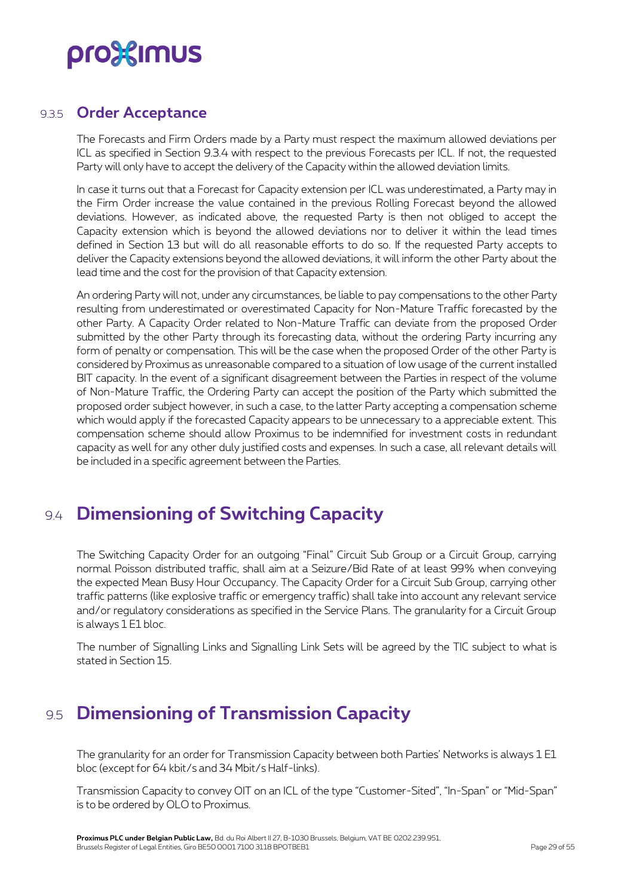#### 9.3.5 Order Acceptance

The Forecasts and Firm Orders made by a Party must respect the maximum allowed deviations per ICL as specified in Section 9.3.4 with respect to the previous Forecasts per ICL. If not, the requested Party will only have to accept the delivery of the Capacity within the allowed deviation limits.

In case it turns out that a Forecast for Capacity extension per ICL was underestimated, a Party may in the Firm Order increase the value contained in the previous Rolling Forecast beyond the allowed deviations. However, as indicated above, the requested Party is then not obliged to accept the Capacity extension which is beyond the allowed deviations nor to deliver it within the lead times defined in Section 13 but will do all reasonable efforts to do so. If the requested Party accepts to deliver the Capacity extensions beyond the allowed deviations, it will inform the other Party about the lead time and the cost for the provision of that Capacity extension.

An ordering Party will not, under any circumstances, be liable to pay compensations to the other Party resulting from underestimated or overestimated Capacity for Non-Mature Traffic forecasted by the other Party. A Capacity Order related to Non-Mature Traffic can deviate from the proposed Order submitted by the other Party through its forecasting data, without the ordering Party incurring any form of penalty or compensation. This will be the case when the proposed Order of the other Party is considered by Proximus as unreasonable compared to a situation of low usage of the current installed BIT capacity. In the event of a significant disagreement between the Parties in respect of the volume of Non-Mature Traffic, the Ordering Party can accept the position of the Party which submitted the proposed order subject however, in such a case, to the latter Party accepting a compensation scheme which would apply if the forecasted Capacity appears to be unnecessary to a appreciable extent. This compensation scheme should allow Proximus to be indemnified for investment costs in redundant capacity as well for any other duly justified costs and expenses. In such a case, all relevant details will be included in a specific agreement between the Parties.

## 9.4 Dimensioning of Switching Capacity

The Switching Capacity Order for an outgoing "Final" Circuit Sub Group or a Circuit Group, carrying normal Poisson distributed traffic, shall aim at a Seizure/Bid Rate of at least 99% when conveying the expected Mean Busy Hour Occupancy. The Capacity Order for a Circuit Sub Group, carrying other traffic patterns (like explosive traffic or emergency traffic) shall take into account any relevant service and/or regulatory considerations as specified in the Service Plans. The granularity for a Circuit Group is always 1 E1 bloc.

The number of Signalling Links and Signalling Link Sets will be agreed by the TIC subject to what is stated in Section 15.

## 9.5 Dimensioning of Transmission Capacity

The granularity for an order for Transmission Capacity between both Parties' Networks is always 1 E1 bloc (except for 64 kbit/s and 34 Mbit/s Half-links).

Transmission Capacity to convey OIT on an ICL of the type "Customer-Sited", "In-Span" or "Mid-Span" is to be ordered by OLO to Proximus.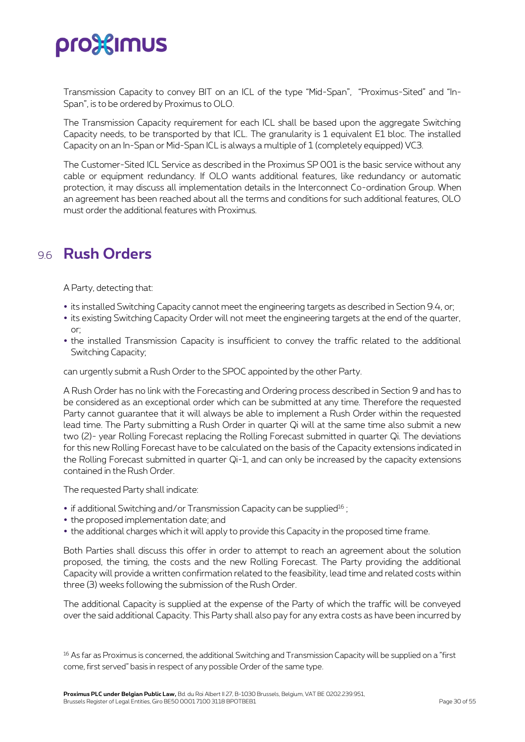Transmission Capacity to convey BIT on an ICL of the type "Mid-Span", "Proximus-Sited" and "In-Span", is to be ordered by Proximus to OLO.

The Transmission Capacity requirement for each ICL shall be based upon the aggregate Switching Capacity needs, to be transported by that ICL. The granularity is 1 equivalent E1 bloc. The installed Capacity on an In-Span or Mid-Span ICL is always a multiple of 1 (completely equipped) VC3.

The Customer-Sited ICL Service as described in the Proximus SP 001 is the basic service without any cable or equipment redundancy. If OLO wants additional features, like redundancy or automatic protection, it may discuss all implementation details in the Interconnect Co-ordination Group. When an agreement has been reached about all the terms and conditions for such additional features, OLO must order the additional features with Proximus.

## 9.6 Rush Orders

A Party, detecting that:

- its installed Switching Capacity cannot meet the engineering targets as described in Section 9.4, or;
- its existing Switching Capacity Order will not meet the engineering targets at the end of the quarter, or;
- the installed Transmission Capacity is insufficient to convey the traffic related to the additional Switching Capacity;

can urgently submit a Rush Order to the SPOC appointed by the other Party.

A Rush Order has no link with the Forecasting and Ordering process described in Section 9 and has to be considered as an exceptional order which can be submitted at any time. Therefore the requested Party cannot guarantee that it will always be able to implement a Rush Order within the requested lead time. The Party submitting a Rush Order in quarter Qi will at the same time also submit a new two (2)- year Rolling Forecast replacing the Rolling Forecast submitted in quarter Qi. The deviations for this new Rolling Forecast have to be calculated on the basis of the Capacity extensions indicated in the Rolling Forecast submitted in quarter Qi-1, and can only be increased by the capacity extensions contained in the Rush Order.

The requested Party shall indicate:

- if additional Switching and/or Transmission Capacity can be supplied[16] ;
- the proposed implementation date; and
- the additional charges which it will apply to provide this Capacity in the proposed time frame.

Both Parties shall discuss this offer in order to attempt to reach an agreement about the solution proposed, the timing, the costs and the new Rolling Forecast. The Party providing the additional Capacity will provide a written confirmation related to the feasibility, lead time and related costs within three (3) weeks following the submission of the Rush Order.

The additional Capacity is supplied at the expense of the Party of which the traffic will be conveyed over the said additional Capacity. This Party shall also pay for any extra costs as have been incurred by

[16] As far as Proximus is concerned, the additional Switching and Transmission Capacity will be supplied on a "first come, first served" basis in respect of any possible Order of the same type.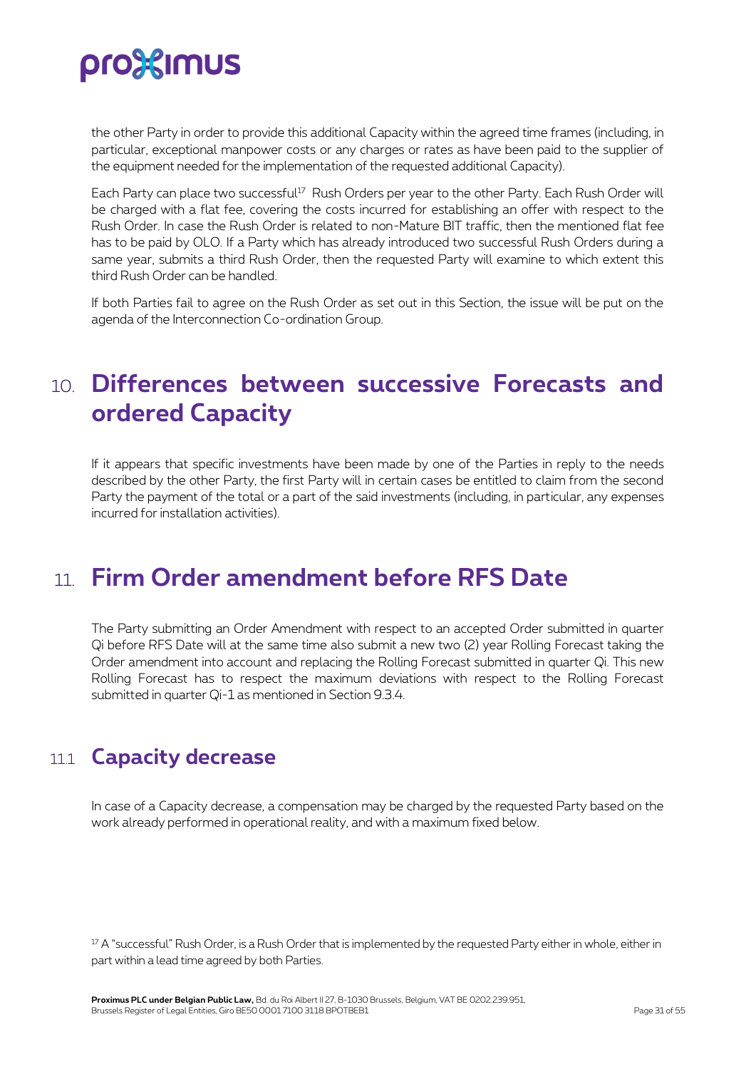the other Party in order to provide this additional Capacity within the agreed time frames (including, in particular, exceptional manpower costs or any charges or rates as have been paid to the supplier of the equipment needed for the implementation of the requested additional Capacity).

Each Party can place two successful[17] Rush Orders per year to the other Party. Each Rush Order will be charged with a flat fee, covering the costs incurred for establishing an offer with respect to the Rush Order. In case the Rush Order is related to non-Mature BIT traffic, then the mentioned flat fee has to be paid by OLO. If a Party which has already introduced two successful Rush Orders during a same year, submits a third Rush Order, then the requested Party will examine to which extent this third Rush Order can be handled.

If both Parties fail to agree on the Rush Order as set out in this Section, the issue will be put on the agenda of the Interconnection Co-ordination Group.

# 10. Differences between successive Forecasts and ordered Capacity

If it appears that specific investments have been made by one of the Parties in reply to the needs described by the other Party, the first Party will in certain cases be entitled to claim from the second Party the payment of the total or a part of the said investments (including, in particular, any expenses incurred for installation activities).

# 11. Firm Order amendment before RFS Date

The Party submitting an Order Amendment with respect to an accepted Order submitted in quarter Qi before RFS Date will at the same time also submit a new two (2) year Rolling Forecast taking the Order amendment into account and replacing the Rolling Forecast submitted in quarter Qi. This new Rolling Forecast has to respect the maximum deviations with respect to the Rolling Forecast submitted in quarter Qi-1 as mentioned in Section 9.3.4.

## 11.1 Capacity decrease

In case of a Capacity decrease, a compensation may be charged by the requested Party based on the work already performed in operational reality, and with a maximum fixed below.

[17] A "successful" Rush Order, is a Rush Order that is implemented by the requested Party either in whole, either in part within a lead time agreed by both Parties.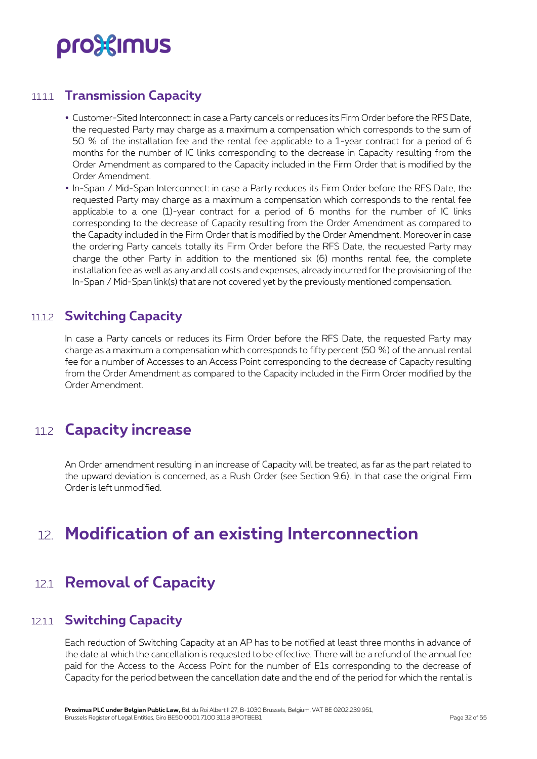#### 11.1.1 Transmission Capacity

- Customer-Sited Interconnect: in case a Party cancels or reduces its Firm Order before the RFS Date, the requested Party may charge as a maximum a compensation which corresponds to the sum of 50 % of the installation fee and the rental fee applicable to a 1-year contract for a period of 6 months for the number of IC links corresponding to the decrease in Capacity resulting from the Order Amendment as compared to the Capacity included in the Firm Order that is modified by the Order Amendment.
- In-Span / Mid-Span Interconnect: in case a Party reduces its Firm Order before the RFS Date, the requested Party may charge as a maximum a compensation which corresponds to the rental fee applicable to a one (1)-year contract for a period of 6 months for the number of IC links corresponding to the decrease of Capacity resulting from the Order Amendment as compared to the Capacity included in the Firm Order that is modified by the Order Amendment. Moreover in case the ordering Party cancels totally its Firm Order before the RFS Date, the requested Party may charge the other Party in addition to the mentioned six (6) months rental fee, the complete installation fee as well as any and all costs and expenses, already incurred for the provisioning of the In-Span / Mid-Span link(s) that are not covered yet by the previously mentioned compensation.

#### 11.1.2 Switching Capacity

In case a Party cancels or reduces its Firm Order before the RFS Date, the requested Party may charge as a maximum a compensation which corresponds to fifty percent (50 %) of the annual rental fee for a number of Accesses to an Access Point corresponding to the decrease of Capacity resulting from the Order Amendment as compared to the Capacity included in the Firm Order modified by the Order Amendment.

## 11.2 Capacity increase

An Order amendment resulting in an increase of Capacity will be treated, as far as the part related to the upward deviation is concerned, as a Rush Order (see Section 9.6). In that case the original Firm Order is left unmodified.

# 12. Modification of an existing Interconnection

## 12.1 Removal of Capacity

#### 12.1.1 Switching Capacity

Each reduction of Switching Capacity at an AP has to be notified at least three months in advance of the date at which the cancellation is requested to be effective. There will be a refund of the annual fee paid for the Access to the Access Point for the number of E1s corresponding to the decrease of Capacity for the period between the cancellation date and the end of the period for which the rental is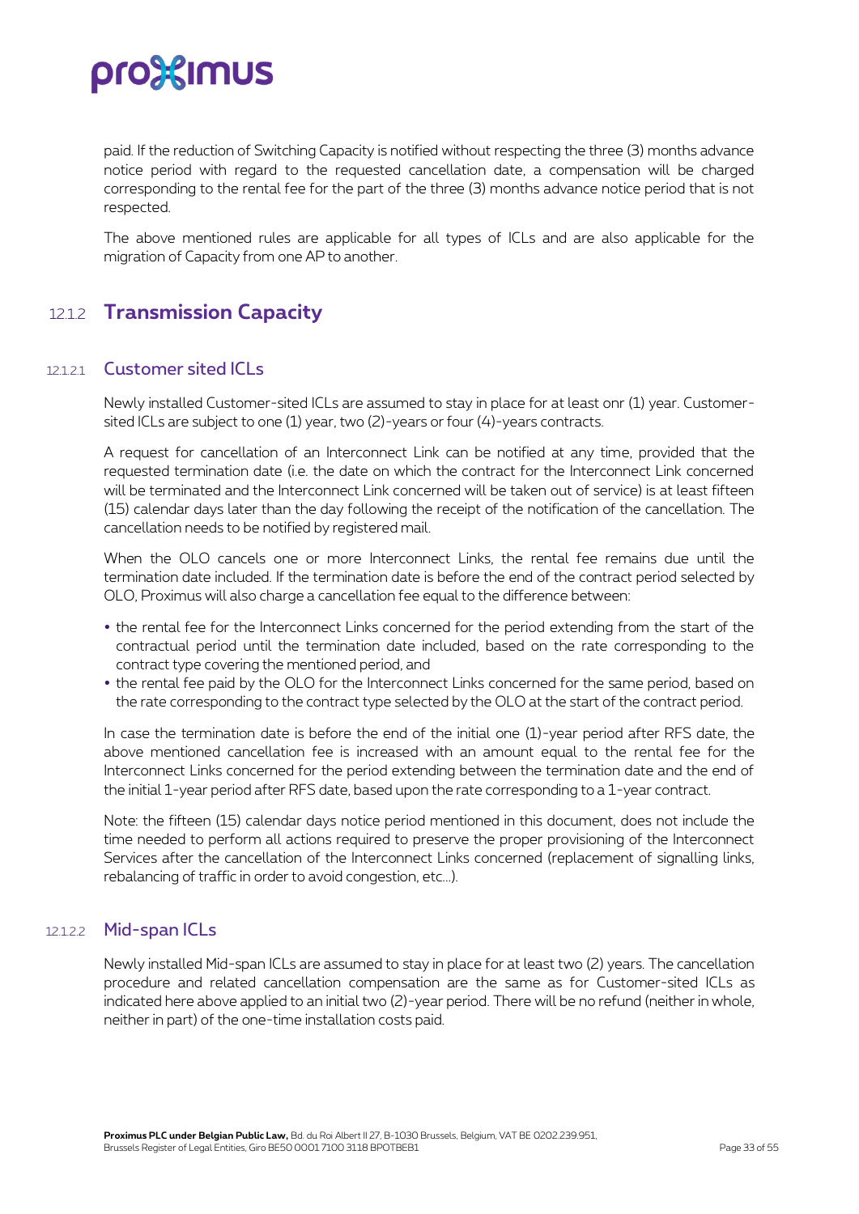paid. If the reduction of Switching Capacity is notified without respecting the three (3) months advance notice period with regard to the requested cancellation date, a compensation will be charged corresponding to the rental fee for the part of the three (3) months advance notice period that is not respected.

The above mentioned rules are applicable for all types of ICLs and are also applicable for the migration of Capacity from one AP to another.

## 12.1.2 Transmission Capacity

### 12.1.2.1 Customer sited ICLs

Newly installed Customer-sited ICLs are assumed to stay in place for at least onr (1) year. Customer-sited ICLs are subject to one (1) year, two (2)-years or four (4)-years contracts.

A request for cancellation of an Interconnect Link can be notified at any time, provided that the requested termination date (i.e. the date on which the contract for the Interconnect Link concerned will be terminated and the Interconnect Link concerned will be taken out of service) is at least fifteen (15) calendar days later than the day following the receipt of the notification of the cancellation. The cancellation needs to be notified by registered mail.

When the OLO cancels one or more Interconnect Links, the rental fee remains due until the termination date included. If the termination date is before the end of the contract period selected by OLO, Proximus will also charge a cancellation fee equal to the difference between:

- the rental fee for the Interconnect Links concerned for the period extending from the start of the contractual period until the termination date included, based on the rate corresponding to the contract type covering the mentioned period, and
- the rental fee paid by the OLO for the Interconnect Links concerned for the same period, based on the rate corresponding to the contract type selected by the OLO at the start of the contract period.

In case the termination date is before the end of the initial one (1)-year period after RFS date, the above mentioned cancellation fee is increased with an amount equal to the rental fee for the Interconnect Links concerned for the period extending between the termination date and the end of the initial 1-year period after RFS date, based upon the rate corresponding to a 1-year contract.

Note: the fifteen (15) calendar days notice period mentioned in this document, does not include the time needed to perform all actions required to preserve the proper provisioning of the Interconnect Services after the cancellation of the Interconnect Links concerned (replacement of signalling links, rebalancing of traffic in order to avoid congestion, etc...).

### 12.1.2.2 Mid-span ICLs

Newly installed Mid-span ICLs are assumed to stay in place for at least two (2) years. The cancellation procedure and related cancellation compensation are the same as for Customer-sited ICLs as indicated here above applied to an initial two (2)-year period. There will be no refund (neither in whole, neither in part) of the one-time installation costs paid.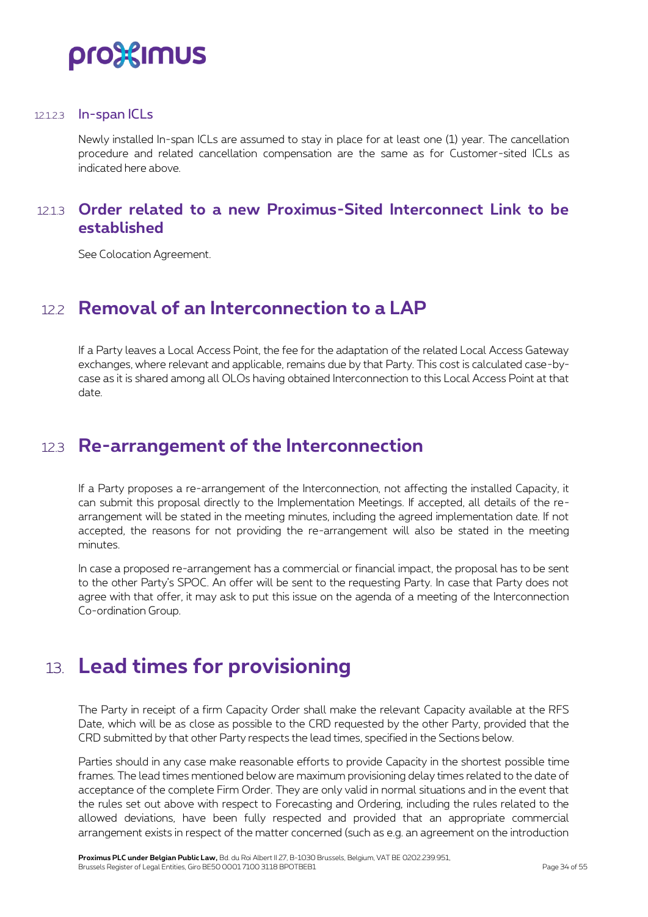#### 12.1.2.3 In-span ICLs

Newly installed In-span ICLs are assumed to stay in place for at least one (1) year. The cancellation procedure and related cancellation compensation are the same as for Customer-sited ICLs as indicated here above.

### 12.1.3 Order related to a new Proximus-Sited Interconnect Link to be established

See Colocation Agreement.

## 12.2 Removal of an Interconnection to a LAP

If a Party leaves a Local Access Point, the fee for the adaptation of the related Local Access Gateway exchanges, where relevant and applicable, remains due by that Party. This cost is calculated case-by-case as it is shared among all OLOs having obtained Interconnection to this Local Access Point at that date.

## 12.3 Re-arrangement of the Interconnection

If a Party proposes a re-arrangement of the Interconnection, not affecting the installed Capacity, it can submit this proposal directly to the Implementation Meetings. If accepted, all details of the re-arrangement will be stated in the meeting minutes, including the agreed implementation date. If not accepted, the reasons for not providing the re-arrangement will also be stated in the meeting minutes.

In case a proposed re-arrangement has a commercial or financial impact, the proposal has to be sent to the other Party's SPOC. An offer will be sent to the requesting Party. In case that Party does not agree with that offer, it may ask to put this issue on the agenda of a meeting of the Interconnection Co-ordination Group.

# 13. Lead times for provisioning

The Party in receipt of a firm Capacity Order shall make the relevant Capacity available at the RFS Date, which will be as close as possible to the CRD requested by the other Party, provided that the CRD submitted by that other Party respects the lead times, specified in the Sections below.

Parties should in any case make reasonable efforts to provide Capacity in the shortest possible time frames. The lead times mentioned below are maximum provisioning delay times related to the date of acceptance of the complete Firm Order. They are only valid in normal situations and in the event that the rules set out above with respect to Forecasting and Ordering, including the rules related to the allowed deviations, have been fully respected and provided that an appropriate commercial arrangement exists in respect of the matter concerned (such as e.g. an agreement on the introduction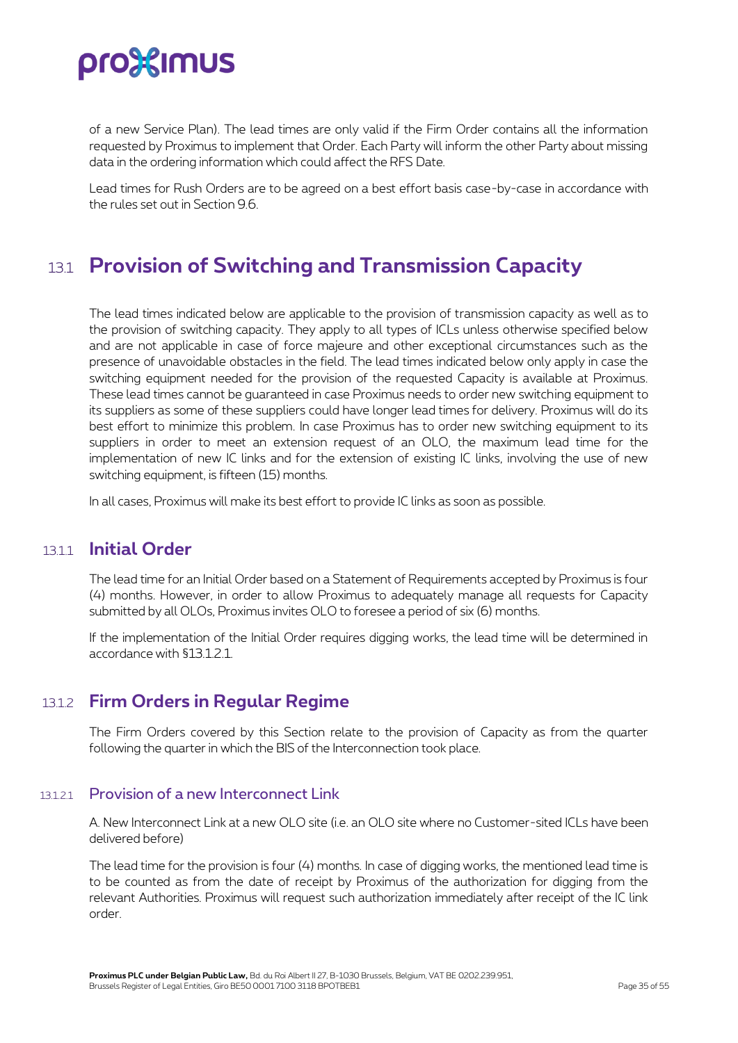of a new Service Plan). The lead times are only valid if the Firm Order contains all the information requested by Proximus to implement that Order. Each Party will inform the other Party about missing data in the ordering information which could affect the RFS Date.

Lead times for Rush Orders are to be agreed on a best effort basis case-by-case in accordance with the rules set out in Section 9.6.

## 13.1 Provision of Switching and Transmission Capacity

The lead times indicated below are applicable to the provision of transmission capacity as well as to the provision of switching capacity. They apply to all types of ICLs unless otherwise specified below and are not applicable in case of force majeure and other exceptional circumstances such as the presence of unavoidable obstacles in the field. The lead times indicated below only apply in case the switching equipment needed for the provision of the requested Capacity is available at Proximus. These lead times cannot be guaranteed in case Proximus needs to order new switching equipment to its suppliers as some of these suppliers could have longer lead times for delivery. Proximus will do its best effort to minimize this problem. In case Proximus has to order new switching equipment to its suppliers in order to meet an extension request of an OLO, the maximum lead time for the implementation of new IC links and for the extension of existing IC links, involving the use of new switching equipment, is fifteen (15) months.

In all cases, Proximus will make its best effort to provide IC links as soon as possible.

### 13.1.1 Initial Order

The lead time for an Initial Order based on a Statement of Requirements accepted by Proximus is four (4) months. However, in order to allow Proximus to adequately manage all requests for Capacity submitted by all OLOs, Proximus invites OLO to foresee a period of six (6) months.

If the implementation of the Initial Order requires digging works, the lead time will be determined in accordance with §13.1.2.1.

### 13.1.2 Firm Orders in Regular Regime

The Firm Orders covered by this Section relate to the provision of Capacity as from the quarter following the quarter in which the BIS of the Interconnection took place.

#### 13.1.2.1 Provision of a new Interconnect Link

A. New Interconnect Link at a new OLO site (i.e. an OLO site where no Customer-sited ICLs have been delivered before)

The lead time for the provision is four (4) months. In case of digging works, the mentioned lead time is to be counted as from the date of receipt by Proximus of the authorization for digging from the relevant Authorities. Proximus will request such authorization immediately after receipt of the IC link order.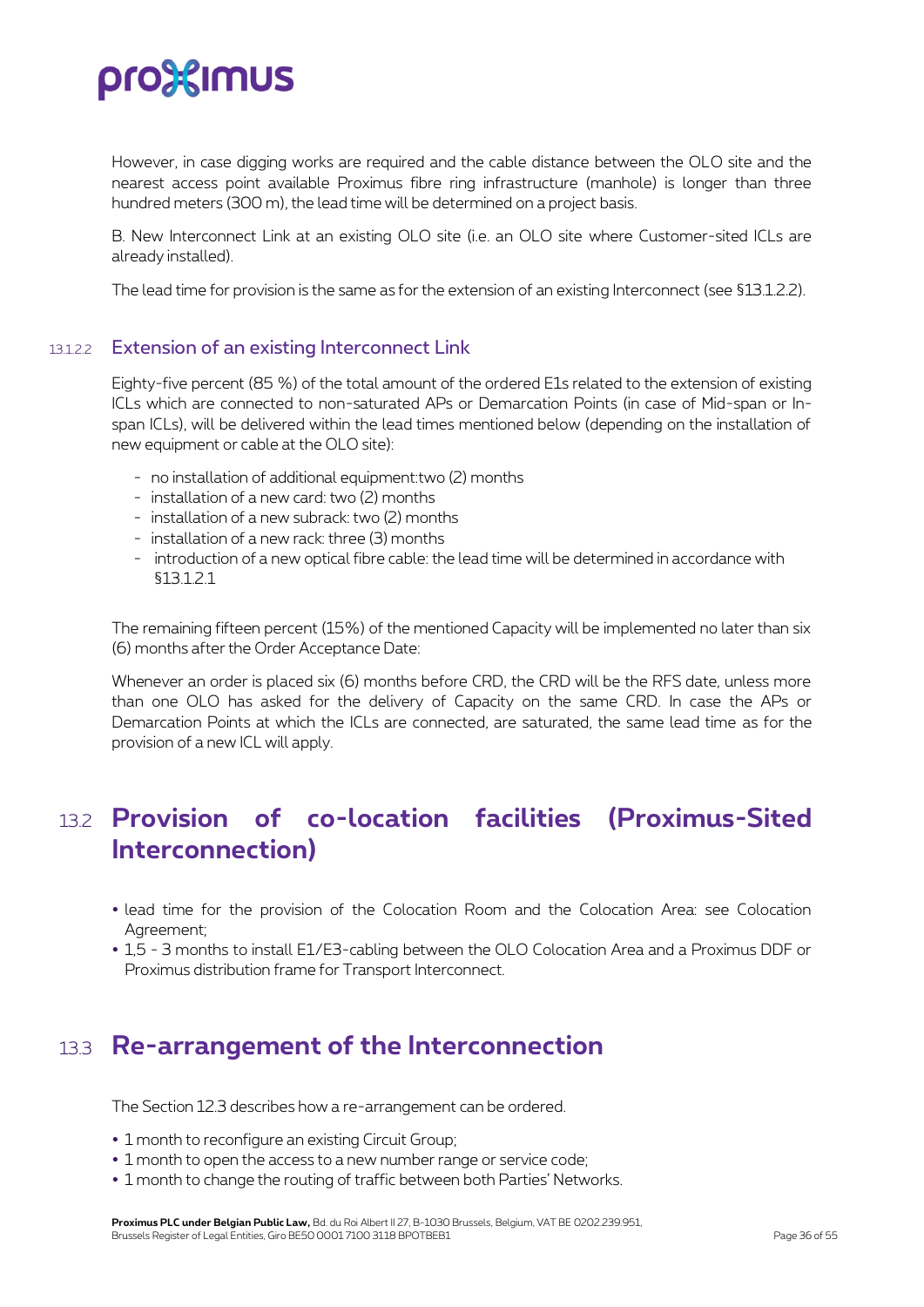However, in case digging works are required and the cable distance between the OLO site and the nearest access point available Proximus fibre ring infrastructure (manhole) is longer than three hundred meters (300 m), the lead time will be determined on a project basis.

B. New Interconnect Link at an existing OLO site (i.e. an OLO site where Customer-sited ICLs are already installed).

The lead time for provision is the same as for the extension of an existing Interconnect (see §13.1.2.2).

#### 13.1.2.2 Extension of an existing Interconnect Link

Eighty-five percent (85 %) of the total amount of the ordered E1s related to the extension of existing ICLs which are connected to non-saturated APs or Demarcation Points (in case of Mid-span or In-span ICLs), will be delivered within the lead times mentioned below (depending on the installation of new equipment or cable at the OLO site):

- no installation of additional equipment:two (2) months
- installation of a new card: two (2) months
- installation of a new subrack: two (2) months
- installation of a new rack: three (3) months
- introduction of a new optical fibre cable: the lead time will be determined in accordance with §13.1.2.1

The remaining fifteen percent (15%) of the mentioned Capacity will be implemented no later than six (6) months after the Order Acceptance Date:

Whenever an order is placed six (6) months before CRD, the CRD will be the RFS date, unless more than one OLO has asked for the delivery of Capacity on the same CRD. In case the APs or Demarcation Points at which the ICLs are connected, are saturated, the same lead time as for the provision of a new ICL will apply.

## 13.2 Provision of co-location facilities (Proximus-Sited Interconnection)

- lead time for the provision of the Colocation Room and the Colocation Area: see Colocation Agreement;
- 1,5 - 3 months to install E1/E3-cabling between the OLO Colocation Area and a Proximus DDF or Proximus distribution frame for Transport Interconnect.

## 13.3 Re-arrangement of the Interconnection

The Section 12.3 describes how a re-arrangement can be ordered.

- 1 month to reconfigure an existing Circuit Group;
- 1 month to open the access to a new number range or service code;
- 1 month to change the routing of traffic between both Parties' Networks.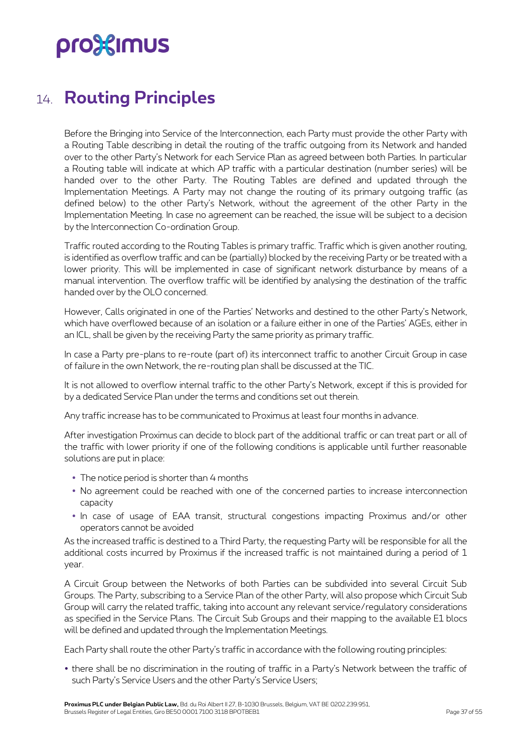# 14. Routing Principles

Before the Bringing into Service of the Interconnection, each Party must provide the other Party with a Routing Table describing in detail the routing of the traffic outgoing from its Network and handed over to the other Party's Network for each Service Plan as agreed between both Parties. In particular a Routing table will indicate at which AP traffic with a particular destination (number series) will be handed over to the other Party. The Routing Tables are defined and updated through the Implementation Meetings. A Party may not change the routing of its primary outgoing traffic (as defined below) to the other Party's Network, without the agreement of the other Party in the Implementation Meeting. In case no agreement can be reached, the issue will be subject to a decision by the Interconnection Co-ordination Group.

Traffic routed according to the Routing Tables is primary traffic. Traffic which is given another routing, is identified as overflow traffic and can be (partially) blocked by the receiving Party or be treated with a lower priority. This will be implemented in case of significant network disturbance by means of a manual intervention. The overflow traffic will be identified by analysing the destination of the traffic handed over by the OLO concerned.

However, Calls originated in one of the Parties' Networks and destined to the other Party's Network, which have overflowed because of an isolation or a failure either in one of the Parties' AGEs, either in an ICL, shall be given by the receiving Party the same priority as primary traffic.

In case a Party pre-plans to re-route (part of) its interconnect traffic to another Circuit Group in case of failure in the own Network, the re-routing plan shall be discussed at the TIC.

It is not allowed to overflow internal traffic to the other Party's Network, except if this is provided for by a dedicated Service Plan under the terms and conditions set out therein.

Any traffic increase has to be communicated to Proximus at least four months in advance.

After investigation Proximus can decide to block part of the additional traffic or can treat part or all of the traffic with lower priority if one of the following conditions is applicable until further reasonable solutions are put in place:

- The notice period is shorter than 4 months
- No agreement could be reached with one of the concerned parties to increase interconnection capacity
- In case of usage of EAA transit, structural congestions impacting Proximus and/or other operators cannot be avoided

As the increased traffic is destined to a Third Party, the requesting Party will be responsible for all the additional costs incurred by Proximus if the increased traffic is not maintained during a period of 1 year.

A Circuit Group between the Networks of both Parties can be subdivided into several Circuit Sub Groups. The Party, subscribing to a Service Plan of the other Party, will also propose which Circuit Sub Group will carry the related traffic, taking into account any relevant service/regulatory considerations as specified in the Service Plans. The Circuit Sub Groups and their mapping to the available E1 blocs will be defined and updated through the Implementation Meetings.

Each Party shall route the other Party's traffic in accordance with the following routing principles:

- there shall be no discrimination in the routing of traffic in a Party's Network between the traffic of such Party's Service Users and the other Party's Service Users;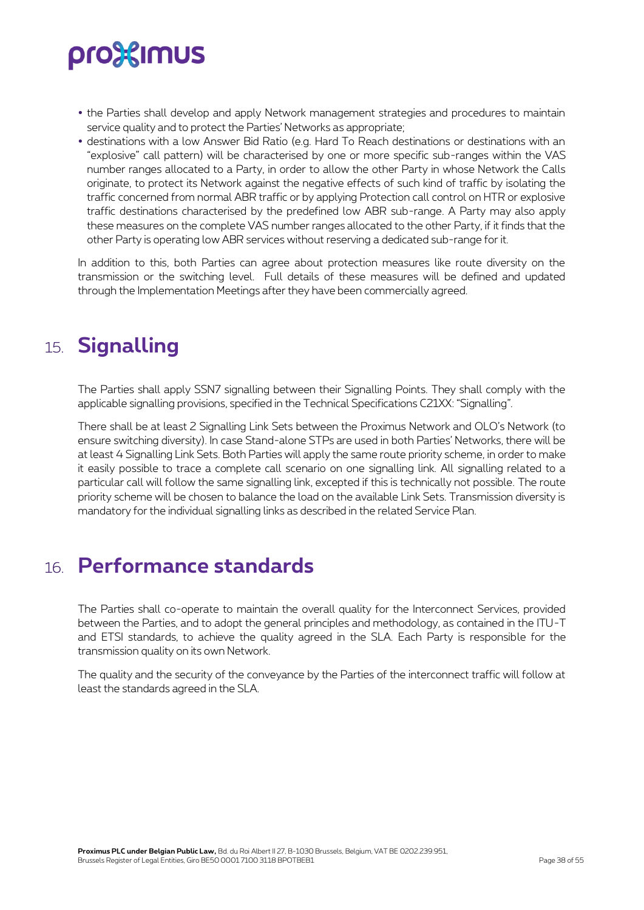- the Parties shall develop and apply Network management strategies and procedures to maintain service quality and to protect the Parties' Networks as appropriate;
- destinations with a low Answer Bid Ratio (e.g. Hard To Reach destinations or destinations with an "explosive" call pattern) will be characterised by one or more specific sub-ranges within the VAS number ranges allocated to a Party, in order to allow the other Party in whose Network the Calls originate, to protect its Network against the negative effects of such kind of traffic by isolating the traffic concerned from normal ABR traffic or by applying Protection call control on HTR or explosive traffic destinations characterised by the predefined low ABR sub-range. A Party may also apply these measures on the complete VAS number ranges allocated to the other Party, if it finds that the other Party is operating low ABR services without reserving a dedicated sub-range for it.

In addition to this, both Parties can agree about protection measures like route diversity on the transmission or the switching level. Full details of these measures will be defined and updated through the Implementation Meetings after they have been commercially agreed.

# 15. Signalling

The Parties shall apply SSN7 signalling between their Signalling Points. They shall comply with the applicable signalling provisions, specified in the Technical Specifications C21XX: "Signalling".

There shall be at least 2 Signalling Link Sets between the Proximus Network and OLO's Network (to ensure switching diversity). In case Stand-alone STPs are used in both Parties' Networks, there will be at least 4 Signalling Link Sets. Both Parties will apply the same route priority scheme, in order to make it easily possible to trace a complete call scenario on one signalling link. All signalling related to a particular call will follow the same signalling link, excepted if this is technically not possible. The route priority scheme will be chosen to balance the load on the available Link Sets. Transmission diversity is mandatory for the individual signalling links as described in the related Service Plan.

# 16. Performance standards

The Parties shall co-operate to maintain the overall quality for the Interconnect Services, provided between the Parties, and to adopt the general principles and methodology, as contained in the ITU-T and ETSI standards, to achieve the quality agreed in the SLA. Each Party is responsible for the transmission quality on its own Network.

The quality and the security of the conveyance by the Parties of the interconnect traffic will follow at least the standards agreed in the SLA.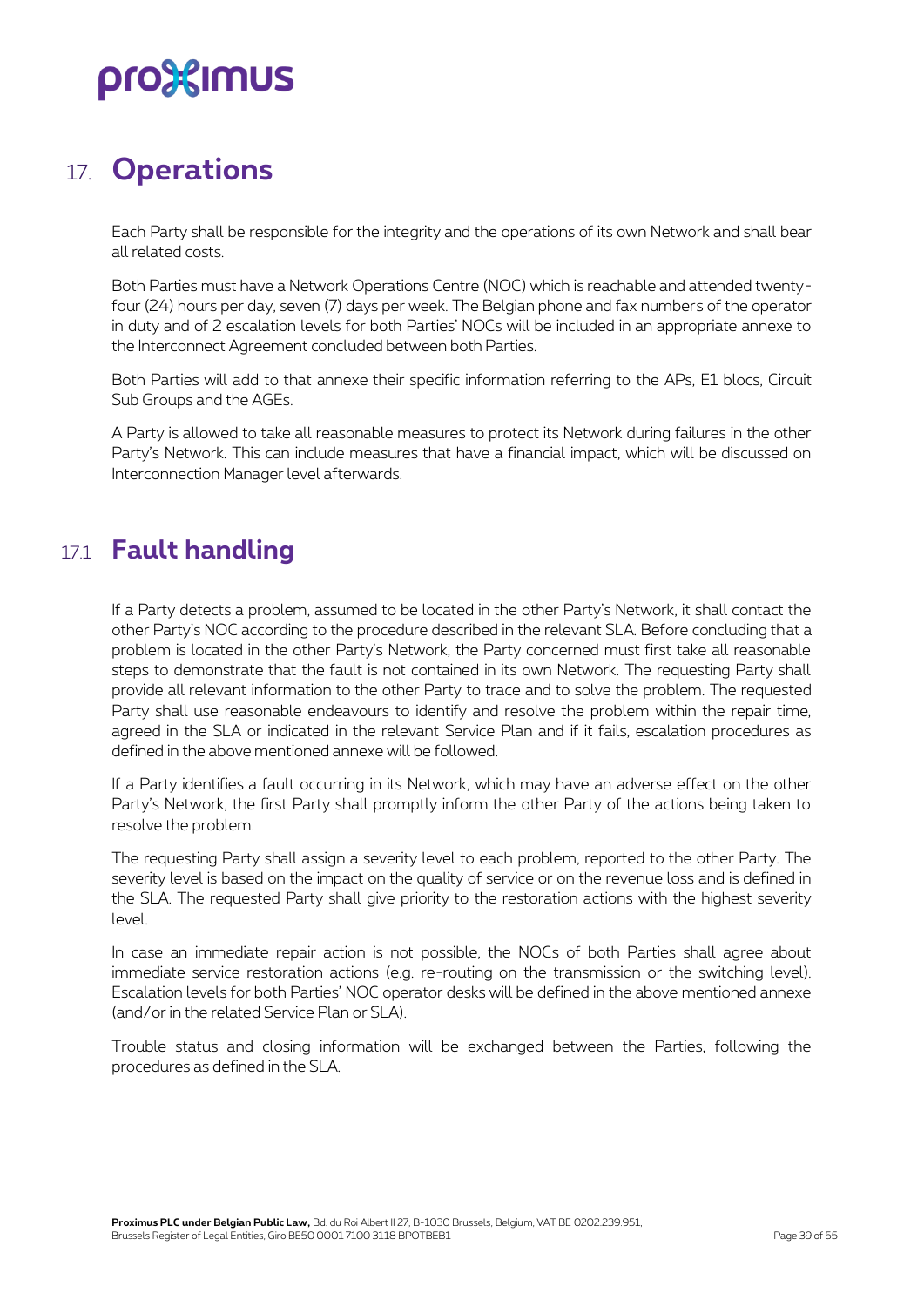# 17. Operations

Each Party shall be responsible for the integrity and the operations of its own Network and shall bear all related costs.

Both Parties must have a Network Operations Centre (NOC) which is reachable and attended twenty-four (24) hours per day, seven (7) days per week. The Belgian phone and fax numbers of the operator in duty and of 2 escalation levels for both Parties' NOCs will be included in an appropriate annexe to the Interconnect Agreement concluded between both Parties.

Both Parties will add to that annexe their specific information referring to the APs, E1 blocs, Circuit Sub Groups and the AGEs.

A Party is allowed to take all reasonable measures to protect its Network during failures in the other Party's Network. This can include measures that have a financial impact, which will be discussed on Interconnection Manager level afterwards.

## 17.1 Fault handling

If a Party detects a problem, assumed to be located in the other Party's Network, it shall contact the other Party's NOC according to the procedure described in the relevant SLA. Before concluding that a problem is located in the other Party's Network, the Party concerned must first take all reasonable steps to demonstrate that the fault is not contained in its own Network. The requesting Party shall provide all relevant information to the other Party to trace and to solve the problem. The requested Party shall use reasonable endeavours to identify and resolve the problem within the repair time, agreed in the SLA or indicated in the relevant Service Plan and if it fails, escalation procedures as defined in the above mentioned annexe will be followed.

If a Party identifies a fault occurring in its Network, which may have an adverse effect on the other Party's Network, the first Party shall promptly inform the other Party of the actions being taken to resolve the problem.

The requesting Party shall assign a severity level to each problem, reported to the other Party. The severity level is based on the impact on the quality of service or on the revenue loss and is defined in the SLA. The requested Party shall give priority to the restoration actions with the highest severity level.

In case an immediate repair action is not possible, the NOCs of both Parties shall agree about immediate service restoration actions (e.g. re-routing on the transmission or the switching level). Escalation levels for both Parties' NOC operator desks will be defined in the above mentioned annexe (and/or in the related Service Plan or SLA).

Trouble status and closing information will be exchanged between the Parties, following the procedures as defined in the SLA.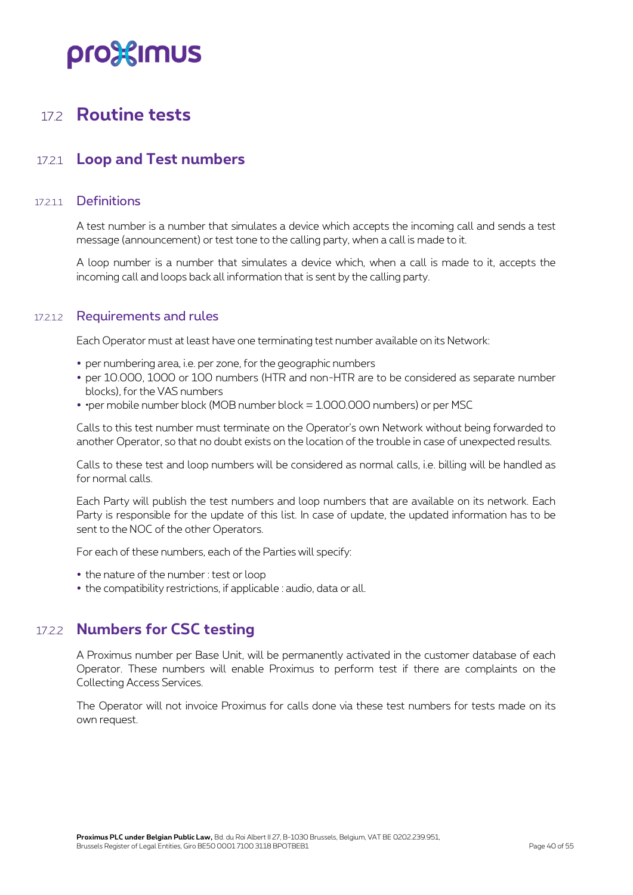## 17.2 Routine tests

### 17.2.1 Loop and Test numbers

#### 17.2.1.1 Definitions

A test number is a number that simulates a device which accepts the incoming call and sends a test message (announcement) or test tone to the calling party, when a call is made to it.

A loop number is a number that simulates a device which, when a call is made to it, accepts the incoming call and loops back all information that is sent by the calling party.

#### 17.2.1.2 Requirements and rules

Each Operator must at least have one terminating test number available on its Network:

- per numbering area, i.e. per zone, for the geographic numbers
- per 10.000, 1000 or 100 numbers (HTR and non-HTR are to be considered as separate number blocks), for the VAS numbers
- •per mobile number block (MOB number block = 1.000.000 numbers) or per MSC

Calls to this test number must terminate on the Operator's own Network without being forwarded to another Operator, so that no doubt exists on the location of the trouble in case of unexpected results.

Calls to these test and loop numbers will be considered as normal calls, i.e. billing will be handled as for normal calls.

Each Party will publish the test numbers and loop numbers that are available on its network. Each Party is responsible for the update of this list. In case of update, the updated information has to be sent to the NOC of the other Operators.

For each of these numbers, each of the Parties will specify:

- the nature of the number : test or loop
- the compatibility restrictions, if applicable : audio, data or all.

### 17.2.2 Numbers for CSC testing

A Proximus number per Base Unit, will be permanently activated in the customer database of each Operator. These numbers will enable Proximus to perform test if there are complaints on the Collecting Access Services.

The Operator will not invoice Proximus for calls done via these test numbers for tests made on its own request.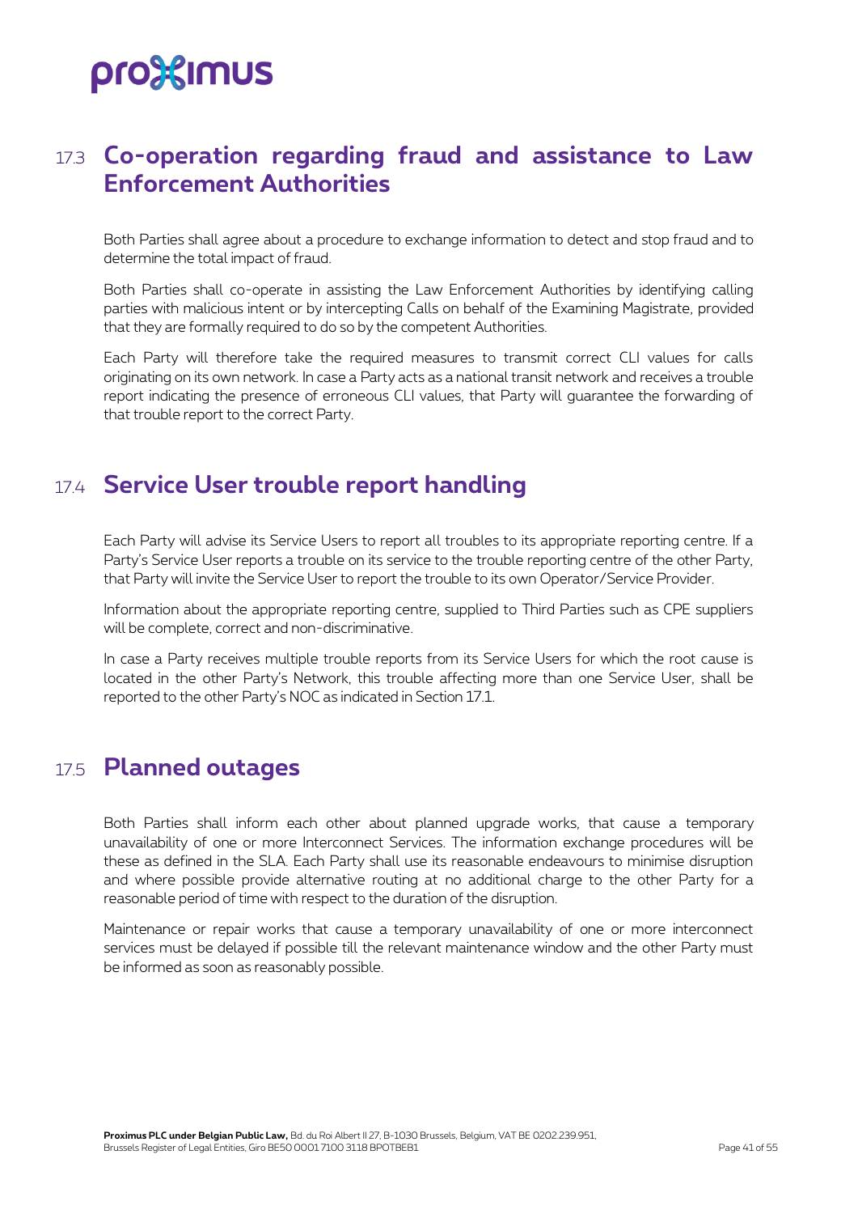## 17.3 Co-operation regarding fraud and assistance to Law Enforcement Authorities

Both Parties shall agree about a procedure to exchange information to detect and stop fraud and to determine the total impact of fraud.

Both Parties shall co-operate in assisting the Law Enforcement Authorities by identifying calling parties with malicious intent or by intercepting Calls on behalf of the Examining Magistrate, provided that they are formally required to do so by the competent Authorities.

Each Party will therefore take the required measures to transmit correct CLI values for calls originating on its own network. In case a Party acts as a national transit network and receives a trouble report indicating the presence of erroneous CLI values, that Party will guarantee the forwarding of that trouble report to the correct Party.

## 17.4 Service User trouble report handling

Each Party will advise its Service Users to report all troubles to its appropriate reporting centre. If a Party's Service User reports a trouble on its service to the trouble reporting centre of the other Party, that Party will invite the Service User to report the trouble to its own Operator/Service Provider.

Information about the appropriate reporting centre, supplied to Third Parties such as CPE suppliers will be complete, correct and non-discriminative.

In case a Party receives multiple trouble reports from its Service Users for which the root cause is located in the other Party's Network, this trouble affecting more than one Service User, shall be reported to the other Party's NOC as indicated in Section 17.1.

## 17.5 Planned outages

Both Parties shall inform each other about planned upgrade works, that cause a temporary unavailability of one or more Interconnect Services. The information exchange procedures will be these as defined in the SLA. Each Party shall use its reasonable endeavours to minimise disruption and where possible provide alternative routing at no additional charge to the other Party for a reasonable period of time with respect to the duration of the disruption.

Maintenance or repair works that cause a temporary unavailability of one or more interconnect services must be delayed if possible till the relevant maintenance window and the other Party must be informed as soon as reasonably possible.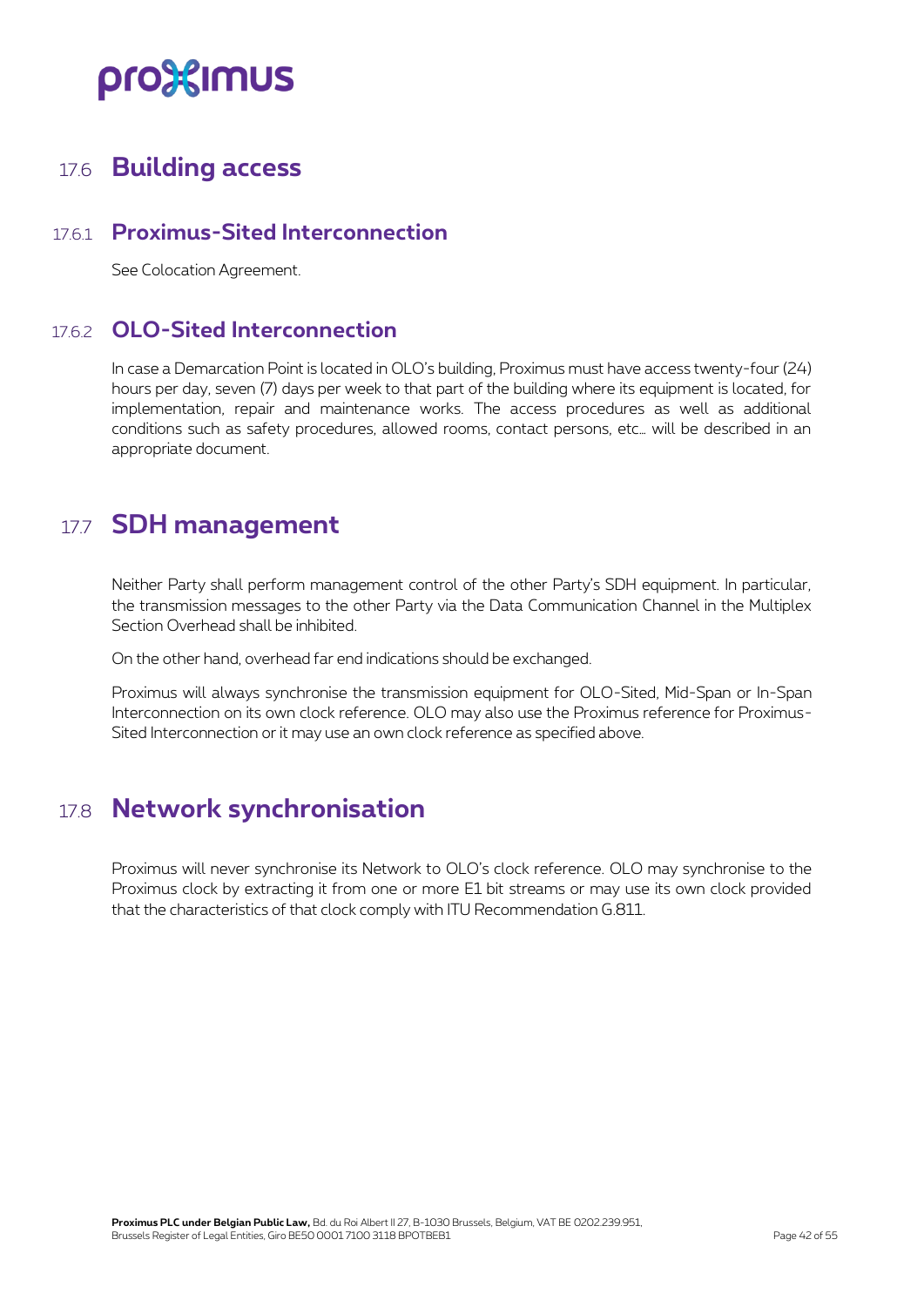## 17.6 Building access

### 17.6.1 Proximus-Sited Interconnection

See Colocation Agreement.

### 17.6.2 OLO-Sited Interconnection

In case a Demarcation Point is located in OLO's building, Proximus must have access twenty-four (24) hours per day, seven (7) days per week to that part of the building where its equipment is located, for implementation, repair and maintenance works. The access procedures as well as additional conditions such as safety procedures, allowed rooms, contact persons, etc… will be described in an appropriate document.

## 17.7 SDH management

Neither Party shall perform management control of the other Party's SDH equipment. In particular, the transmission messages to the other Party via the Data Communication Channel in the Multiplex Section Overhead shall be inhibited.

On the other hand, overhead far end indications should be exchanged.

Proximus will always synchronise the transmission equipment for OLO-Sited, Mid-Span or In-Span Interconnection on its own clock reference. OLO may also use the Proximus reference for Proximus-Sited Interconnection or it may use an own clock reference as specified above.

## 17.8 Network synchronisation

Proximus will never synchronise its Network to OLO's clock reference. OLO may synchronise to the Proximus clock by extracting it from one or more E1 bit streams or may use its own clock provided that the characteristics of that clock comply with ITU Recommendation G.811.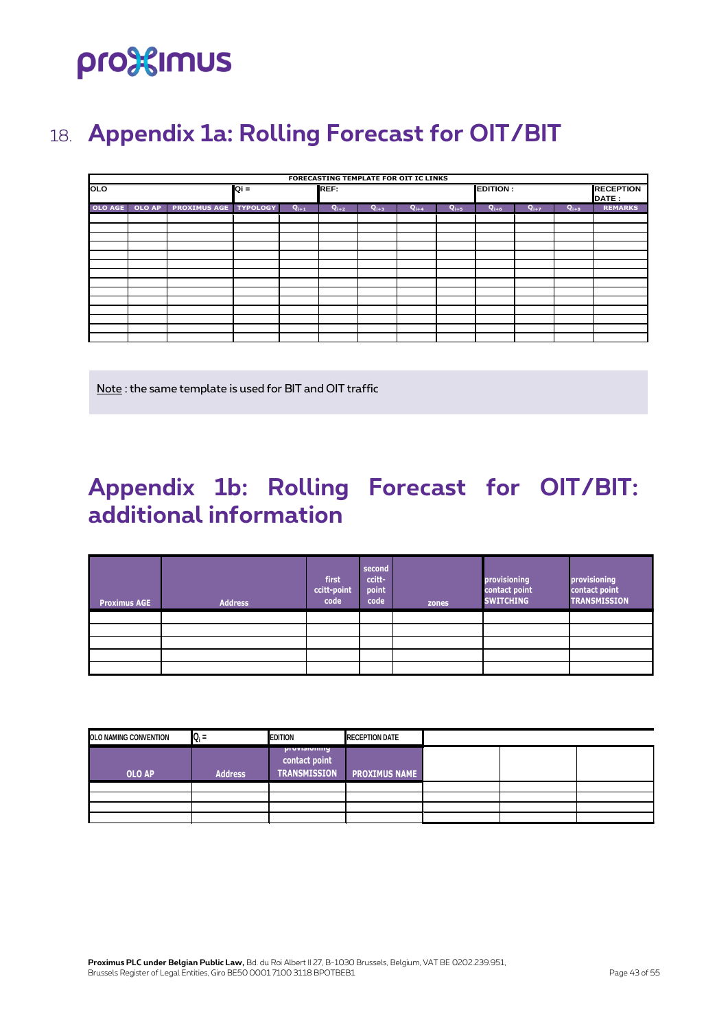## 18. Appendix 1a: Rolling Forecast for OIT/BIT

| FORECASTING TEMPLATE FOR OIT IC LINKS | | | | | | | | | | | | |
|---|---|---|---|---|---|---|---|---|---|---|---|---|
| OLO | | | Qi = | | REF: | | | | EDITION : | | | RECEPTION DATE : |
| OLO AGE | OLO AP | PROXIMUS AGE | TYPOLOGY | $Q_{i+1}$ | $Q_{i+2}$ | $Q_{i+3}$ | $Q_{i+4}$ | $Q_{i+5}$ | $Q_{i+6}$ | $Q_{i+7}$ | $Q_{i+8}$ | REMARKS |
| | | | | | | | | | | | | |
| | | | | | | | | | | | | |
| | | | | | | | | | | | | |
| | | | | | | | | | | | | |
| | | | | | | | | | | | | |
| | | | | | | | | | | | | |
| | | | | | | | | | | | | |
| | | | | | | | | | | | | |
| | | | | | | | | | | | | |
| | | | | | | | | | | | | |
| | | | | | | | | | | | | |
| | | | | | | | | | | | | |
| | | | | | | | | | | | | |
| | | | | | | | | | | | | |

Note : the same template is used for BIT and OIT traffic

## Appendix 1b: Rolling Forecast for OIT/BIT: additional information

| Proximus AGE | Address | first ccitt-point code | second ccitt-point code | zones | provisioning contact point SWITCHING | provisioning contact point TRANSMISSION |
|---|---|---|---|---|---|---|
| | | | | | | |
| | | | | | | |
| | | | | | | |
| | | | | | | |
| | | | | | | |

| OLO NAMING CONVENTION | $Q_i$ = | EDITION | RECEPTION DATE | | | |
|---|---|---|---|---|---|---|
| OLO AP | Address | provisioning contact point TRANSMISSION | PROXIMUS NAME | | | |
| | | | | | | |
| | | | | | | |
| | | | | | | |
| | | | | | | |

Proximus PLC under Belgian Public Law, Bd. du Roi Albert II 27, B-1030 Brussels, Belgium, VAT BE 0202.239.951, Brussels Register of Legal Entities, Giro BE50 0001 7100 3118 BPOTBEB1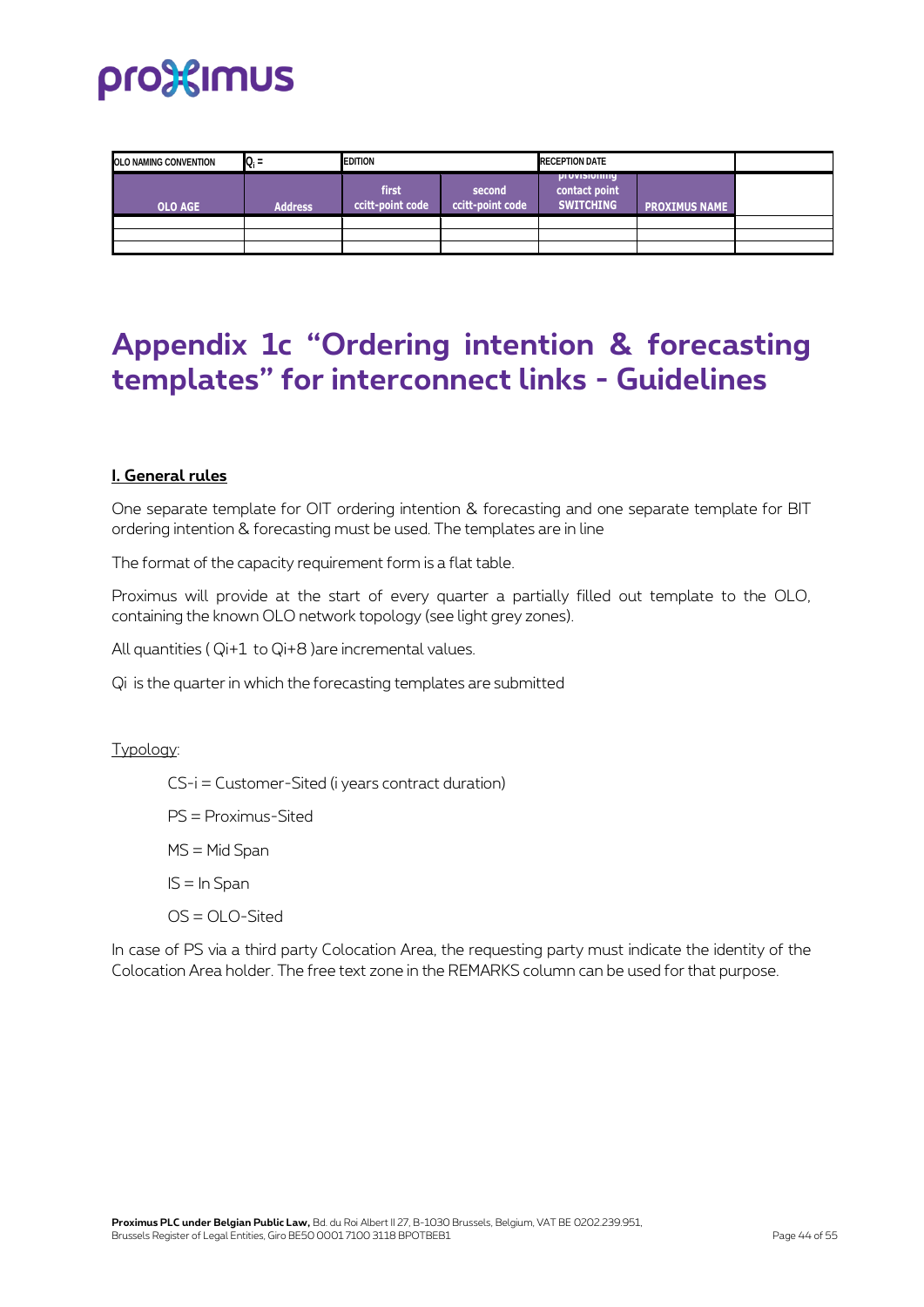| OLO NAMING CONVENTION | $Q_i$ = | EDITION | | RECEPTION DATE | | |
|---|---|---|---|---|---|---|
| OLO AGE | Address | first ccitt-point code | second ccitt-point code | provisioning contact point SWITCHING | PROXIMUS NAME | |
| | | | | | | |
| | | | | | | |
| | | | | | | |

# Appendix 1c "Ordering intention & forecasting templates" for interconnect links - Guidelines

**I. General rules**

One separate template for OIT ordering intention & forecasting and one separate template for BIT ordering intention & forecasting must be used. The templates are in line

The format of the capacity requirement form is a flat table.

Proximus will provide at the start of every quarter a partially filled out template to the OLO, containing the known OLO network topology (see light grey zones).

All quantities ( Qi+1 to Qi+8 )are incremental values.

Qi is the quarter in which the forecasting templates are submitted

Typology:

CS-i = Customer-Sited (i years contract duration)

PS = Proximus-Sited

MS = Mid Span

IS = In Span

OS = OLO-Sited

In case of PS via a third party Colocation Area, the requesting party must indicate the identity of the Colocation Area holder. The free text zone in the REMARKS column can be used for that purpose.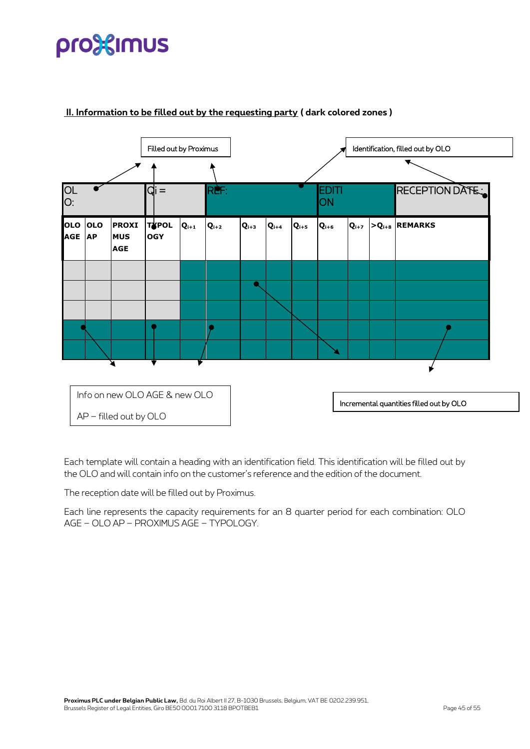## II. Information to be filled out by the requesting party ( dark colored zones )

Filled out by Proximus

Identification, filled out by OLO

| OLO: | | | | Qi = | REF: | | | | | EDITION | | | RECEPTION DATE: |
|---|---|---|---|---|---|---|---|---|---|---|---|---|---|
| **OLO AGE** | **OLO AP** | **PROXIMUS AGE** | **TYPOLOGY** | **$Q_{i+1}$** | **$Q_{i+2}$** | **$Q_{i+3}$** | **$Q_{i+4}$** | **$Q_{i+5}$** | **$Q_{i+6}$** | **$Q_{i+7}$** | **$>Q_{i+8}$** | | **REMARKS** |
| | | | | | | | | | | | | | |
| | | | | | | | | | | | | | |
| | | | | | | | | | | | | | |
| | | | | | | | | | | | | | |
| | | | | | | | | | | | | | |

Info on new OLO AGE & new OLO AP – filled out by OLO

Incremental quantities filled out by OLO

Each template will contain a heading with an identification field. This identification will be filled out by the OLO and will contain info on the customer's reference and the edition of the document.

The reception date will be filled out by Proximus.

Each line represents the capacity requirements for an 8 quarter period for each combination: OLO AGE – OLO AP – PROXIMUS AGE – TYPOLOGY.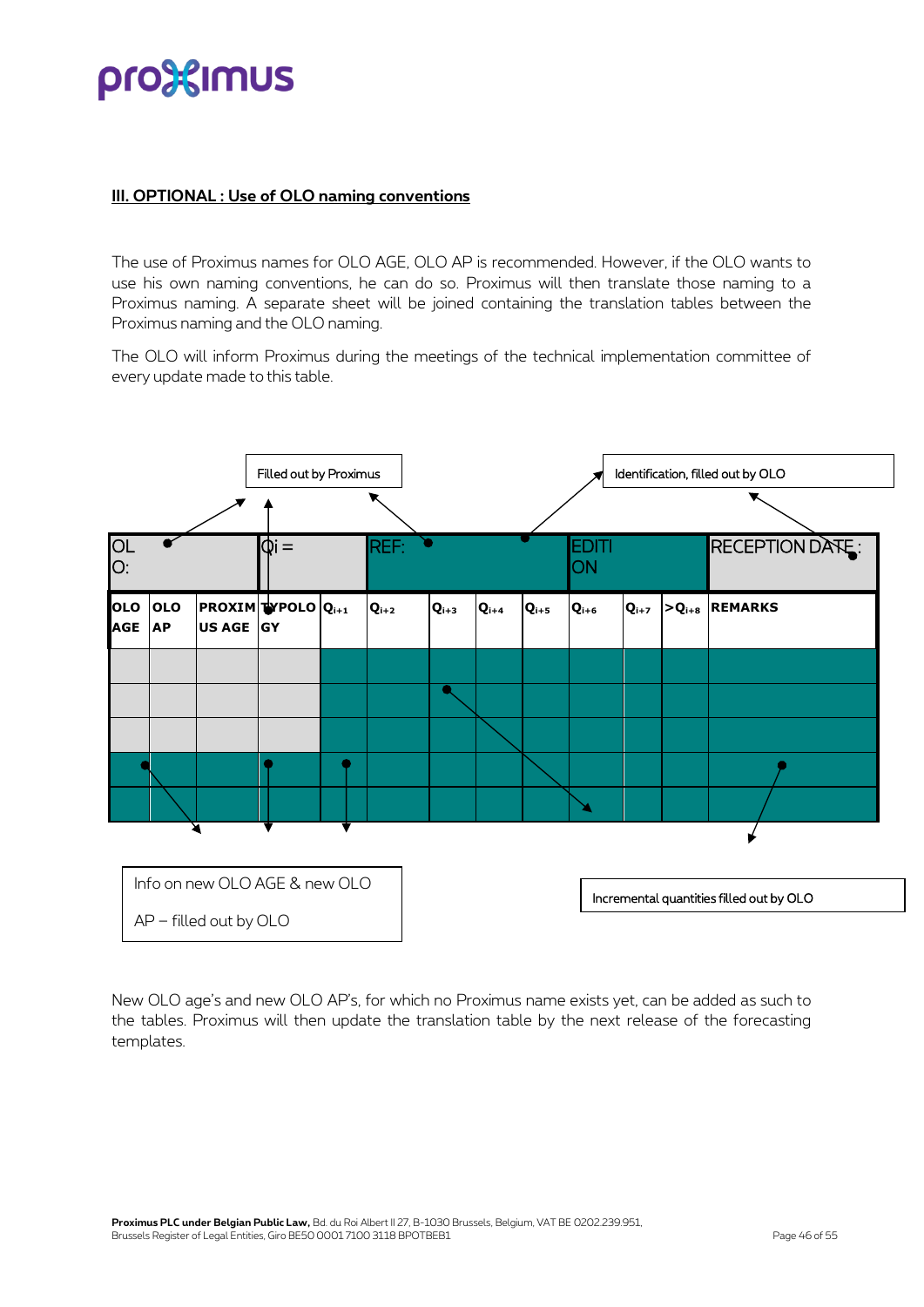### III. OPTIONAL : Use of OLO naming conventions

The use of Proximus names for OLO AGE, OLO AP is recommended. However, if the OLO wants to use his own naming conventions, he can do so. Proximus will then translate those naming to a Proximus naming. A separate sheet will be joined containing the translation tables between the Proximus naming and the OLO naming.

The OLO will inform Proximus during the meetings of the technical implementation committee of every update made to this table.

Filled out by Proximus

Identification, filled out by OLO

| OLO: | | | | Qi = | REF: | | | | EDITION | | | RECEPTION DATE: |
|---|---|---|---|---|---|---|---|---|---|---|---|---|
| **OLO AGE** | **OLO AP** | **PROXIMUS AGE** | **TYPOLOGY** | $Q_{i+1}$ | $Q_{i+2}$ | $Q_{i+3}$ | $Q_{i+4}$ | $Q_{i+5}$ | $Q_{i+6}$ | $Q_{i+7}$ | $>Q_{i+8}$ | **REMARKS** |
| | | | | | | | | | | | | |
| | | | | | | | | | | | | |
| | | | | | | | | | | | | |
| | | | | | | | | | | | | |
| | | | | | | | | | | | | |

Info on new OLO AGE & new OLO AP – filled out by OLO

Incremental quantities filled out by OLO

New OLO age's and new OLO AP's, for which no Proximus name exists yet, can be added as such to the tables. Proximus will then update the translation table by the next release of the forecasting templates.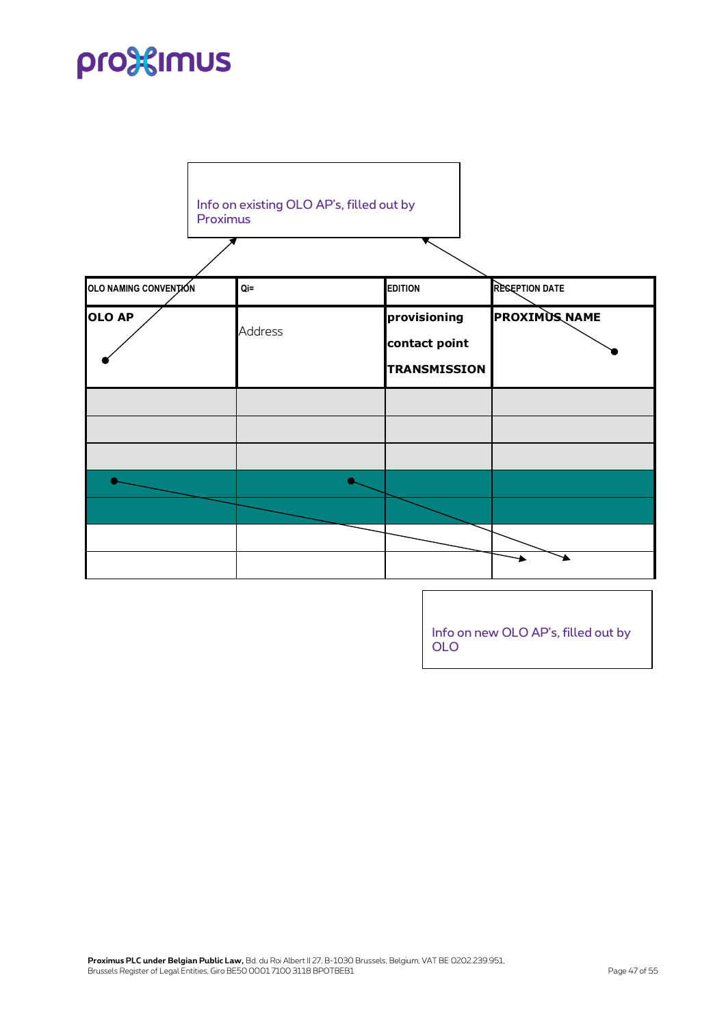Info on existing OLO AP's, filled out by Proximus

| OLO NAMING CONVENTION | Qi= | EDITION | RECEPTION DATE |
| --- | --- | --- | --- |
| **OLO AP** | Address | **provisioning**<br>**contact point**<br>**TRANSMISSION** | **PROXIMUS NAME** |
| | | | |
| | | | |
| | | | |
| | | | |
| | | | |
| | | | |
| | | | |

Info on new OLO AP's, filled out by OLO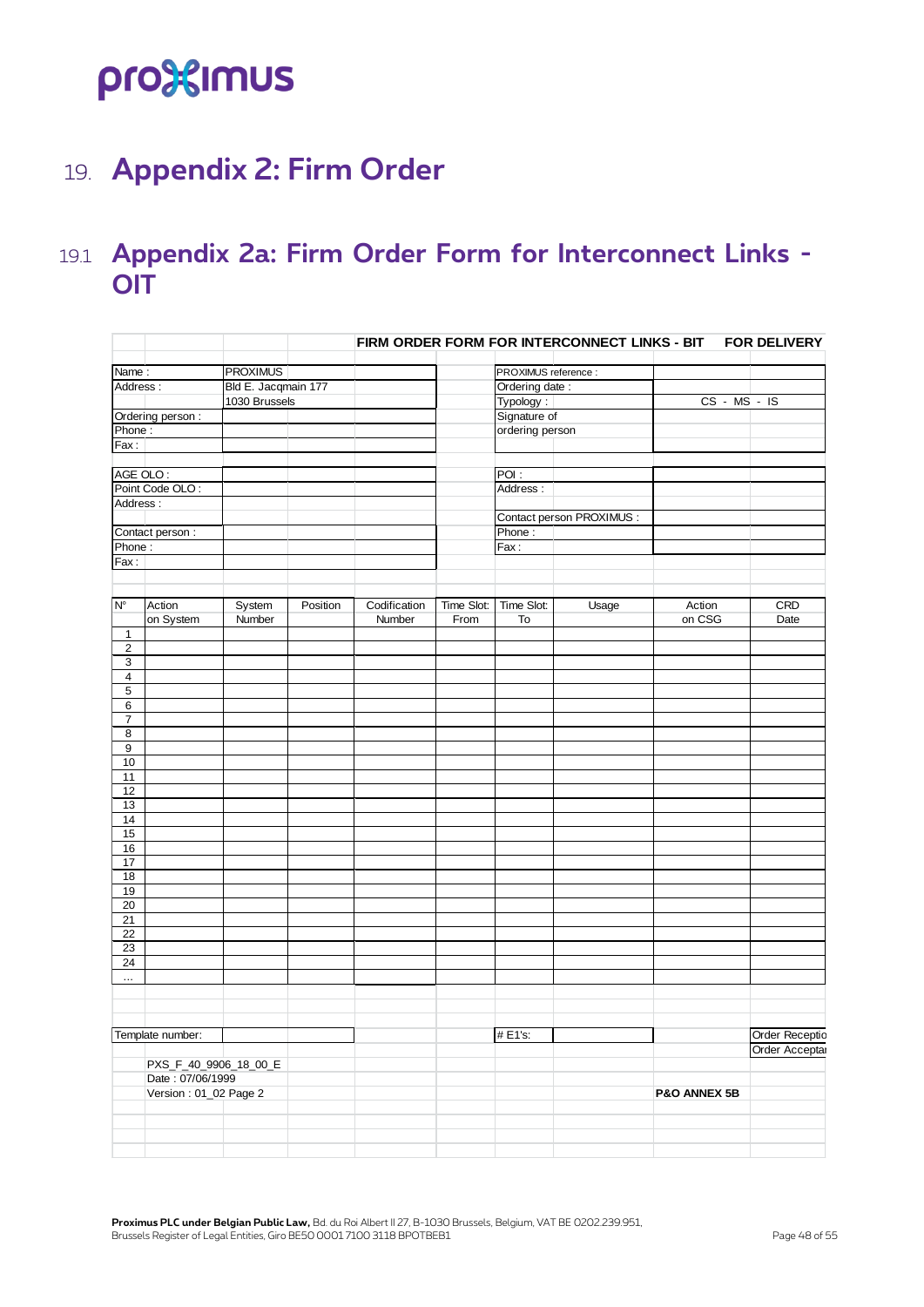# 19. Appendix 2: Firm Order

## 19.1 Appendix 2a: Firm Order Form for Interconnect Links - OIT

**FIRM ORDER FORM FOR INTERCONNECT LINKS - BIT** **FOR DELIVERY**

| | | | |
|---|---|---|---|
| Name : | PROXIMUS | PROXIMUS reference : | |
| Address : | Bld E. Jacqmain 177 | Ordering date : | |
| | 1030 Brussels | Typology : | CS - MS - IS |
| Ordering person : | | Signature of | |
| Phone : | | ordering person | |
| Fax : | | | |

| | | | |
|---|---|---|---|
| AGE OLO : | | POI : | |
| Point Code OLO : | | Address : | |
| Address : | | | |
| | | Contact person PROXIMUS : | |
| Contact person : | | Phone : | |
| Phone : | | Fax : | |
| Fax : | | | |

| N° | Action on System | System Number | Position | Codification Number | Time Slot: From | Time Slot: To | Usage | Action on CSG | CRD Date |
|---|---|---|---|---|---|---|---|---|---|
| 1 | | | | | | | | | |
| 2 | | | | | | | | | |
| 3 | | | | | | | | | |
| 4 | | | | | | | | | |
| 5 | | | | | | | | | |
| 6 | | | | | | | | | |
| 7 | | | | | | | | | |
| 8 | | | | | | | | | |
| 9 | | | | | | | | | |
| 10 | | | | | | | | | |
| 11 | | | | | | | | | |
| 12 | | | | | | | | | |
| 13 | | | | | | | | | |
| 14 | | | | | | | | | |
| 15 | | | | | | | | | |
| 16 | | | | | | | | | |
| 17 | | | | | | | | | |
| 18 | | | | | | | | | |
| 19 | | | | | | | | | |
| 20 | | | | | | | | | |
| 21 | | | | | | | | | |
| 22 | | | | | | | | | |
| 23 | | | | | | | | | |
| 24 | | | | | | | | | |
| ... | | | | | | | | | |

| | | | | |
|---|---|---|---|---|
| Template number: | | # E1's: | | Order Receptio |
| | | | | Order Acceptai |

PXS_F_40_9906_18_00_E
Date : 07/06/1999
Version : 01_02 Page 2

**P&O ANNEX 5B**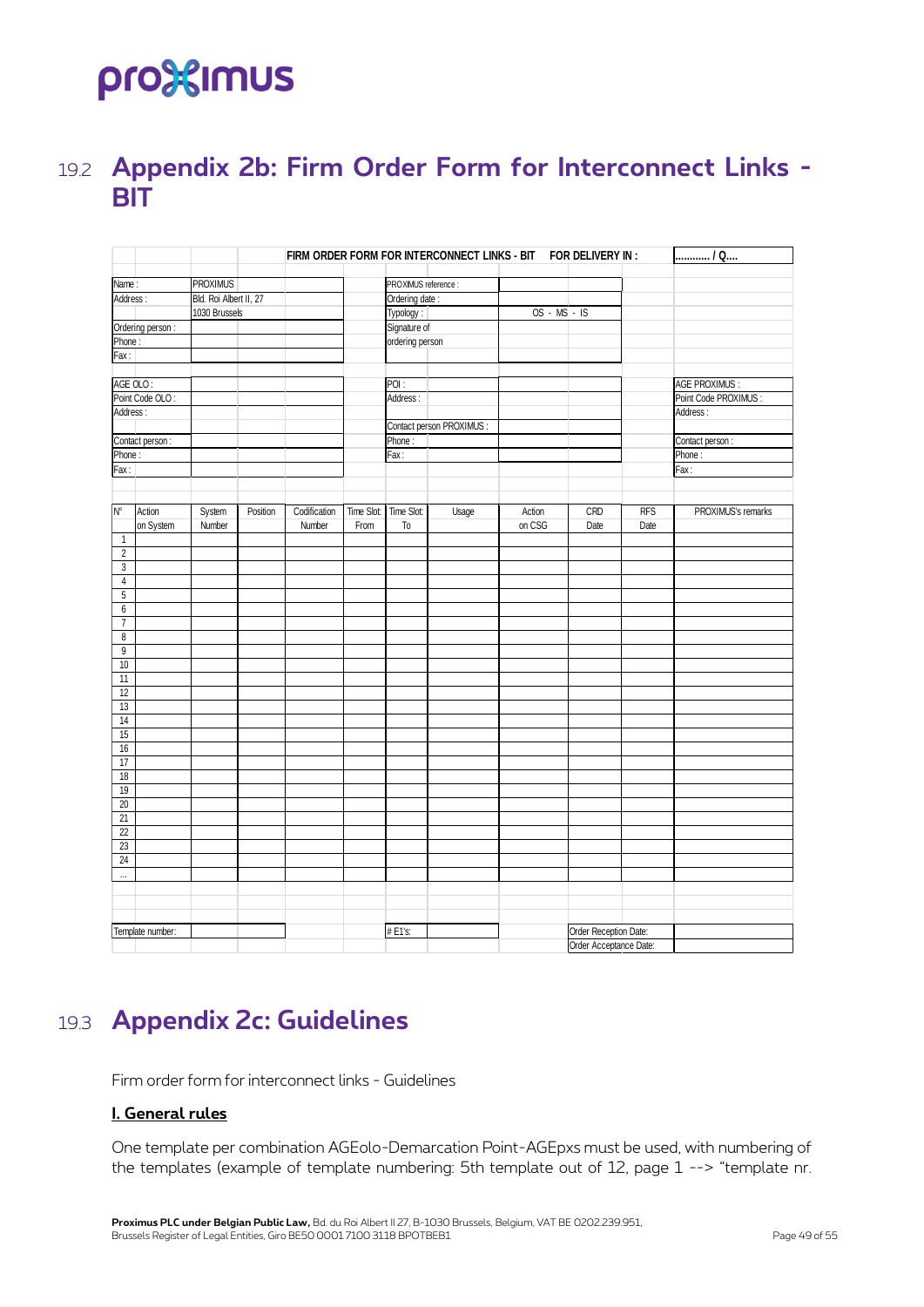## 19.2 Appendix 2b: Firm Order Form for Interconnect Links - BIT

**FIRM ORDER FORM FOR INTERCONNECT LINKS - BIT FOR DELIVERY IN : ............ / Q....**

| | | | |
|---|---|---|---|
| Name : | PROXIMUS | PROXIMUS reference : | |
| Address : | Bld. Roi Albert II, 27 | Ordering date : | |
| | 1030 Brussels | Typology : | OS - MS - IS |
| Ordering person : | | Signature of ordering person | |
| Phone : | | | |
| Fax : | | | |

| | | | | |
|---|---|---|---|---|
| AGE OLO : | | POI : | | AGE PROXIMUS : |
| Point Code OLO : | | Address : | | Point Code PROXIMUS : |
| Address : | | | | Address : |
| | | Contact person PROXIMUS : | | |
| Contact person : | | Phone : | | Contact person : |
| Phone : | | Fax : | | Phone : |
| Fax : | | | | Fax : |

| N° | Action on System | System Number | Position | Codification Number | Time Slot: From | Time Slot: To | Usage | Action on CSG | CRD Date | RFS Date | PROXIMUS's remarks |
|---|---|---|---|---|---|---|---|---|---|---|---|
| 1 | | | | | | | | | | | |
| 2 | | | | | | | | | | | |
| 3 | | | | | | | | | | | |
| 4 | | | | | | | | | | | |
| 5 | | | | | | | | | | | |
| 6 | | | | | | | | | | | |
| 7 | | | | | | | | | | | |
| 8 | | | | | | | | | | | |
| 9 | | | | | | | | | | | |
| 10 | | | | | | | | | | | |
| 11 | | | | | | | | | | | |
| 12 | | | | | | | | | | | |
| 13 | | | | | | | | | | | |
| 14 | | | | | | | | | | | |
| 15 | | | | | | | | | | | |
| 16 | | | | | | | | | | | |
| 17 | | | | | | | | | | | |
| 18 | | | | | | | | | | | |
| 19 | | | | | | | | | | | |
| 20 | | | | | | | | | | | |
| 21 | | | | | | | | | | | |
| 22 | | | | | | | | | | | |
| 23 | | | | | | | | | | | |
| 24 | | | | | | | | | | | |
| ... | | | | | | | | | | | |

| | | | | | |
|---|---|---|---|---|---|
| Template number: | | # E1's: | | Order Reception Date: | |
| | | | | Order Acceptance Date: | |

## 19.3 Appendix 2c: Guidelines

Firm order form for interconnect links - Guidelines

**<u>I. General rules</u>**

One template per combination AGEolo-Demarcation Point-AGEpxs must be used, with numbering of the templates (example of template numbering: 5th template out of 12, page 1 --> "template nr.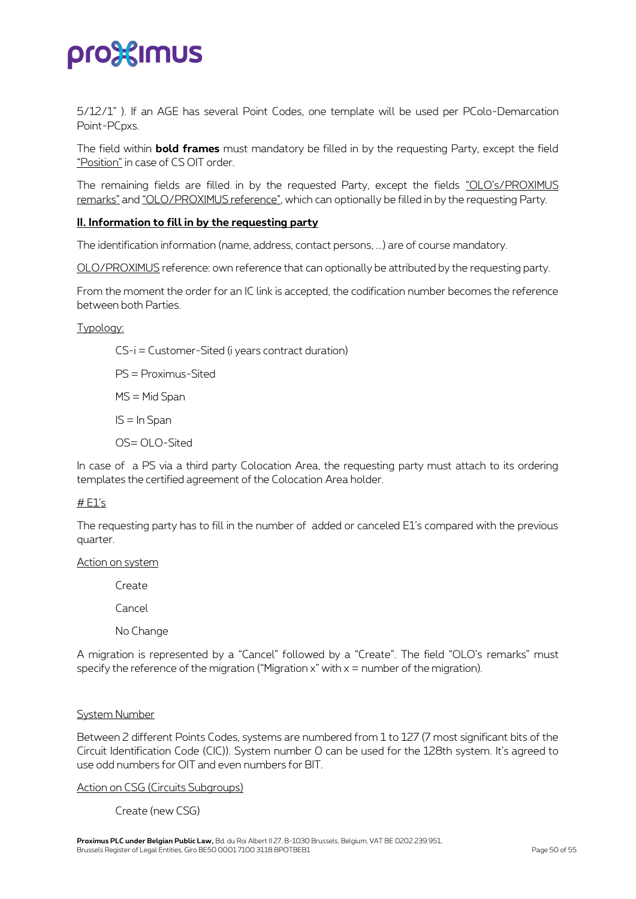5/12/1" ). If an AGE has several Point Codes, one template will be used per PColo-Demarcation Point-PCpxs.

The field within **bold frames** must mandatory be filled in by the requesting Party, except the field "Position" in case of CS OIT order.

The remaining fields are filled in by the requested Party, except the fields "OLO's/PROXIMUS remarks" and "OLO/PROXIMUS reference", which can optionally be filled in by the requesting Party.

## II. Information to fill in by the requesting party

The identification information (name, address, contact persons, ...) are of course mandatory.

OLO/PROXIMUS reference: own reference that can optionally be attributed by the requesting party.

From the moment the order for an IC link is accepted, the codification number becomes the reference between both Parties.

Typology:

- CS-i = Customer-Sited (i years contract duration)
- PS = Proximus-Sited
- MS = Mid Span
- IS = In Span
- OS= OLO-Sited

In case of a PS via a third party Colocation Area, the requesting party must attach to its ordering templates the certified agreement of the Colocation Area holder.

# E1's

The requesting party has to fill in the number of added or canceled E1's compared with the previous quarter.

Action on system

- Create
- Cancel
- No Change

A migration is represented by a "Cancel" followed by a "Create". The field "OLO's remarks" must specify the reference of the migration ("Migration x" with x = number of the migration).

System Number

Between 2 different Points Codes, systems are numbered from 1 to 127 (7 most significant bits of the Circuit Identification Code (CIC)). System number 0 can be used for the 128th system. It's agreed to use odd numbers for OIT and even numbers for BIT.

Action on CSG (Circuits Subgroups)

- Create (new CSG)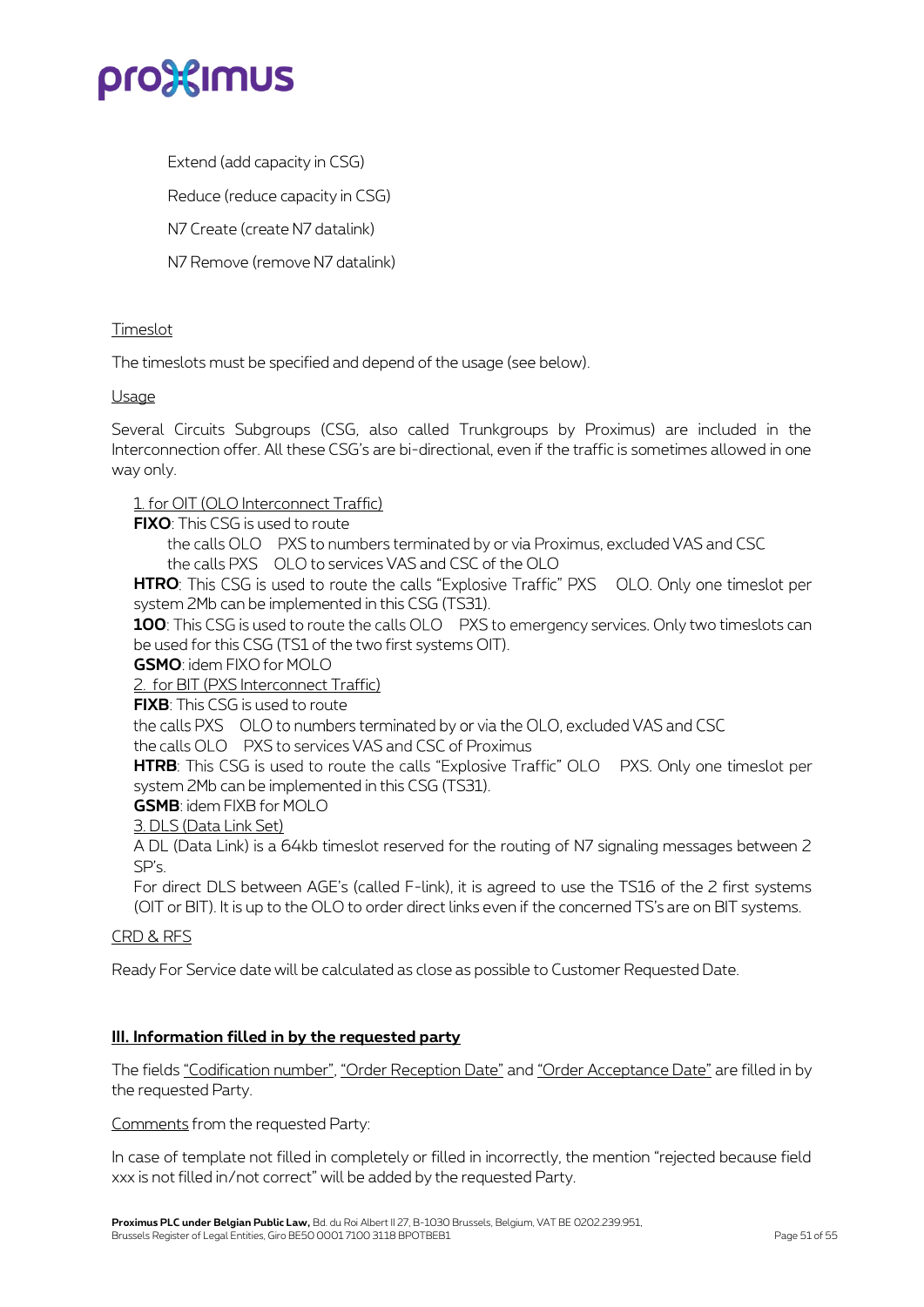Extend (add capacity in CSG)

Reduce (reduce capacity in CSG)

N7 Create (create N7 datalink)

N7 Remove (remove N7 datalink)

Timeslot

The timeslots must be specified and depend of the usage (see below).

Usage

Several Circuits Subgroups (CSG, also called Trunkgroups by Proximus) are included in the Interconnection offer. All these CSG's are bi-directional, even if the traffic is sometimes allowed in one way only.

1. for OIT (OLO Interconnect Traffic)

**FIXO**: This CSG is used to route

the calls OLO PXS to numbers terminated by or via Proximus, excluded VAS and CSC

the calls PXS OLO to services VAS and CSC of the OLO

**HTRO**: This CSG is used to route the calls "Explosive Traffic" PXS OLO. Only one timeslot per system 2Mb can be implemented in this CSG (TS31).

**100**: This CSG is used to route the calls OLO PXS to emergency services. Only two timeslots can be used for this CSG (TS1 of the two first systems OIT).

**GSMO**: idem FIXO for MOLO

2. for BIT (PXS Interconnect Traffic)

**FIXB**: This CSG is used to route

the calls PXS OLO to numbers terminated by or via the OLO, excluded VAS and CSC

the calls OLO PXS to services VAS and CSC of Proximus

**HTRB**: This CSG is used to route the calls "Explosive Traffic" OLO PXS. Only one timeslot per system 2Mb can be implemented in this CSG (TS31).

**GSMB**: idem FIXB for MOLO

3. DLS (Data Link Set)

A DL (Data Link) is a 64kb timeslot reserved for the routing of N7 signaling messages between 2 SP's.

For direct DLS between AGE's (called F-link), it is agreed to use the TS16 of the 2 first systems (OIT or BIT). It is up to the OLO to order direct links even if the concerned TS's are on BIT systems.

CRD & RFS

Ready For Service date will be calculated as close as possible to Customer Requested Date.

**III. Information filled in by the requested party**

The fields "Codification number", "Order Reception Date" and "Order Acceptance Date" are filled in by the requested Party.

Comments from the requested Party:

In case of template not filled in completely or filled in incorrectly, the mention "rejected because field xxx is not filled in/not correct" will be added by the requested Party.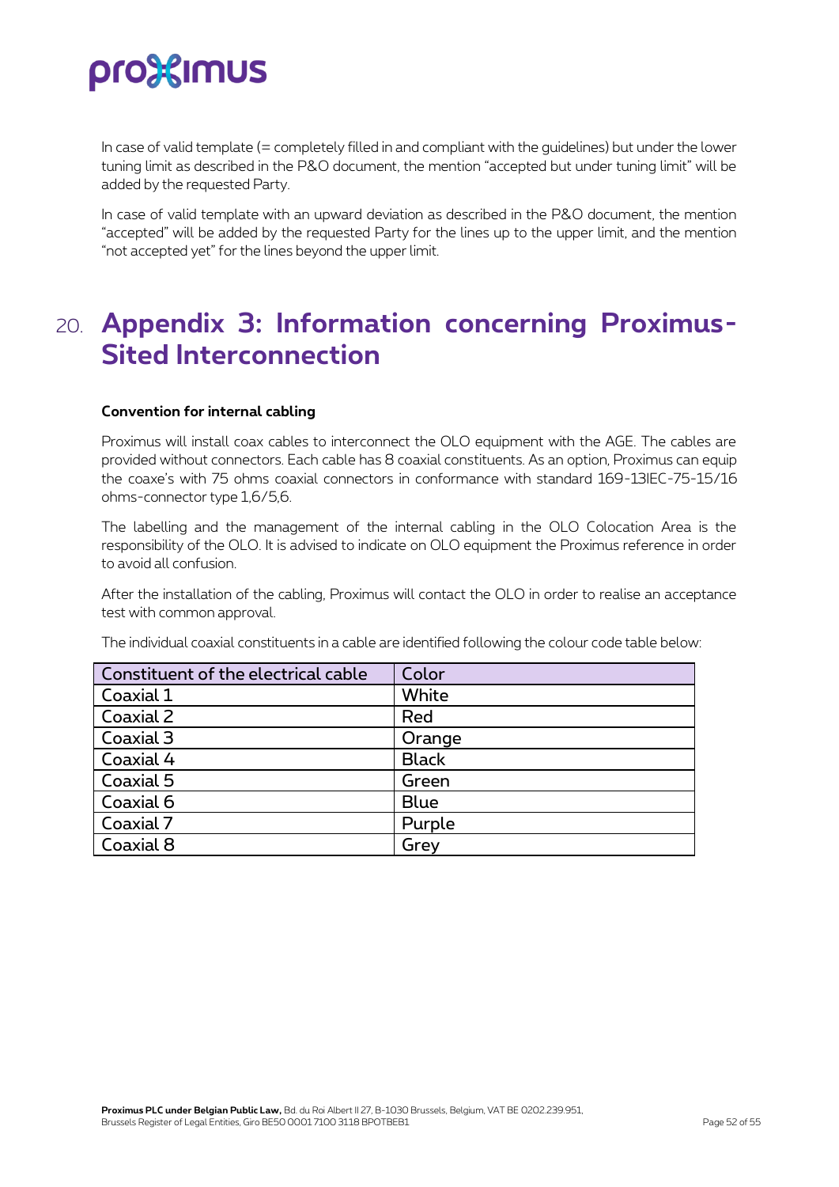In case of valid template (= completely filled in and compliant with the guidelines) but under the lower tuning limit as described in the P&O document, the mention "accepted but under tuning limit" will be added by the requested Party.

In case of valid template with an upward deviation as described in the P&O document, the mention "accepted" will be added by the requested Party for the lines up to the upper limit, and the mention "not accepted yet" for the lines beyond the upper limit.

# 20. Appendix 3: Information concerning Proximus-Sited Interconnection

**Convention for internal cabling**

Proximus will install coax cables to interconnect the OLO equipment with the AGE. The cables are provided without connectors. Each cable has 8 coaxial constituents. As an option, Proximus can equip the coaxe's with 75 ohms coaxial connectors in conformance with standard 169-13IEC-75-15/16 ohms-connector type 1,6/5,6.

The labelling and the management of the internal cabling in the OLO Colocation Area is the responsibility of the OLO. It is advised to indicate on OLO equipment the Proximus reference in order to avoid all confusion.

After the installation of the cabling, Proximus will contact the OLO in order to realise an acceptance test with common approval.

The individual coaxial constituents in a cable are identified following the colour code table below:

| Constituent of the electrical cable | Color |
|---|---|
| Coaxial 1 | White |
| Coaxial 2 | Red |
| Coaxial 3 | Orange |
| Coaxial 4 | Black |
| Coaxial 5 | Green |
| Coaxial 6 | Blue |
| Coaxial 7 | Purple |
| Coaxial 8 | Grey |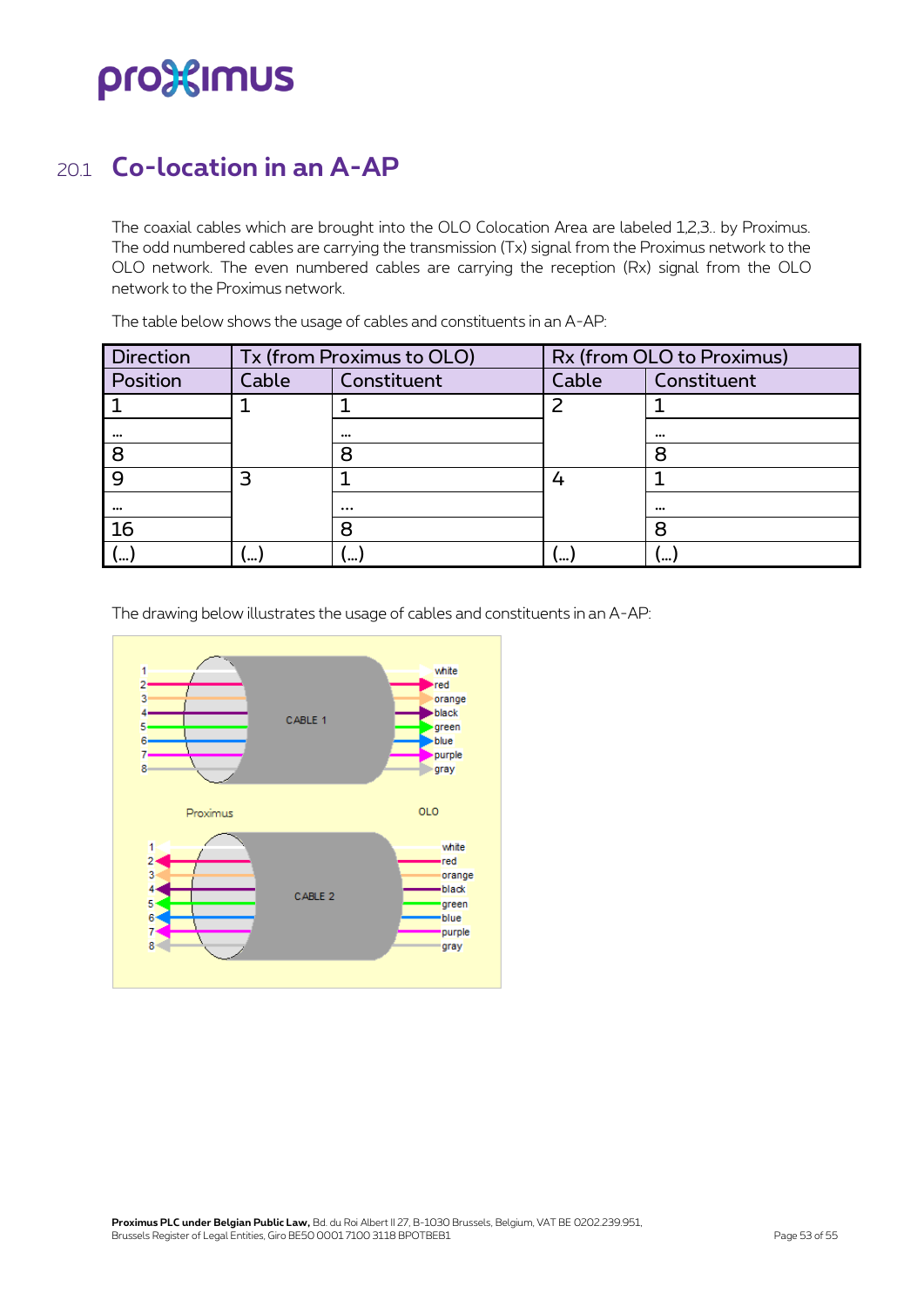## 20.1 Co-location in an A-AP

The coaxial cables which are brought into the OLO Colocation Area are labeled 1,2,3.. by Proximus. The odd numbered cables are carrying the transmission (Tx) signal from the Proximus network to the OLO network. The even numbered cables are carrying the reception (Rx) signal from the OLO network to the Proximus network.

The table below shows the usage of cables and constituents in an A-AP:

| Direction | Tx (from Proximus to OLO) | | Rx (from OLO to Proximus) | |
|---|---|---|---|---|
| Position | Cable | Constituent | Cable | Constituent |
| 1 | 1 | 1 | 2 | 1 |
| ... | | ... | | ... |
| 8 | | 8 | | 8 |
| 9 | 3 | 1 | 4 | 1 |
| ... | | ... | | ... |
| 16 | | 8 | | 8 |
| (...) | (...) | (...) | (...) | (...) |

The drawing below illustrates the usage of cables and constituents in an A-AP: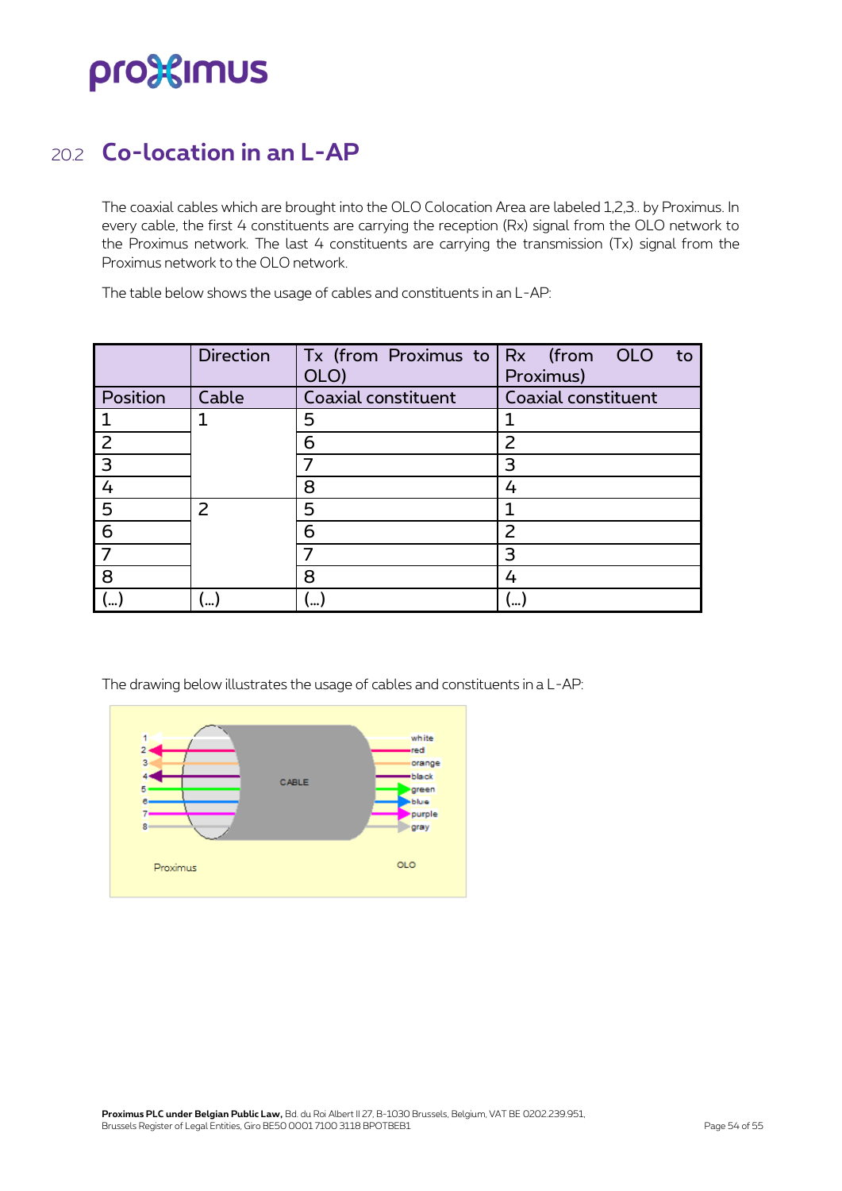## 20.2 Co-location in an L-AP

The coaxial cables which are brought into the OLO Colocation Area are labeled 1,2,3.. by Proximus. In every cable, the first 4 constituents are carrying the reception (Rx) signal from the OLO network to the Proximus network. The last 4 constituents are carrying the transmission (Tx) signal from the Proximus network to the OLO network.

The table below shows the usage of cables and constituents in an L-AP:

| | Direction | Tx (from Proximus to OLO) | Rx (from OLO to Proximus) |
|---|---|---|---|
| Position | Cable | Coaxial constituent | Coaxial constituent |
| 1 | 1 | 5 | 1 |
| 2 | | 6 | 2 |
| 3 | | 7 | 3 |
| 4 | | 8 | 4 |
| 5 | 2 | 5 | 1 |
| 6 | | 6 | 2 |
| 7 | | 7 | 3 |
| 8 | | 8 | 4 |
| (...) | (...) | (...) | (...) |

The drawing below illustrates the usage of cables and constituents in a L-AP: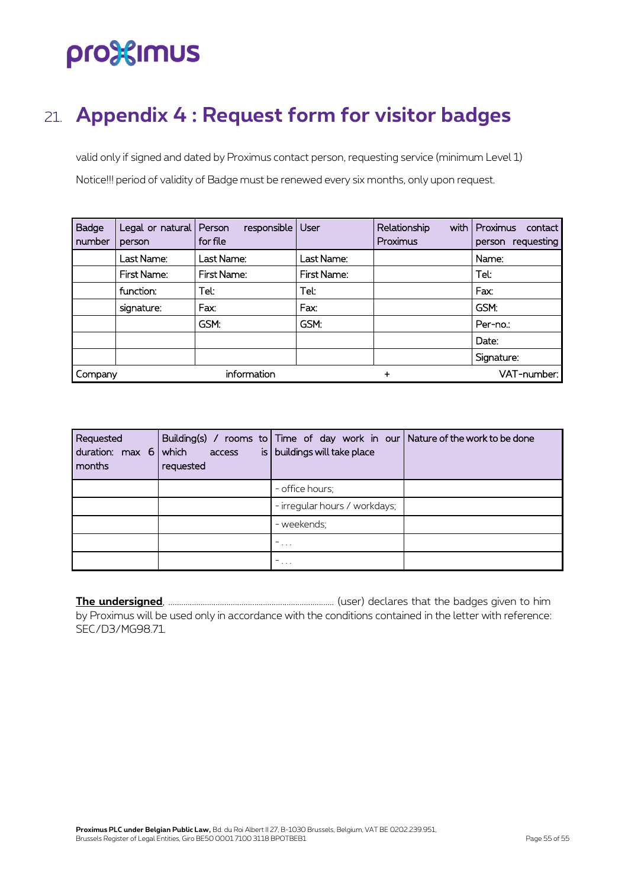# 21. Appendix 4 : Request form for visitor badges

valid only if signed and dated by Proximus contact person, requesting service (minimum Level 1)

Notice!!! period of validity of Badge must be renewed every six months, only upon request.

| Badge number | Legal or natural person | Person responsible for file | User | Relationship with Proximus | Proximus contact person requesting |
|---|---|---|---|---|---|
| | Last Name: | Last Name: | Last Name: | | Name: |
| | First Name: | First Name: | First Name: | | Tel: |
| | function: | Tel: | Tel: | | Fax: |
| | signature: | Fax: | Fax: | | GSM: |
| | | GSM: | GSM: | | Per-no.: |
| | | | | | Date: |
| | | | | | Signature: |
| Company information + VAT-number: | | | | | |

| Requested duration: max 6 months | Building(s) / rooms to which access is requested | Time of day work in our buildings will take place | Nature of the work to be done |
|---|---|---|---|
| | | - office hours; | |
| | | - irregular hours / workdays; | |
| | | - weekends; | |
| | | - . . . | |
| | | - . . . | |

**The undersigned**, ............................................................................ (user) declares that the badges given to him by Proximus will be used only in accordance with the conditions contained in the letter with reference: SEC/D3/MG98.71.

**Proximus PLC under Belgian Public Law,** Bd. du Roi Albert II 27, B-1030 Brussels, Belgium, VAT BE 0202.239.951, Brussels Register of Legal Entities, Giro BE50 0001 7100 3118 BPOTBEB1